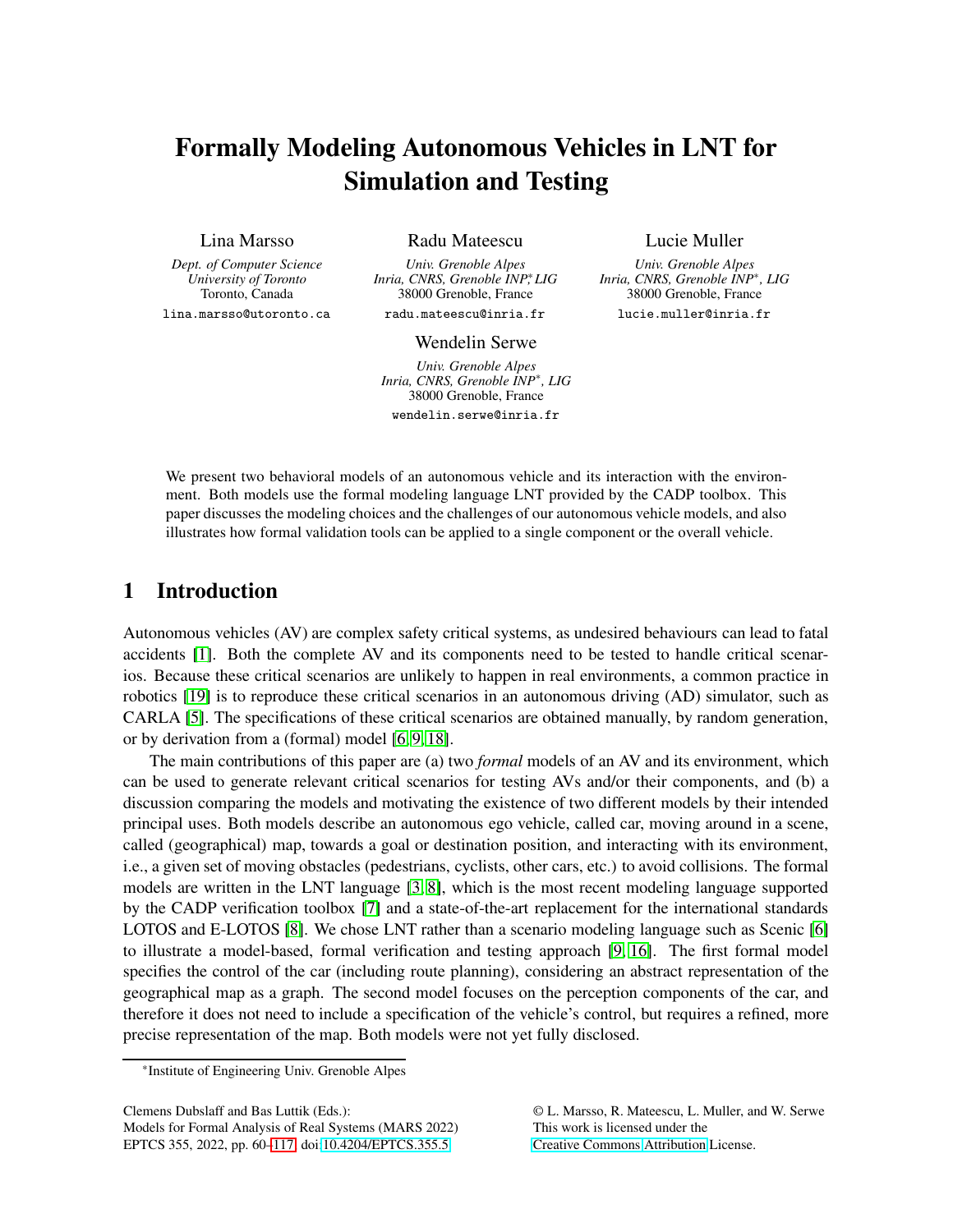# Formally Modeling Autonomous Vehicles in LNT for Simulation and Testing

Lina Marsso
*Dept. of Computer Science*
*University of Toronto*
Toronto, Canada
lina.marsso@utoronto.ca

Radu Mateescu
*Univ. Grenoble Alpes*
*Inria, CNRS, Grenoble INP*, LIG*
38000 Grenoble, France
radu.mateescu@inria.fr

Lucie Muller
*Univ. Grenoble Alpes*
*Inria, CNRS, Grenoble INP*, LIG*
38000 Grenoble, France
lucie.muller@inria.fr

Wendelin Serwe
*Univ. Grenoble Alpes*
*Inria, CNRS, Grenoble INP*, LIG*
38000 Grenoble, France
wendelin.serwe@inria.fr

We present two behavioral models of an autonomous vehicle and its interaction with the environment. Both models use the formal modeling language LNT provided by the CADP toolbox. This paper discusses the modeling choices and the challenges of our autonomous vehicle models, and also illustrates how formal validation tools can be applied to a single component or the overall vehicle.

## 1 Introduction

Autonomous vehicles (AV) are complex safety critical systems, as undesired behaviours can lead to fatal accidents [1]. Both the complete AV and its components need to be tested to handle critical scenarios. Because these critical scenarios are unlikely to happen in real environments, a common practice in robotics [19] is to reproduce these critical scenarios in an autonomous driving (AD) simulator, such as CARLA [5]. The specifications of these critical scenarios are obtained manually, by random generation, or by derivation from a (formal) model [6, 9, 18].

The main contributions of this paper are (a) two *formal* models of an AV and its environment, which can be used to generate relevant critical scenarios for testing AVs and/or their components, and (b) a discussion comparing the models and motivating the existence of two different models by their intended principal uses. Both models describe an autonomous ego vehicle, called car, moving around in a scene, called (geographical) map, towards a goal or destination position, and interacting with its environment, i.e., a given set of moving obstacles (pedestrians, cyclists, other cars, etc.) to avoid collisions. The formal models are written in the LNT language [3, 8], which is the most recent modeling language supported by the CADP verification toolbox [7] and a state-of-the-art replacement for the international standards LOTOS and E-LOTOS [8]. We chose LNT rather than a scenario modeling language such as Scenic [6] to illustrate a model-based, formal verification and testing approach [9, 16]. The first formal model specifies the control of the car (including route planning), considering an abstract representation of the geographical map as a graph. The second model focuses on the perception components of the car, and therefore it does not need to include a specification of the vehicle's control, but requires a refined, more precise representation of the map. Both models were not yet fully disclosed.

*Institute of Engineering Univ. Grenoble Alpes

Clemens Dubslaff and Bas Luttik (Eds.): Models for Formal Analysis of Real Systems (MARS 2022) EPTCS 355, 2022, pp. 60–117, doi:10.4204/EPTCS.355.5

© L. Marsso, R. Mateescu, L. Muller, and W. Serwe
This work is licensed under the Creative Commons Attribution License.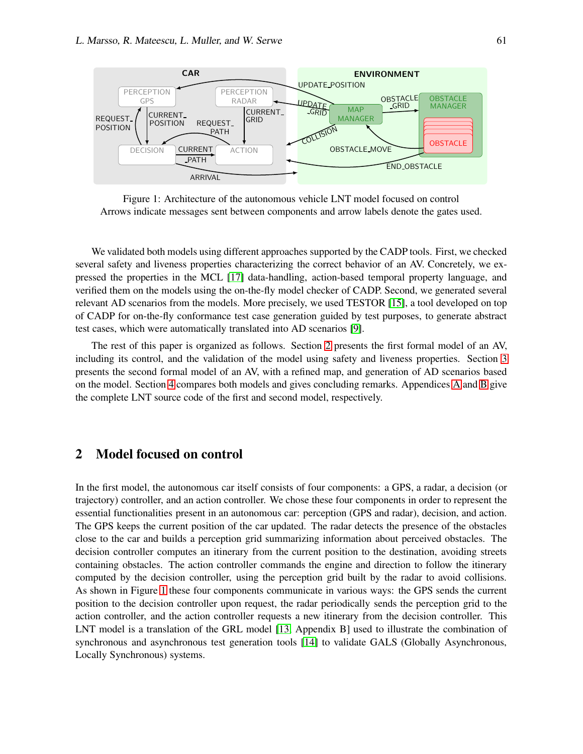Figure 1: Architecture of the autonomous vehicle LNT model focused on control
Arrows indicate messages sent between components and arrow labels denote the gates used.

We validated both models using different approaches supported by the CADP tools. First, we checked several safety and liveness properties characterizing the correct behavior of an AV. Concretely, we expressed the properties in the MCL [17] data-handling, action-based temporal property language, and verified them on the models using the on-the-fly model checker of CADP. Second, we generated several relevant AD scenarios from the models. More precisely, we used TESTOR [15], a tool developed on top of CADP for on-the-fly conformance test case generation guided by test purposes, to generate abstract test cases, which were automatically translated into AD scenarios [9].

The rest of this paper is organized as follows. Section 2 presents the first formal model of an AV, including its control, and the validation of the model using safety and liveness properties. Section 3 presents the second formal model of an AV, with a refined map, and generation of AD scenarios based on the model. Section 4 compares both models and gives concluding remarks. Appendices A and B give the complete LNT source code of the first and second model, respectively.

## 2 Model focused on control

In the first model, the autonomous car itself consists of four components: a GPS, a radar, a decision (or trajectory) controller, and an action controller. We chose these four components in order to represent the essential functionalities present in an autonomous car: perception (GPS and radar), decision, and action. The GPS keeps the current position of the car updated. The radar detects the presence of the obstacles close to the car and builds a perception grid summarizing information about perceived obstacles. The decision controller computes an itinerary from the current position to the destination, avoiding streets containing obstacles. The action controller commands the engine and direction to follow the itinerary computed by the decision controller, using the perception grid built by the radar to avoid collisions. As shown in Figure 1 these four components communicate in various ways: the GPS sends the current position to the decision controller upon request, the radar periodically sends the perception grid to the action controller, and the action controller requests a new itinerary from the decision controller. This LNT model is a translation of the GRL model [13, Appendix B] used to illustrate the combination of synchronous and asynchronous test generation tools [14] to validate GALS (Globally Asynchronous, Locally Synchronous) systems.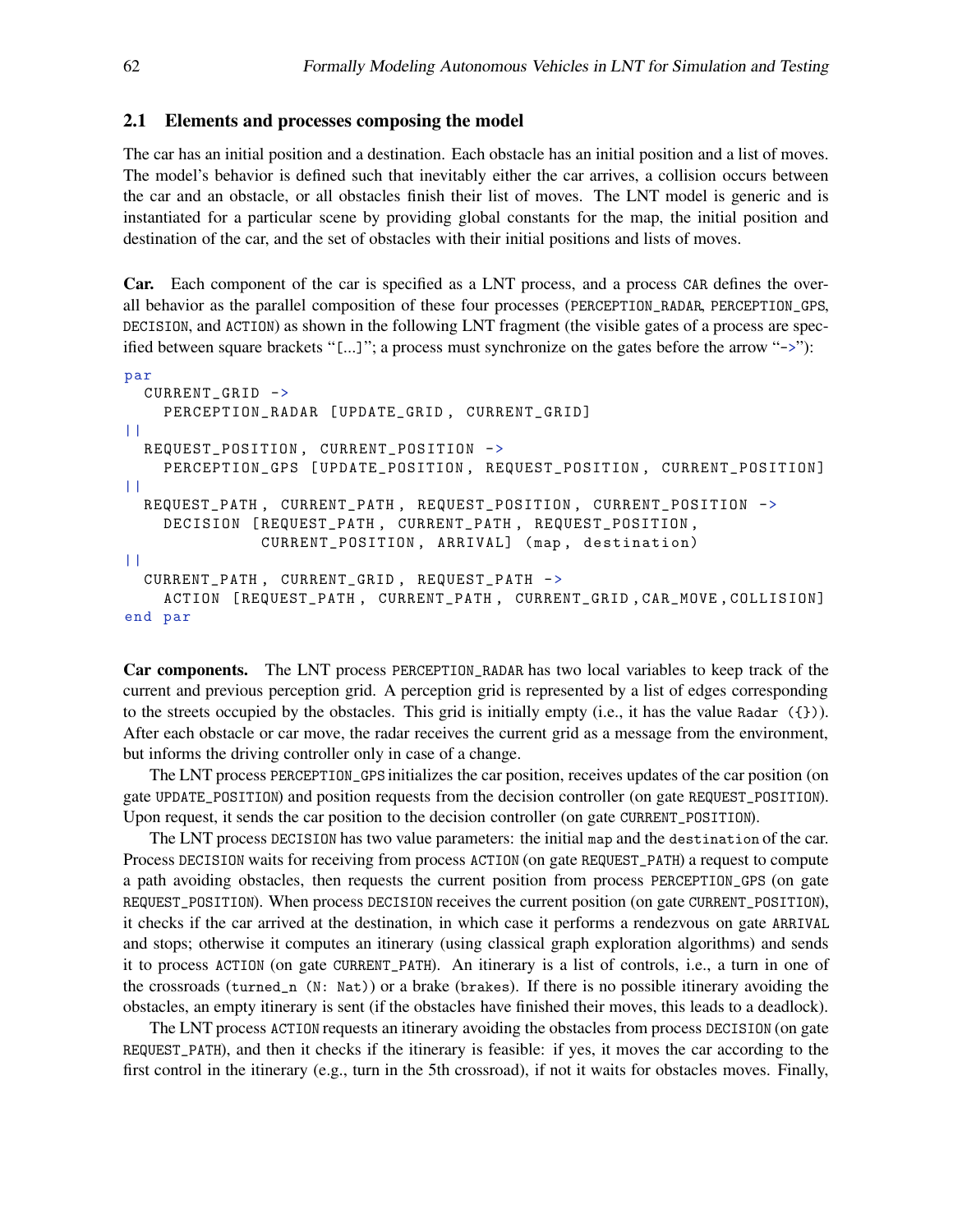### 2.1 Elements and processes composing the model

The car has an initial position and a destination. Each obstacle has an initial position and a list of moves. The model's behavior is defined such that inevitably either the car arrives, a collision occurs between the car and an obstacle, or all obstacles finish their list of moves. The LNT model is generic and is instantiated for a particular scene by providing global constants for the map, the initial position and destination of the car, and the set of obstacles with their initial positions and lists of moves.

**Car.** Each component of the car is specified as a LNT process, and a process `CAR` defines the overall behavior as the parallel composition of these four processes (`PERCEPTION_RADAR`, `PERCEPTION_GPS`, `DECISION`, and `ACTION`) as shown in the following LNT fragment (the visible gates of a process are specified between square brackets "[...]"; a process must synchronize on the gates before the arrow "->"):

```
par
  CURRENT_GRID ->
    PERCEPTION_RADAR [UPDATE_GRID, CURRENT_GRID]
||
  REQUEST_POSITION, CURRENT_POSITION ->
    PERCEPTION_GPS [UPDATE_POSITION, REQUEST_POSITION, CURRENT_POSITION]
||
  REQUEST_PATH, CURRENT_PATH, REQUEST_POSITION, CURRENT_POSITION ->
    DECISION [REQUEST_PATH, CURRENT_PATH, REQUEST_POSITION,
              CURRENT_POSITION, ARRIVAL] (map, destination)
||
  CURRENT_PATH, CURRENT_GRID, REQUEST_PATH ->
    ACTION [REQUEST_PATH, CURRENT_PATH, CURRENT_GRID,CAR_MOVE,COLLISION]
end par
```

**Car components.** The LNT process `PERCEPTION_RADAR` has two local variables to keep track of the current and previous perception grid. A perception grid is represented by a list of edges corresponding to the streets occupied by the obstacles. This grid is initially empty (i.e., it has the value `Radar ({})`). After each obstacle or car move, the radar receives the current grid as a message from the environment, but informs the driving controller only in case of a change.

The LNT process `PERCEPTION_GPS` initializes the car position, receives updates of the car position (on gate `UPDATE_POSITION`) and position requests from the decision controller (on gate `REQUEST_POSITION`). Upon request, it sends the car position to the decision controller (on gate `CURRENT_POSITION`).

The LNT process `DECISION` has two value parameters: the initial `map` and the `destination` of the car. Process `DECISION` waits for receiving from process `ACTION` (on gate `REQUEST_PATH`) a request to compute a path avoiding obstacles, then requests the current position from process `PERCEPTION_GPS` (on gate `REQUEST_POSITION`). When process `DECISION` receives the current position (on gate `CURRENT_POSITION`), it checks if the car arrived at the destination, in which case it performs a rendezvous on gate `ARRIVAL` and stops; otherwise it computes an itinerary (using classical graph exploration algorithms) and sends it to process `ACTION` (on gate `CURRENT_PATH`). An itinerary is a list of controls, i.e., a turn in one of the crossroads (`turned_n (N: Nat)`) or a brake (`brakes`). If there is no possible itinerary avoiding the obstacles, an empty itinerary is sent (if the obstacles have finished their moves, this leads to a deadlock).

The LNT process `ACTION` requests an itinerary avoiding the obstacles from process `DECISION` (on gate `REQUEST_PATH`), and then it checks if the itinerary is feasible: if yes, it moves the car according to the first control in the itinerary (e.g., turn in the 5th crossroad), if not it waits for obstacles moves. Finally,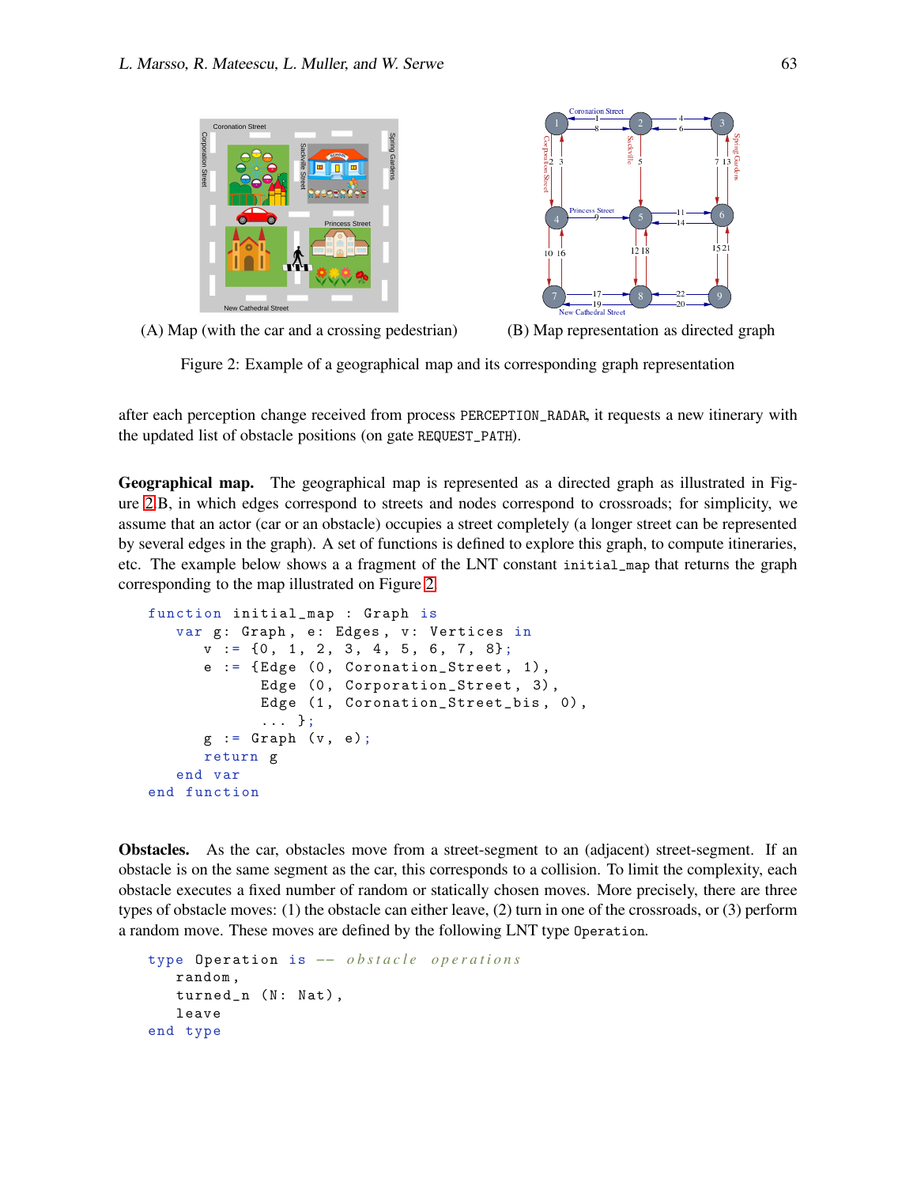(A) Map (with the car and a crossing pedestrian)

(B) Map representation as directed graph

Figure 2: Example of a geographical map and its corresponding graph representation

after each perception change received from process PERCEPTION_RADAR, it requests a new itinerary with the updated list of obstacle positions (on gate REQUEST_PATH).

**Geographical map.** The geographical map is represented as a directed graph as illustrated in Figure 2.B, in which edges correspond to streets and nodes correspond to crossroads; for simplicity, we assume that an actor (car or an obstacle) occupies a street completely (a longer street can be represented by several edges in the graph). A set of functions is defined to explore this graph, to compute itineraries, etc. The example below shows a a fragment of the LNT constant initial_map that returns the graph corresponding to the map illustrated on Figure 2.

```
function initial_map : Graph is
   var g: Graph, e: Edges, v: Vertices in
      v := {0, 1, 2, 3, 4, 5, 6, 7, 8};
      e := {Edge (0, Coronation_Street, 1),
            Edge (0, Corporation_Street, 3),
            Edge (1, Coronation_Street_bis, 0),
            ... };
      g := Graph (v, e);
      return g
   end var
end function
```

**Obstacles.** As the car, obstacles move from a street-segment to an (adjacent) street-segment. If an obstacle is on the same segment as the car, this corresponds to a collision. To limit the complexity, each obstacle executes a fixed number of random or statically chosen moves. More precisely, there are three types of obstacle moves: (1) the obstacle can either leave, (2) turn in one of the crossroads, or (3) perform a random move. These moves are defined by the following LNT type Operation.

```
type Operation is -- obstacle operations
   random,
   turned_n (N: Nat),
   leave
end type
```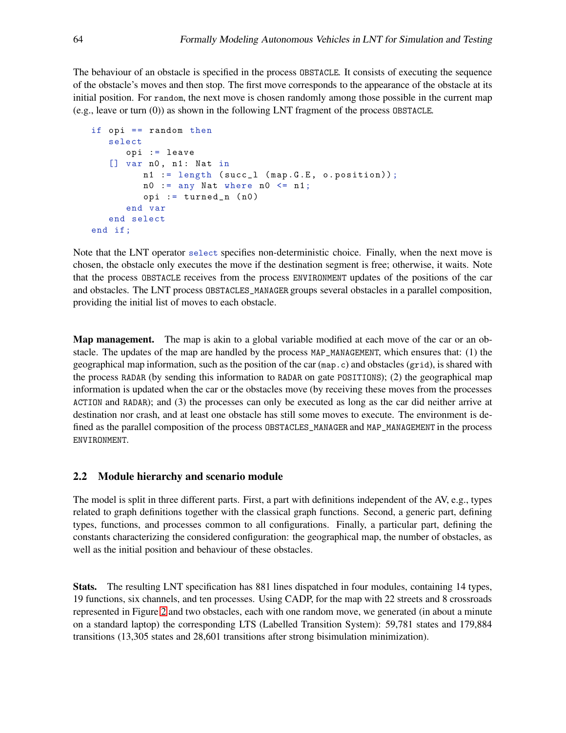The behaviour of an obstacle is specified in the process OBSTACLE. It consists of executing the sequence of the obstacle's moves and then stop. The first move corresponds to the appearance of the obstacle at its initial position. For random, the next move is chosen randomly among those possible in the current map (e.g., leave or turn (0)) as shown in the following LNT fragment of the process OBSTACLE.

```
if opi == random then
   select
      opi := leave
   [] var n0, n1: Nat in
         n1 := length (succ_l (map.G.E, o.position));
         n0 := any Nat where n0 <= n1;
         opi := turned_n (n0)
      end var
   end select
end if;
```

Note that the LNT operator select specifies non-deterministic choice. Finally, when the next move is chosen, the obstacle only executes the move if the destination segment is free; otherwise, it waits. Note that the process OBSTACLE receives from the process ENVIRONMENT updates of the positions of the car and obstacles. The LNT process OBSTACLES_MANAGER groups several obstacles in a parallel composition, providing the initial list of moves to each obstacle.

**Map management.** The map is akin to a global variable modified at each move of the car or an obstacle. The updates of the map are handled by the process MAP_MANAGEMENT, which ensures that: (1) the geographical map information, such as the position of the car (map.c) and obstacles (grid), is shared with the process RADAR (by sending this information to RADAR on gate POSITIONS); (2) the geographical map information is updated when the car or the obstacles move (by receiving these moves from the processes ACTION and RADAR); and (3) the processes can only be executed as long as the car did neither arrive at destination nor crash, and at least one obstacle has still some moves to execute. The environment is defined as the parallel composition of the process OBSTACLES_MANAGER and MAP_MANAGEMENT in the process ENVIRONMENT.

## 2.2 Module hierarchy and scenario module

The model is split in three different parts. First, a part with definitions independent of the AV, e.g., types related to graph definitions together with the classical graph functions. Second, a generic part, defining types, functions, and processes common to all configurations. Finally, a particular part, defining the constants characterizing the considered configuration: the geographical map, the number of obstacles, as well as the initial position and behaviour of these obstacles.

**Stats.** The resulting LNT specification has 881 lines dispatched in four modules, containing 14 types, 19 functions, six channels, and ten processes. Using CADP, for the map with 22 streets and 8 crossroads represented in Figure 2 and two obstacles, each with one random move, we generated (in about a minute on a standard laptop) the corresponding LTS (Labelled Transition System): 59,781 states and 179,884 transitions (13,305 states and 28,601 transitions after strong bisimulation minimization).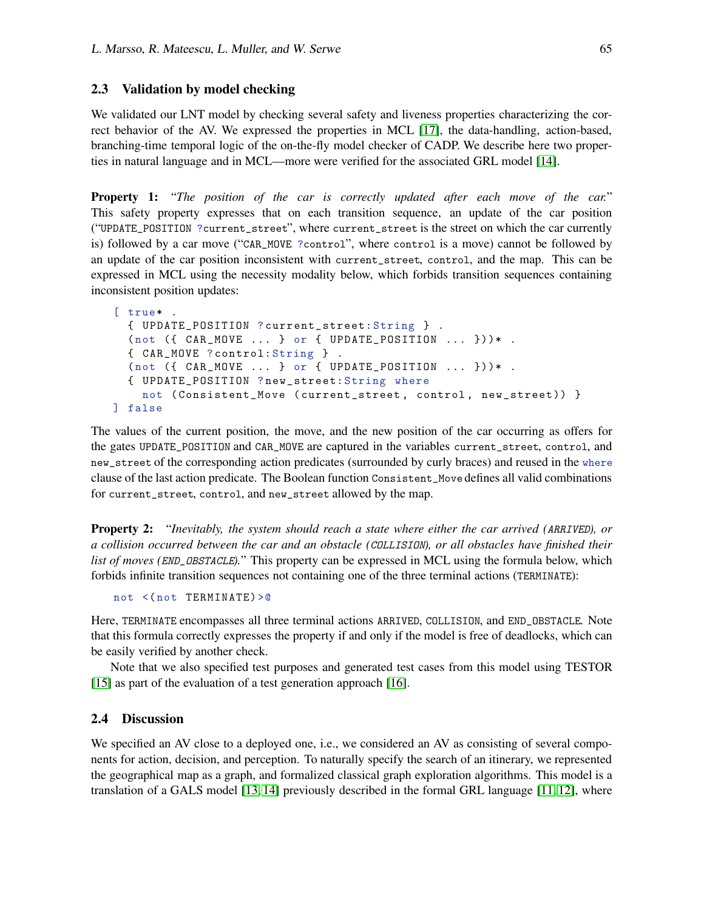### 2.3 Validation by model checking

We validated our LNT model by checking several safety and liveness properties characterizing the correct behavior of the AV. We expressed the properties in MCL [17], the data-handling, action-based, branching-time temporal logic of the on-the-fly model checker of CADP. We describe here two properties in natural language and in MCL—more were verified for the associated GRL model [14].

**Property 1:** "*The position of the car is correctly updated after each move of the car.*" This safety property expresses that on each transition sequence, an update of the car position ("`UPDATE_POSITION ?current_street`", where `current_street` is the street on which the car currently is) followed by a car move ("`CAR_MOVE ?control`", where `control` is a move) cannot be followed by an update of the car position inconsistent with `current_street`, `control`, and the map. This can be expressed in MCL using the necessity modality below, which forbids transition sequences containing inconsistent position updates:

```
[ true* .
  { UPDATE_POSITION ?current_street:String } .
  (not ({ CAR_MOVE ... } or { UPDATE_POSITION ... }))* .
  { CAR_MOVE ?control:String } .
  (not ({ CAR_MOVE ... } or { UPDATE_POSITION ... }))* .
  { UPDATE_POSITION ?new_street:String where
    not (Consistent_Move (current_street, control, new_street)) }
] false
```

The values of the current position, the move, and the new position of the car occurring as offers for the gates `UPDATE_POSITION` and `CAR_MOVE` are captured in the variables `current_street`, `control`, and `new_street` of the corresponding action predicates (surrounded by curly braces) and reused in the `where` clause of the last action predicate. The Boolean function `Consistent_Move` defines all valid combinations for `current_street`, `control`, and `new_street` allowed by the map.

**Property 2:** "*Inevitably, the system should reach a state where either the car arrived (`ARRIVED`), or a collision occurred between the car and an obstacle (`COLLISION`), or all obstacles have finished their list of moves (`END_OBSTACLE`).*" This property can be expressed in MCL using the formula below, which forbids infinite transition sequences not containing one of the three terminal actions (`TERMINATE`):

```
not <(not TERMINATE)>@
```

Here, `TERMINATE` encompasses all three terminal actions `ARRIVED`, `COLLISION`, and `END_OBSTACLE`. Note that this formula correctly expresses the property if and only if the model is free of deadlocks, which can be easily verified by another check.

Note that we also specified test purposes and generated test cases from this model using TESTOR [15] as part of the evaluation of a test generation approach [16].

### 2.4 Discussion

We specified an AV close to a deployed one, i.e., we considered an AV as consisting of several components for action, decision, and perception. To naturally specify the search of an itinerary, we represented the geographical map as a graph, and formalized classical graph exploration algorithms. This model is a translation of a GALS model [13, 14] previously described in the formal GRL language [11, 12], where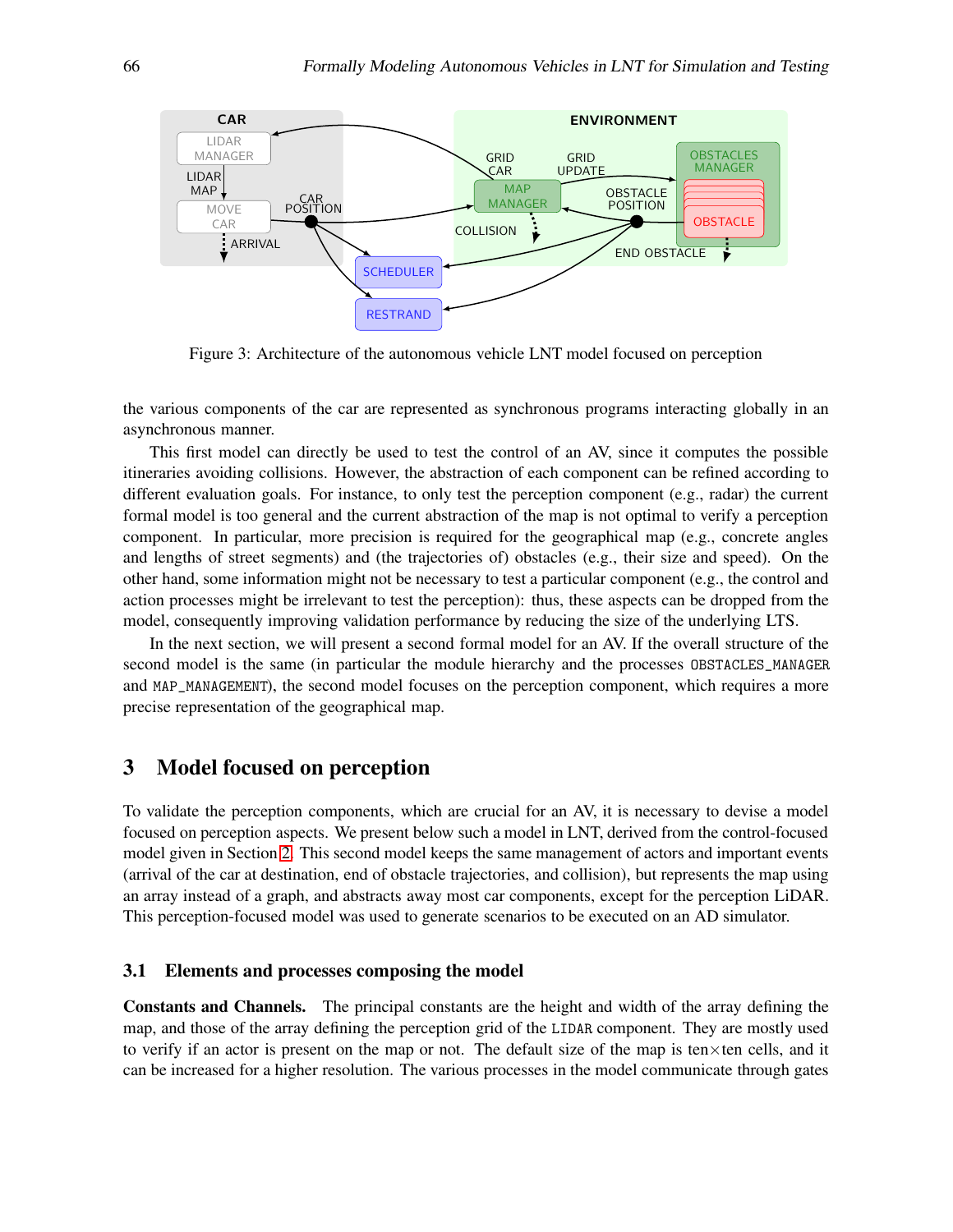Figure 3: Architecture of the autonomous vehicle LNT model focused on perception

the various components of the car are represented as synchronous programs interacting globally in an asynchronous manner.

This first model can directly be used to test the control of an AV, since it computes the possible itineraries avoiding collisions. However, the abstraction of each component can be refined according to different evaluation goals. For instance, to only test the perception component (e.g., radar) the current formal model is too general and the current abstraction of the map is not optimal to verify a perception component. In particular, more precision is required for the geographical map (e.g., concrete angles and lengths of street segments) and (the trajectories of) obstacles (e.g., their size and speed). On the other hand, some information might not be necessary to test a particular component (e.g., the control and action processes might be irrelevant to test the perception): thus, these aspects can be dropped from the model, consequently improving validation performance by reducing the size of the underlying LTS.

In the next section, we will present a second formal model for an AV. If the overall structure of the second model is the same (in particular the module hierarchy and the processes `OBSTACLES_MANAGER` and `MAP_MANAGEMENT`), the second model focuses on the perception component, which requires a more precise representation of the geographical map.

## 3 Model focused on perception

To validate the perception components, which are crucial for an AV, it is necessary to devise a model focused on perception aspects. We present below such a model in LNT, derived from the control-focused model given in Section 2. This second model keeps the same management of actors and important events (arrival of the car at destination, end of obstacle trajectories, and collision), but represents the map using an array instead of a graph, and abstracts away most car components, except for the perception LiDAR. This perception-focused model was used to generate scenarios to be executed on an AD simulator.

### 3.1 Elements and processes composing the model

**Constants and Channels.** The principal constants are the height and width of the array defining the map, and those of the array defining the perception grid of the `LIDAR` component. They are mostly used to verify if an actor is present on the map or not. The default size of the map is ten×ten cells, and it can be increased for a higher resolution. The various processes in the model communicate through gates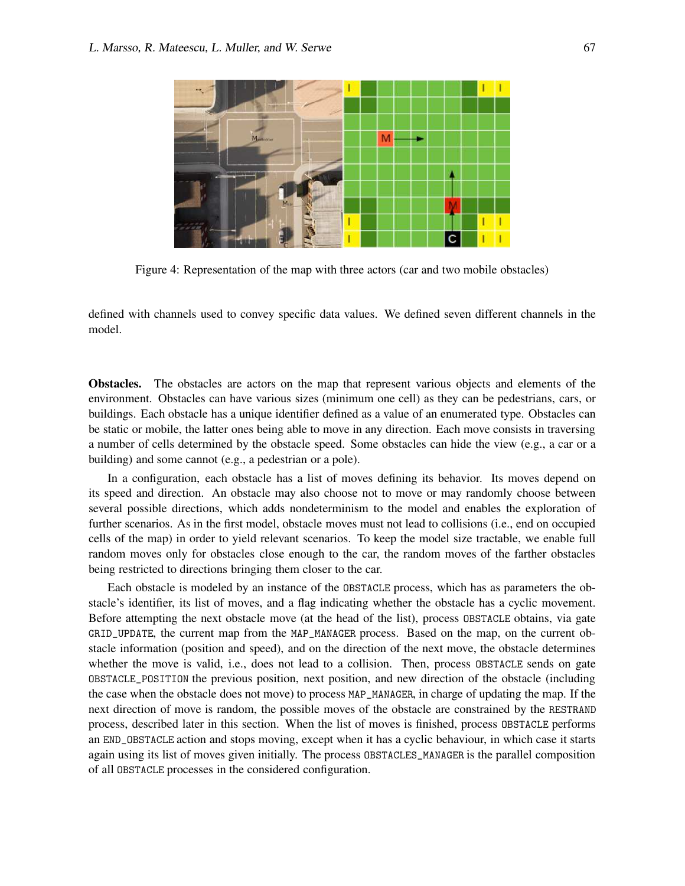Figure 4: Representation of the map with three actors (car and two mobile obstacles)

defined with channels used to convey specific data values. We defined seven different channels in the model.

**Obstacles.** The obstacles are actors on the map that represent various objects and elements of the environment. Obstacles can have various sizes (minimum one cell) as they can be pedestrians, cars, or buildings. Each obstacle has a unique identifier defined as a value of an enumerated type. Obstacles can be static or mobile, the latter ones being able to move in any direction. Each move consists in traversing a number of cells determined by the obstacle speed. Some obstacles can hide the view (e.g., a car or a building) and some cannot (e.g., a pedestrian or a pole).

In a configuration, each obstacle has a list of moves defining its behavior. Its moves depend on its speed and direction. An obstacle may also choose not to move or may randomly choose between several possible directions, which adds nondeterminism to the model and enables the exploration of further scenarios. As in the first model, obstacle moves must not lead to collisions (i.e., end on occupied cells of the map) in order to yield relevant scenarios. To keep the model size tractable, we enable full random moves only for obstacles close enough to the car, the random moves of the farther obstacles being restricted to directions bringing them closer to the car.

Each obstacle is modeled by an instance of the `OBSTACLE` process, which has as parameters the obstacle's identifier, its list of moves, and a flag indicating whether the obstacle has a cyclic movement. Before attempting the next obstacle move (at the head of the list), process `OBSTACLE` obtains, via gate `GRID_UPDATE`, the current map from the `MAP_MANAGER` process. Based on the map, on the current obstacle information (position and speed), and on the direction of the next move, the obstacle determines whether the move is valid, i.e., does not lead to a collision. Then, process `OBSTACLE` sends on gate `OBSTACLE_POSITION` the previous position, next position, and new direction of the obstacle (including the case when the obstacle does not move) to process `MAP_MANAGER`, in charge of updating the map. If the next direction of move is random, the possible moves of the obstacle are constrained by the `RESTRAND` process, described later in this section. When the list of moves is finished, process `OBSTACLE` performs an `END_OBSTACLE` action and stops moving, except when it has a cyclic behaviour, in which case it starts again using its list of moves given initially. The process `OBSTACLES_MANAGER` is the parallel composition of all `OBSTACLE` processes in the considered configuration.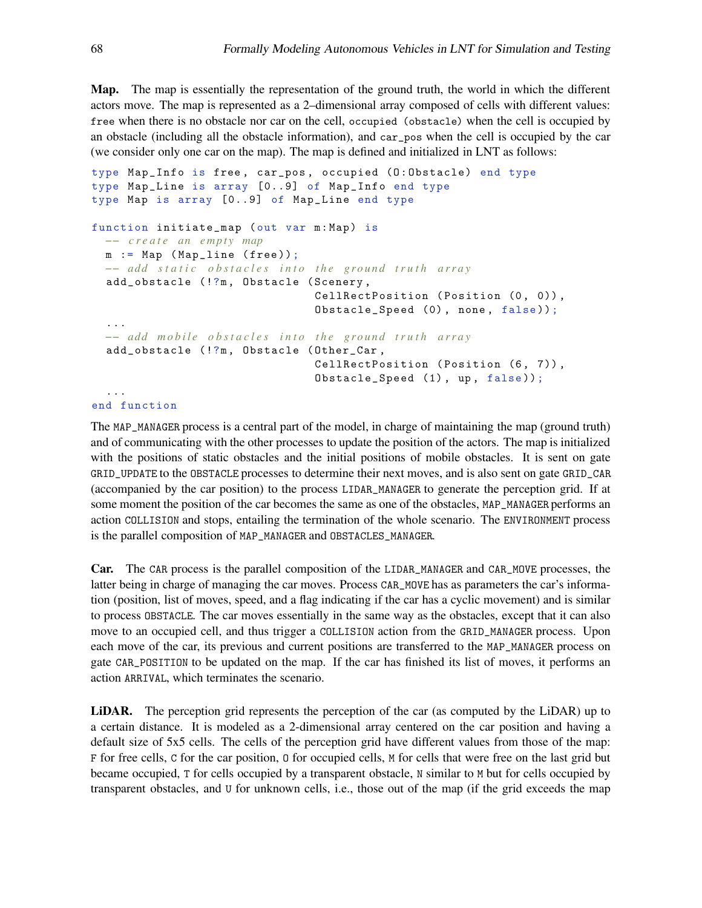**Map.** The map is essentially the representation of the ground truth, the world in which the different actors move. The map is represented as a 2–dimensional array composed of cells with different values: `free` when there is no obstacle nor car on the cell, `occupied (obstacle)` when the cell is occupied by an obstacle (including all the obstacle information), and `car_pos` when the cell is occupied by the car (we consider only one car on the map). The map is defined and initialized in LNT as follows:

```
type Map_Info is free, car_pos, occupied (O:Obstacle) end type
type Map_Line is array [0..9] of Map_Info end type
type Map is array [0..9] of Map_Line end type

function initiate_map (out var m:Map) is
  -- create an empty map
  m := Map (Map_line (free));
  -- add static obstacles into the ground truth array
  add_obstacle (!?m, Obstacle (Scenery,
                               CellRectPosition (Position (0, 0)),
                               Obstacle_Speed (0), none, false));
  ...
  -- add mobile obstacles into the ground truth array
  add_obstacle (!?m, Obstacle (Other_Car,
                               CellRectPosition (Position (6, 7)),
                               Obstacle_Speed (1), up, false));
  ...
end function
```

The `MAP_MANAGER` process is a central part of the model, in charge of maintaining the map (ground truth) and of communicating with the other processes to update the position of the actors. The map is initialized with the positions of static obstacles and the initial positions of mobile obstacles. It is sent on gate `GRID_UPDATE` to the `OBSTACLE` processes to determine their next moves, and is also sent on gate `GRID_CAR` (accompanied by the car position) to the process `LIDAR_MANAGER` to generate the perception grid. If at some moment the position of the car becomes the same as one of the obstacles, `MAP_MANAGER` performs an action `COLLISION` and stops, entailing the termination of the whole scenario. The `ENVIRONMENT` process is the parallel composition of `MAP_MANAGER` and `OBSTACLES_MANAGER`.

**Car.** The `CAR` process is the parallel composition of the `LIDAR_MANAGER` and `CAR_MOVE` processes, the latter being in charge of managing the car moves. Process `CAR_MOVE` has as parameters the car's information (position, list of moves, speed, and a flag indicating if the car has a cyclic movement) and is similar to process `OBSTACLE`. The car moves essentially in the same way as the obstacles, except that it can also move to an occupied cell, and thus trigger a `COLLISION` action from the `GRID_MANAGER` process. Upon each move of the car, its previous and current positions are transferred to the `MAP_MANAGER` process on gate `CAR_POSITION` to be updated on the map. If the car has finished its list of moves, it performs an action `ARRIVAL`, which terminates the scenario.

**LiDAR.** The perception grid represents the perception of the car (as computed by the LiDAR) up to a certain distance. It is modeled as a 2-dimensional array centered on the car position and having a default size of 5x5 cells. The cells of the perception grid have different values from those of the map: `F` for free cells, `C` for the car position, `O` for occupied cells, `M` for cells that were free on the last grid but became occupied, `T` for cells occupied by a transparent obstacle, `N` similar to `M` but for cells occupied by transparent obstacles, and `U` for unknown cells, i.e., those out of the map (if the grid exceeds the map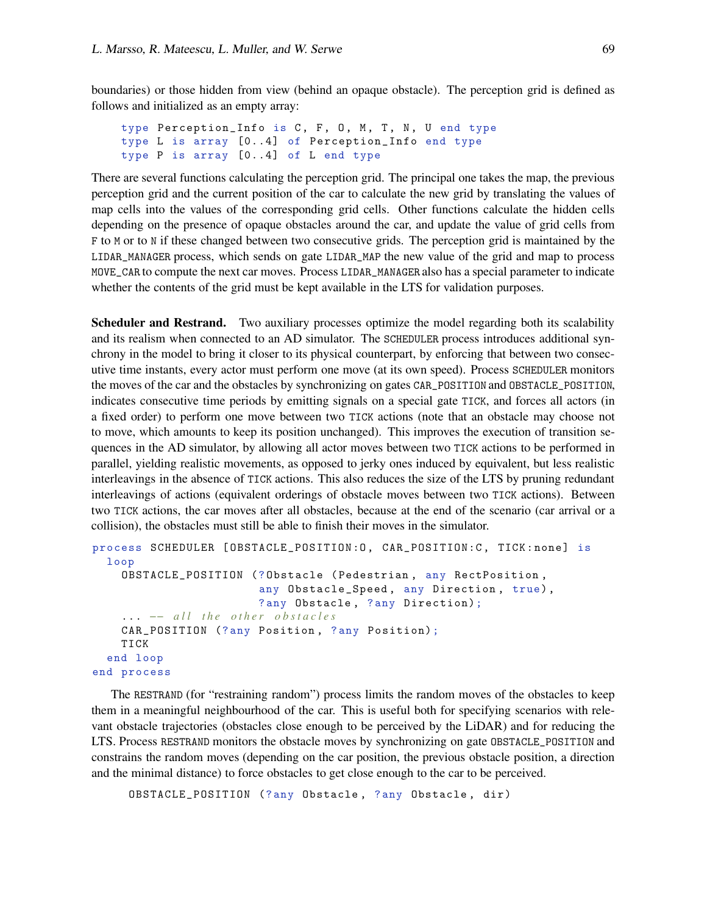boundaries) or those hidden from view (behind an opaque obstacle). The perception grid is defined as follows and initialized as an empty array:

```
type Perception_Info is C, F, O, M, T, N, U end type
type L is array [0..4] of Perception_Info end type
type P is array [0..4] of L end type
```

There are several functions calculating the perception grid. The principal one takes the map, the previous perception grid and the current position of the car to calculate the new grid by translating the values of map cells into the values of the corresponding grid cells. Other functions calculate the hidden cells depending on the presence of opaque obstacles around the car, and update the value of grid cells from `F` to `M` or to `N` if these changed between two consecutive grids. The perception grid is maintained by the `LIDAR_MANAGER` process, which sends on gate `LIDAR_MAP` the new value of the grid and map to process `MOVE_CAR` to compute the next car moves. Process `LIDAR_MANAGER` also has a special parameter to indicate whether the contents of the grid must be kept available in the LTS for validation purposes.

**Scheduler and Restrand.** Two auxiliary processes optimize the model regarding both its scalability and its realism when connected to an AD simulator. The `SCHEDULER` process introduces additional synchrony in the model to bring it closer to its physical counterpart, by enforcing that between two consecutive time instants, every actor must perform one move (at its own speed). Process `SCHEDULER` monitors the moves of the car and the obstacles by synchronizing on gates `CAR_POSITION` and `OBSTACLE_POSITION`, indicates consecutive time periods by emitting signals on a special gate `TICK`, and forces all actors (in a fixed order) to perform one move between two `TICK` actions (note that an obstacle may choose not to move, which amounts to keep its position unchanged). This improves the execution of transition sequences in the AD simulator, by allowing all actor moves between two `TICK` actions to be performed in parallel, yielding realistic movements, as opposed to jerky ones induced by equivalent, but less realistic interleavings in the absence of `TICK` actions. This also reduces the size of the LTS by pruning redundant interleavings of actions (equivalent orderings of obstacle moves between two `TICK` actions). Between two `TICK` actions, the car moves after all obstacles, because at the end of the scenario (car arrival or a collision), the obstacles must still be able to finish their moves in the simulator.

```
process SCHEDULER [OBSTACLE_POSITION:O, CAR_POSITION:C, TICK:none] is
  loop
    OBSTACLE_POSITION (?Obstacle (Pedestrian, any RectPosition,
                       any Obstacle_Speed, any Direction, true),
                       ?any Obstacle, ?any Direction);
    ... -- all the other obstacles
    CAR_POSITION (?any Position, ?any Position);
    TICK
  end loop
end process
```

The `RESTRAND` (for "restraining random") process limits the random moves of the obstacles to keep them in a meaningful neighbourhood of the car. This is useful both for specifying scenarios with relevant obstacle trajectories (obstacles close enough to be perceived by the LiDAR) and for reducing the LTS. Process `RESTRAND` monitors the obstacle moves by synchronizing on gate `OBSTACLE_POSITION` and constrains the random moves (depending on the car position, the previous obstacle position, a direction and the minimal distance) to force obstacles to get close enough to the car to be perceived.

```
OBSTACLE_POSITION (?any Obstacle, ?any Obstacle, dir)
```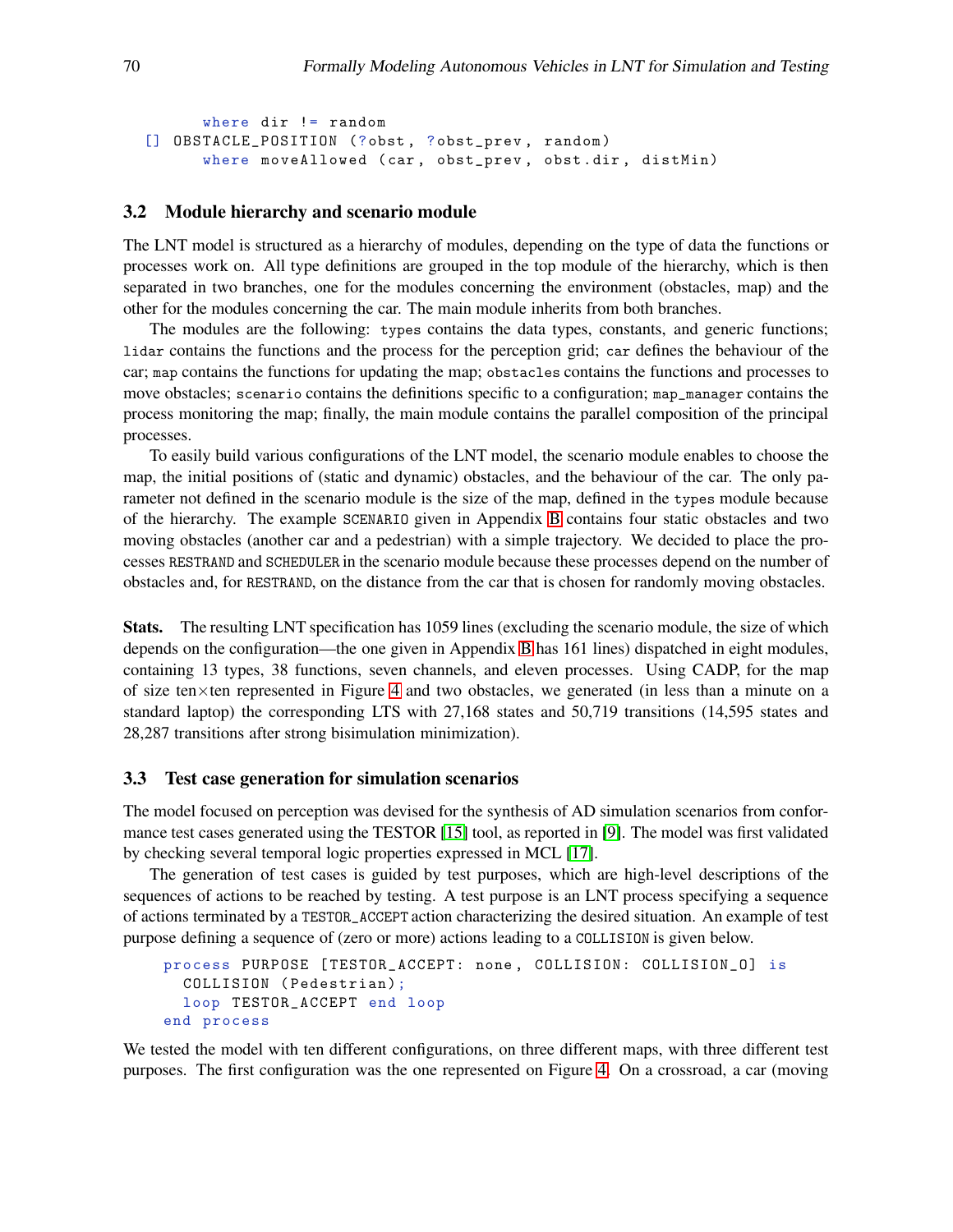```
      where dir != random
 [] OBSTACLE_POSITION (?obst, ?obst_prev, random)
      where moveAllowed (car, obst_prev, obst.dir, distMin)
```

### 3.2 Module hierarchy and scenario module

The LNT model is structured as a hierarchy of modules, depending on the type of data the functions or processes work on. All type definitions are grouped in the top module of the hierarchy, which is then separated in two branches, one for the modules concerning the environment (obstacles, map) and the other for the modules concerning the car. The main module inherits from both branches.

The modules are the following: `types` contains the data types, constants, and generic functions; `lidar` contains the functions and the process for the perception grid; `car` defines the behaviour of the car; `map` contains the functions for updating the map; `obstacles` contains the functions and processes to move obstacles; `scenario` contains the definitions specific to a configuration; `map_manager` contains the process monitoring the map; finally, the main module contains the parallel composition of the principal processes.

To easily build various configurations of the LNT model, the scenario module enables to choose the map, the initial positions of (static and dynamic) obstacles, and the behaviour of the car. The only parameter not defined in the scenario module is the size of the map, defined in the `types` module because of the hierarchy. The example `SCENARIO` given in Appendix B contains four static obstacles and two moving obstacles (another car and a pedestrian) with a simple trajectory. We decided to place the processes `RESTRAND` and `SCHEDULER` in the scenario module because these processes depend on the number of obstacles and, for `RESTRAND`, on the distance from the car that is chosen for randomly moving obstacles.

**Stats.** The resulting LNT specification has 1059 lines (excluding the scenario module, the size of which depends on the configuration—the one given in Appendix B has 161 lines) dispatched in eight modules, containing 13 types, 38 functions, seven channels, and eleven processes. Using CADP, for the map of size ten×ten represented in Figure 4 and two obstacles, we generated (in less than a minute on a standard laptop) the corresponding LTS with 27,168 states and 50,719 transitions (14,595 states and 28,287 transitions after strong bisimulation minimization).

### 3.3 Test case generation for simulation scenarios

The model focused on perception was devised for the synthesis of AD simulation scenarios from conformance test cases generated using the TESTOR [15] tool, as reported in [9]. The model was first validated by checking several temporal logic properties expressed in MCL [17].

The generation of test cases is guided by test purposes, which are high-level descriptions of the sequences of actions to be reached by testing. A test purpose is an LNT process specifying a sequence of actions terminated by a `TESTOR_ACCEPT` action characterizing the desired situation. An example of test purpose defining a sequence of (zero or more) actions leading to a `COLLISION` is given below.

```
process PURPOSE [TESTOR_ACCEPT: none, COLLISION: COLLISION_O] is
  COLLISION (Pedestrian);
  loop TESTOR_ACCEPT end loop
end process
```

We tested the model with ten different configurations, on three different maps, with three different test purposes. The first configuration was the one represented on Figure 4. On a crossroad, a car (moving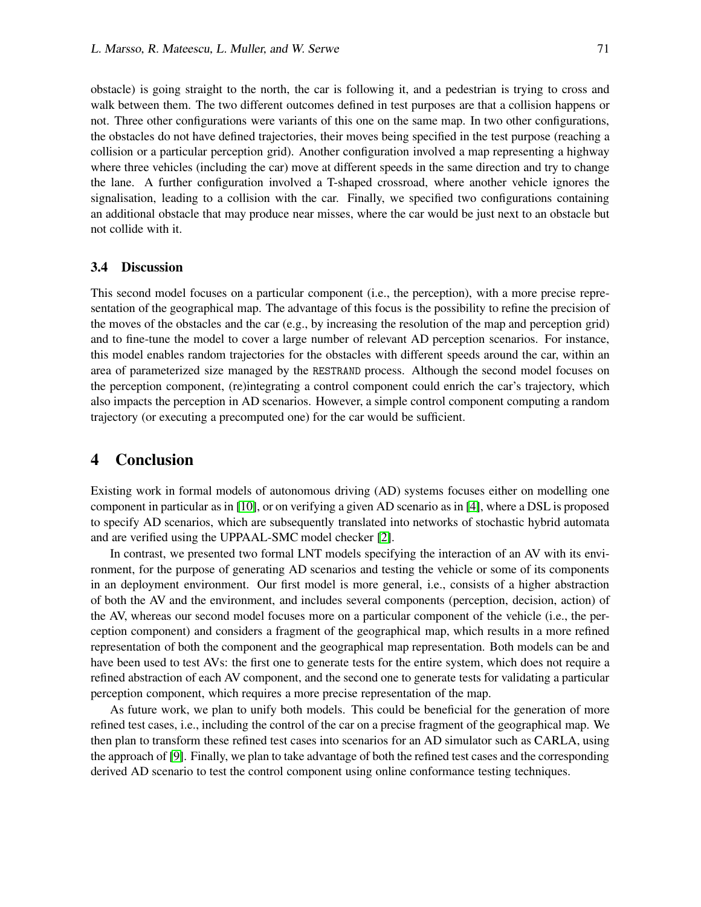obstacle) is going straight to the north, the car is following it, and a pedestrian is trying to cross and walk between them. The two different outcomes defined in test purposes are that a collision happens or not. Three other configurations were variants of this one on the same map. In two other configurations, the obstacles do not have defined trajectories, their moves being specified in the test purpose (reaching a collision or a particular perception grid). Another configuration involved a map representing a highway where three vehicles (including the car) move at different speeds in the same direction and try to change the lane. A further configuration involved a T-shaped crossroad, where another vehicle ignores the signalisation, leading to a collision with the car. Finally, we specified two configurations containing an additional obstacle that may produce near misses, where the car would be just next to an obstacle but not collide with it.

### 3.4 Discussion

This second model focuses on a particular component (i.e., the perception), with a more precise representation of the geographical map. The advantage of this focus is the possibility to refine the precision of the moves of the obstacles and the car (e.g., by increasing the resolution of the map and perception grid) and to fine-tune the model to cover a large number of relevant AD perception scenarios. For instance, this model enables random trajectories for the obstacles with different speeds around the car, within an area of parameterized size managed by the RESTRAND process. Although the second model focuses on the perception component, (re)integrating a control component could enrich the car's trajectory, which also impacts the perception in AD scenarios. However, a simple control component computing a random trajectory (or executing a precomputed one) for the car would be sufficient.

## 4 Conclusion

Existing work in formal models of autonomous driving (AD) systems focuses either on modelling one component in particular as in [10], or on verifying a given AD scenario as in [4], where a DSL is proposed to specify AD scenarios, which are subsequently translated into networks of stochastic hybrid automata and are verified using the UPPAAL-SMC model checker [2].

In contrast, we presented two formal LNT models specifying the interaction of an AV with its environment, for the purpose of generating AD scenarios and testing the vehicle or some of its components in an deployment environment. Our first model is more general, i.e., consists of a higher abstraction of both the AV and the environment, and includes several components (perception, decision, action) of the AV, whereas our second model focuses more on a particular component of the vehicle (i.e., the perception component) and considers a fragment of the geographical map, which results in a more refined representation of both the component and the geographical map representation. Both models can be and have been used to test AVs: the first one to generate tests for the entire system, which does not require a refined abstraction of each AV component, and the second one to generate tests for validating a particular perception component, which requires a more precise representation of the map.

As future work, we plan to unify both models. This could be beneficial for the generation of more refined test cases, i.e., including the control of the car on a precise fragment of the geographical map. We then plan to transform these refined test cases into scenarios for an AD simulator such as CARLA, using the approach of [9]. Finally, we plan to take advantage of both the refined test cases and the corresponding derived AD scenario to test the control component using online conformance testing techniques.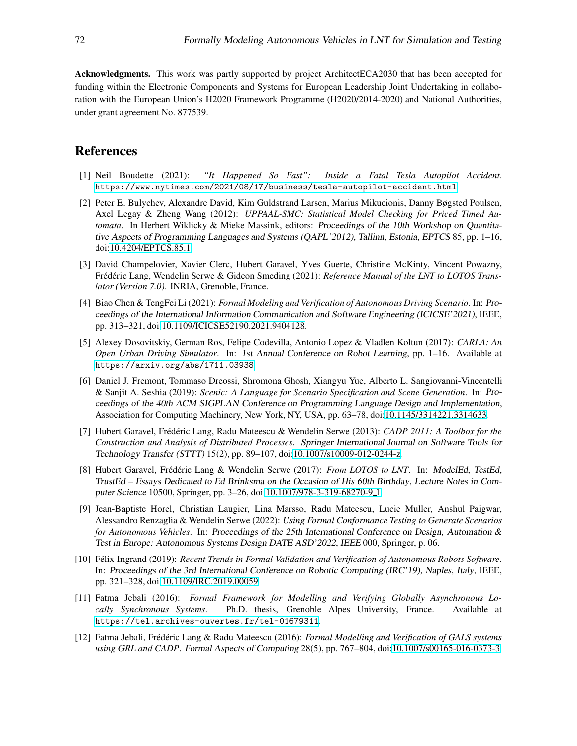**Acknowledgments.** This work was partly supported by project ArchitectECA2030 that has been accepted for funding within the Electronic Components and Systems for European Leadership Joint Undertaking in collaboration with the European Union's H2020 Framework Programme (H2020/2014-2020) and National Authorities, under grant agreement No. 877539.

## References

[1] Neil Boudette (2021): *"It Happened So Fast": Inside a Fatal Tesla Autopilot Accident*. https://www.nytimes.com/2021/08/17/business/tesla-autopilot-accident.html

[2] Peter E. Bulychev, Alexandre David, Kim Guldstrand Larsen, Marius Mikucionis, Danny Bøgsted Poulsen, Axel Legay & Zheng Wang (2012): *UPPAAL-SMC: Statistical Model Checking for Priced Timed Automata*. In Herbert Wiklicky & Mieke Massink, editors: *Proceedings of the 10th Workshop on Quantitative Aspects of Programming Languages and Systems (QAPL'2012), Tallinn, Estonia*, *EPTCS* 85, pp. 1–16, doi:10.4204/EPTCS.85.1.

[3] David Champelovier, Xavier Clerc, Hubert Garavel, Yves Guerte, Christine McKinty, Vincent Powazny, Frédéric Lang, Wendelin Serwe & Gideon Smeding (2021): *Reference Manual of the LNT to LOTOS Translator (Version 7.0)*. INRIA, Grenoble, France.

[4] Biao Chen & TengFei Li (2021): *Formal Modeling and Verification of Autonomous Driving Scenario*. In: *Proceedings of the International Information Communication and Software Engineering (ICICSE'2021)*, IEEE, pp. 313–321, doi:10.1109/ICICSE52190.2021.9404128.

[5] Alexey Dosovitskiy, German Ros, Felipe Codevilla, Antonio Lopez & Vladlen Koltun (2017): *CARLA: An Open Urban Driving Simulator*. In: *1st Annual Conference on Robot Learning*, pp. 1–16. Available at https://arxiv.org/abs/1711.03938.

[6] Daniel J. Fremont, Tommaso Dreossi, Shromona Ghosh, Xiangyu Yue, Alberto L. Sangiovanni-Vincentelli & Sanjit A. Seshia (2019): *Scenic: A Language for Scenario Specification and Scene Generation*. In: *Proceedings of the 40th ACM SIGPLAN Conference on Programming Language Design and Implementation*, Association for Computing Machinery, New York, NY, USA, pp. 63–78, doi:10.1145/3314221.3314633.

[7] Hubert Garavel, Frédéric Lang, Radu Mateescu & Wendelin Serwe (2013): *CADP 2011: A Toolbox for the Construction and Analysis of Distributed Processes*. *Springer International Journal on Software Tools for Technology Transfer (STTT)* 15(2), pp. 89–107, doi:10.1007/s10009-012-0244-z.

[8] Hubert Garavel, Frédéric Lang & Wendelin Serwe (2017): *From LOTOS to LNT*. In: *ModelEd, TestEd, TrustEd – Essays Dedicated to Ed Brinksma on the Occasion of His 60th Birthday*, *Lecture Notes in Computer Science* 10500, Springer, pp. 3–26, doi:10.1007/978-3-319-68270-9_1.

[9] Jean-Baptiste Horel, Christian Laugier, Lina Marsso, Radu Mateescu, Lucie Muller, Anshul Paigwar, Alessandro Renzaglia & Wendelin Serwe (2022): *Using Formal Conformance Testing to Generate Scenarios for Autonomous Vehicles*. In: *Proceedings of the 25th International Conference on Design, Automation & Test in Europe: Autonomous Systems Design DATE ASD'2022*, *IEEE* 000, Springer, p. 06.

[10] Félix Ingrand (2019): *Recent Trends in Formal Validation and Verification of Autonomous Robots Software*. In: *Proceedings of the 3rd International Conference on Robotic Computing (IRC'19), Naples, Italy*, IEEE, pp. 321–328, doi:10.1109/IRC.2019.00059.

[11] Fatma Jebali (2016): *Formal Framework for Modelling and Verifying Globally Asynchronous Locally Synchronous Systems*. Ph.D. thesis, Grenoble Alpes University, France. Available at https://tel.archives-ouvertes.fr/tel-01679311.

[12] Fatma Jebali, Frédéric Lang & Radu Mateescu (2016): *Formal Modelling and Verification of GALS systems using GRL and CADP*. *Formal Aspects of Computing* 28(5), pp. 767–804, doi:10.1007/s00165-016-0373-3.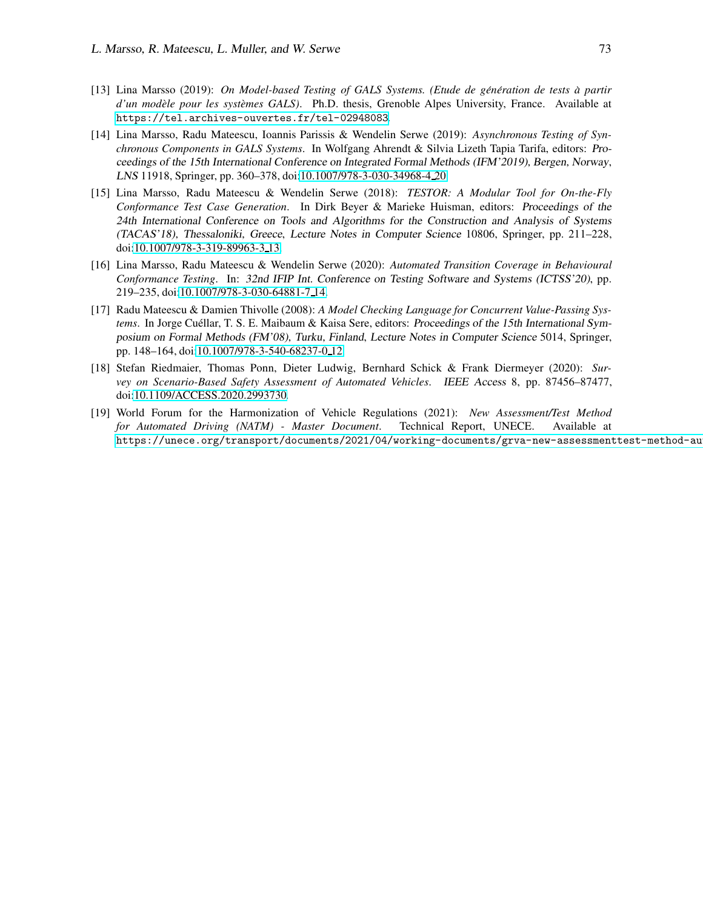[13] Lina Marsso (2019): *On Model-based Testing of GALS Systems. (Etude de génération de tests à partir d'un modèle pour les systèmes GALS)*. Ph.D. thesis, Grenoble Alpes University, France. Available at https://tel.archives-ouvertes.fr/tel-02948083.

[14] Lina Marsso, Radu Mateescu, Ioannis Parissis & Wendelin Serwe (2019): *Asynchronous Testing of Synchronous Components in GALS Systems*. In Wolfgang Ahrendt & Silvia Lizeth Tapia Tarifa, editors: Proceedings of the 15th International Conference on Integrated Formal Methods (IFM'2019), Bergen, Norway, *LNS* 11918, Springer, pp. 360–378, doi:10.1007/978-3-030-34968-4_20.

[15] Lina Marsso, Radu Mateescu & Wendelin Serwe (2018): *TESTOR: A Modular Tool for On-the-Fly Conformance Test Case Generation*. In Dirk Beyer & Marieke Huisman, editors: Proceedings of the 24th International Conference on Tools and Algorithms for the Construction and Analysis of Systems (TACAS'18), Thessaloniki, Greece, Lecture Notes in Computer Science 10806, Springer, pp. 211–228, doi:10.1007/978-3-319-89963-3_13.

[16] Lina Marsso, Radu Mateescu & Wendelin Serwe (2020): *Automated Transition Coverage in Behavioural Conformance Testing*. In: 32nd IFIP Int. Conference on Testing Software and Systems (ICTSS'20), pp. 219–235, doi:10.1007/978-3-030-64881-7_14.

[17] Radu Mateescu & Damien Thivolle (2008): *A Model Checking Language for Concurrent Value-Passing Systems*. In Jorge Cuéllar, T. S. E. Maibaum & Kaisa Sere, editors: Proceedings of the 15th International Symposium on Formal Methods (FM'08), Turku, Finland, Lecture Notes in Computer Science 5014, Springer, pp. 148–164, doi:10.1007/978-3-540-68237-0_12.

[18] Stefan Riedmaier, Thomas Ponn, Dieter Ludwig, Bernhard Schick & Frank Diermeyer (2020): *Survey on Scenario-Based Safety Assessment of Automated Vehicles*. IEEE Access 8, pp. 87456–87477, doi:10.1109/ACCESS.2020.2993730.

[19] World Forum for the Harmonization of Vehicle Regulations (2021): *New Assessment/Test Method for Automated Driving (NATM) - Master Document*. Technical Report, UNECE. Available at https://unece.org/transport/documents/2021/04/working-documents/grva-new-assessmenttest-method-au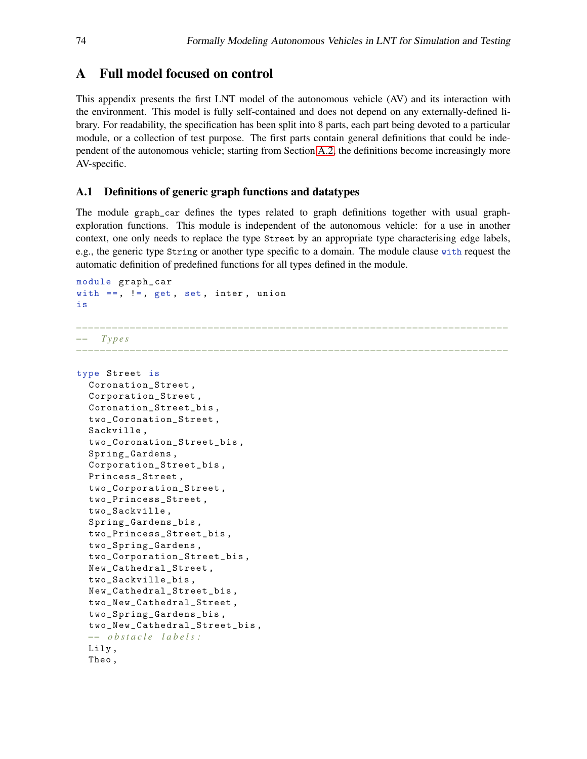# A Full model focused on control

This appendix presents the first LNT model of the autonomous vehicle (AV) and its interaction with the environment. This model is fully self-contained and does not depend on any externally-defined library. For readability, the specification has been split into 8 parts, each part being devoted to a particular module, or a collection of test purpose. The first parts contain general definitions that could be independent of the autonomous vehicle; starting from Section A.2, the definitions become increasingly more AV-specific.

## A.1 Definitions of generic graph functions and datatypes

The module `graph_car` defines the types related to graph definitions together with usual graph-exploration functions. This module is independent of the autonomous vehicle: for a use in another context, one only needs to replace the type `Street` by an appropriate type characterising edge labels, e.g., the generic type `String` or another type specific to a domain. The module clause `with` request the automatic definition of predefined functions for all types defined in the module.

```
module graph_car
with ==, !=, get, set, inter, union
is

------------------------------------------------------------------------
--  Types
------------------------------------------------------------------------

type Street is
  Coronation_Street,
  Corporation_Street,
  Coronation_Street_bis,
  two_Coronation_Street,
  Sackville,
  two_Coronation_Street_bis,
  Spring_Gardens,
  Corporation_Street_bis,
  Princess_Street,
  two_Corporation_Street,
  two_Princess_Street,
  two_Sackville,
  Spring_Gardens_bis,
  two_Princess_Street_bis,
  two_Spring_Gardens,
  two_Corporation_Street_bis,
  New_Cathedral_Street,
  two_Sackville_bis,
  New_Cathedral_Street_bis,
  two_New_Cathedral_Street,
  two_Spring_Gardens_bis,
  two_New_Cathedral_Street_bis,
  -- obstacle labels:
  Lily,
  Theo,
```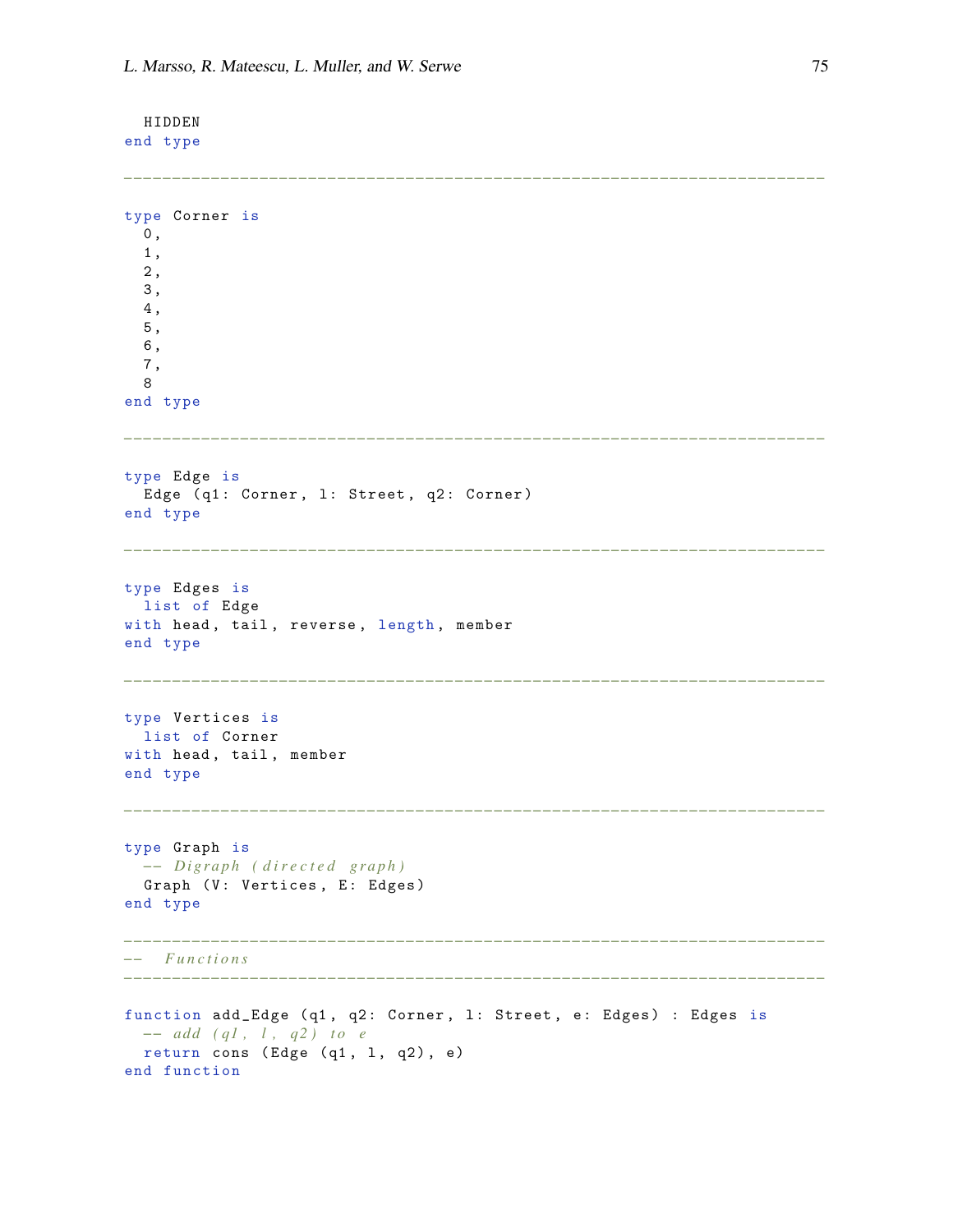```
  HIDDEN
end type

-------------------------------------------------------------------------

type Corner is
  0,
  1,
  2,
  3,
  4,
  5,
  6,
  7,
  8
end type

-------------------------------------------------------------------------

type Edge is
  Edge (q1: Corner, l: Street, q2: Corner)
end type

-------------------------------------------------------------------------

type Edges is
  list of Edge
with head, tail, reverse, length, member
end type

-------------------------------------------------------------------------

type Vertices is
  list of Corner
with head, tail, member
end type

-------------------------------------------------------------------------

type Graph is
  -- Digraph (directed graph)
  Graph (V: Vertices, E: Edges)
end type

-------------------------------------------------------------------------
--  Functions
-------------------------------------------------------------------------

function add_Edge (q1, q2: Corner, l: Street, e: Edges) : Edges is
  -- add (q1, l, q2) to e
  return cons (Edge (q1, l, q2), e)
end function
```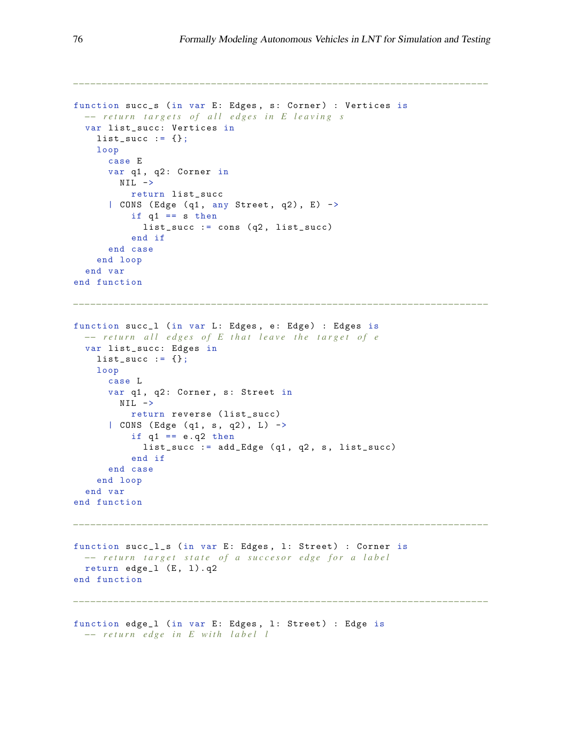```
--------------------------------------------------------------------

function succ_s (in var E: Edges, s: Corner) : Vertices is
  -- return targets of all edges in E leaving s
  var list_succ: Vertices in
    list_succ := {};
    loop
      case E
      var q1, q2: Corner in
        NIL ->
          return list_succ
      | CONS (Edge (q1, any Street, q2), E) ->
          if q1 == s then
            list_succ := cons (q2, list_succ)
          end if
      end case
    end loop
  end var
end function

--------------------------------------------------------------------

function succ_l (in var L: Edges, e: Edge) : Edges is
  -- return all edges of E that leave the target of e
  var list_succ: Edges in
    list_succ := {};
    loop
      case L
      var q1, q2: Corner, s: Street in
        NIL ->
          return reverse (list_succ)
      | CONS (Edge (q1, s, q2), L) ->
          if q1 == e.q2 then
            list_succ := add_Edge (q1, q2, s, list_succ)
          end if
      end case
    end loop
  end var
end function

--------------------------------------------------------------------

function succ_l_s (in var E: Edges, l: Street) : Corner is
  -- return target state of a succesor edge for a label
  return edge_l (E, l).q2
end function

--------------------------------------------------------------------

function edge_l (in var E: Edges, l: Street) : Edge is
  -- return edge in E with label l
```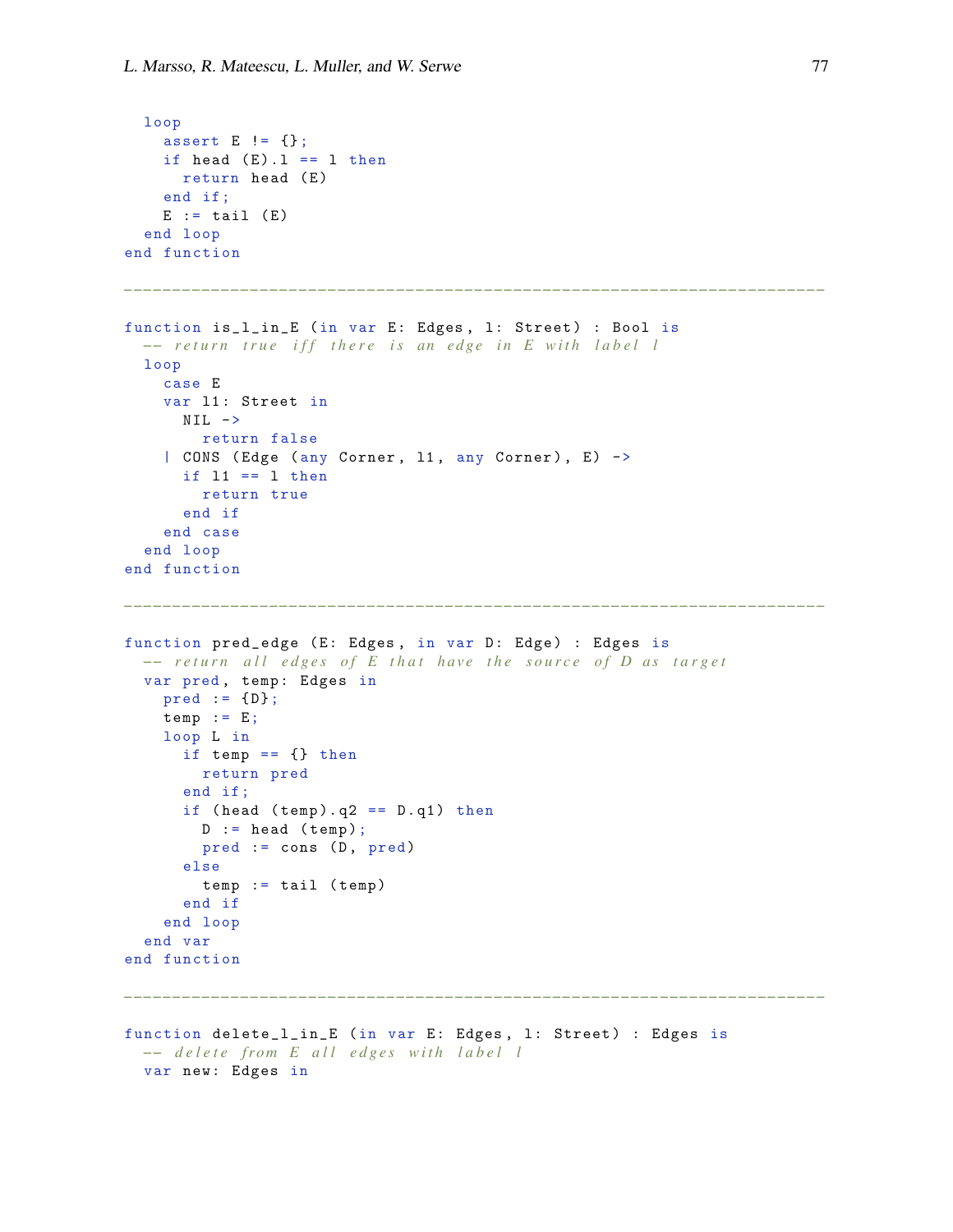```
  loop
    assert E != {};
    if head (E).l == l then
      return head (E)
    end if;
    E := tail (E)
  end loop
end function

------------------------------------------------------------------------

function is_l_in_E (in var E: Edges, l: Street) : Bool is
  -- return true iff there is an edge in E with label l
  loop
    case E
    var l1: Street in
      NIL ->
        return false
    | CONS (Edge (any Corner, l1, any Corner), E) ->
      if l1 == l then
        return true
      end if
    end case
  end loop
end function

------------------------------------------------------------------------

function pred_edge (E: Edges, in var D: Edge) : Edges is
  -- return all edges of E that have the source of D as target
  var pred, temp: Edges in
    pred := {D};
    temp := E;
    loop L in
      if temp == {} then
        return pred
      end if;
      if (head (temp).q2 == D.q1) then
        D := head (temp);
        pred := cons (D, pred)
      else
        temp := tail (temp)
      end if
    end loop
  end var
end function

------------------------------------------------------------------------

function delete_l_in_E (in var E: Edges, l: Street) : Edges is
  -- delete from E all edges with label l
  var new: Edges in
```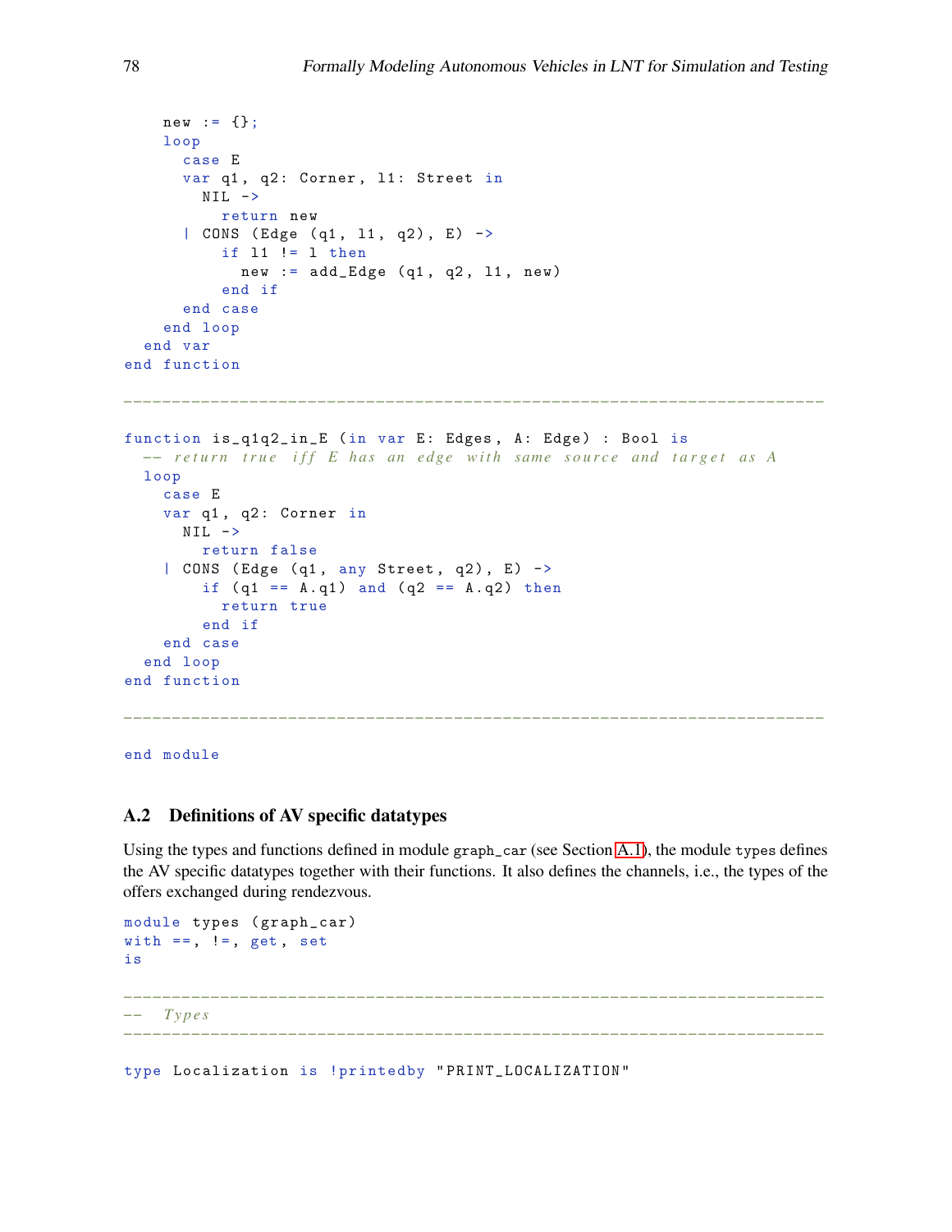```
    new := {};
    loop
      case E
      var q1, q2: Corner, l1: Street in
        NIL ->
          return new
      | CONS (Edge (q1, l1, q2), E) ->
          if l1 != l then
            new := add_Edge (q1, q2, l1, new)
          end if
      end case
    end loop
  end var
end function

------------------------------------------------------------------------

function is_q1q2_in_E (in var E: Edges, A: Edge) : Bool is
  -- return true iff E has an edge with same source and target as A
  loop
    case E
    var q1, q2: Corner in
      NIL ->
        return false
    | CONS (Edge (q1, any Street, q2), E) ->
        if (q1 == A.q1) and (q2 == A.q2) then
          return true
        end if
    end case
  end loop
end function

------------------------------------------------------------------------

end module
```

## A.2 Definitions of AV specific datatypes

Using the types and functions defined in module `graph_car` (see Section A.1), the module `types` defines the AV specific datatypes together with their functions. It also defines the channels, i.e., the types of the offers exchanged during rendezvous.

```
module types (graph_car)
with ==, !=, get, set
is

------------------------------------------------------------------------
--  Types
------------------------------------------------------------------------

type Localization is !printedby "PRINT_LOCALIZATION"
```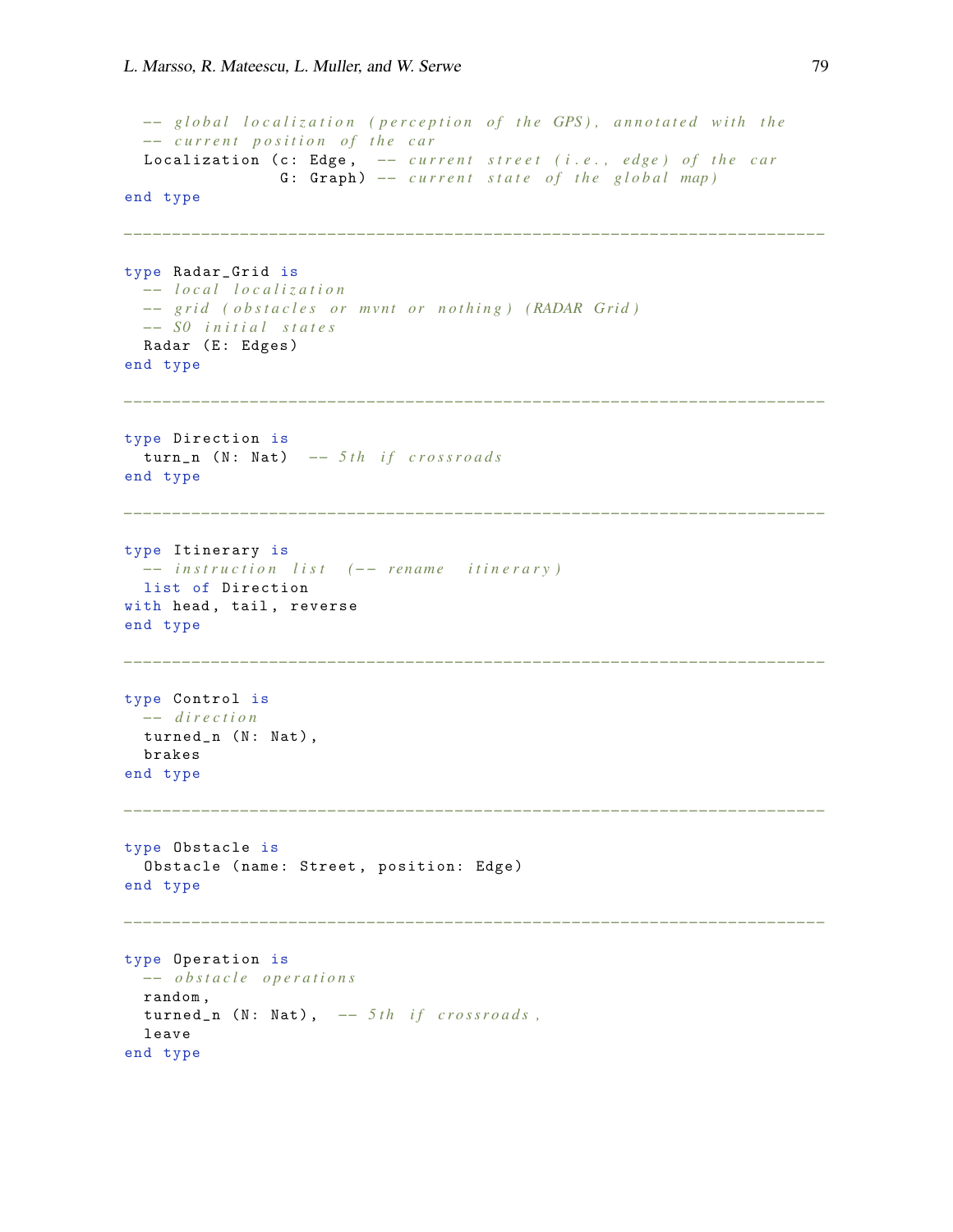```
  -- global localization (perception of the GPS), annotated with the
  -- current position of the car
  Localization (c: Edge,  -- current street (i.e., edge) of the car
                G: Graph) -- current state of the global map)
end type

-------------------------------------------------------------------------

type Radar_Grid is
  -- local localization
  -- grid (obstacles or mvnt or nothing) (RADAR Grid)
  -- S0 initial states
  Radar (E: Edges)
end type

-------------------------------------------------------------------------

type Direction is
  turn_n (N: Nat)  -- 5th if crossroads
end type

-------------------------------------------------------------------------

type Itinerary is
  -- instruction list  (-- rename  itinerary)
  list of Direction
with head, tail, reverse
end type

-------------------------------------------------------------------------

type Control is
  -- direction
  turned_n (N: Nat),
  brakes
end type

-------------------------------------------------------------------------

type Obstacle is
  Obstacle (name: Street, position: Edge)
end type

-------------------------------------------------------------------------

type Operation is
  -- obstacle operations
  random,
  turned_n (N: Nat),  -- 5th if crossroads,
  leave
end type
```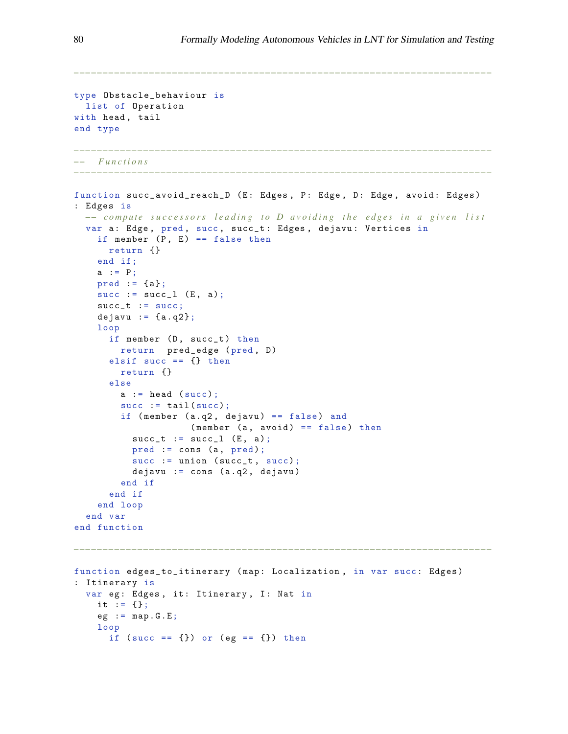```
-------------------------------------------------------------------------

type Obstacle_behaviour is
  list of Operation
with head, tail
end type

-------------------------------------------------------------------------
--  Functions
-------------------------------------------------------------------------

function succ_avoid_reach_D (E: Edges, P: Edge, D: Edge, avoid: Edges)
: Edges is
  -- compute successors leading to D avoiding the edges in a given list
  var a: Edge, pred, succ, succ_t: Edges, dejavu: Vertices in
    if member (P, E) == false then
      return {}
    end if;
    a := P;
    pred := {a};
    succ := succ_l (E, a);
    succ_t := succ;
    dejavu := {a.q2};
    loop
      if member (D, succ_t) then
        return  pred_edge (pred, D)
      elsif succ == {} then
        return {}
      else
        a := head (succ);
        succ := tail(succ);
        if (member (a.q2, dejavu) == false) and
                   (member (a, avoid) == false) then
          succ_t := succ_l (E, a);
          pred := cons (a, pred);
          succ := union (succ_t, succ);
          dejavu := cons (a.q2, dejavu)
        end if
      end if
    end loop
  end var
end function

-------------------------------------------------------------------------

function edges_to_itinerary (map: Localization, in var succ: Edges)
: Itinerary is
  var eg: Edges, it: Itinerary, I: Nat in
    it := {};
    eg := map.G.E;
    loop
      if (succ == {}) or (eg == {}) then
```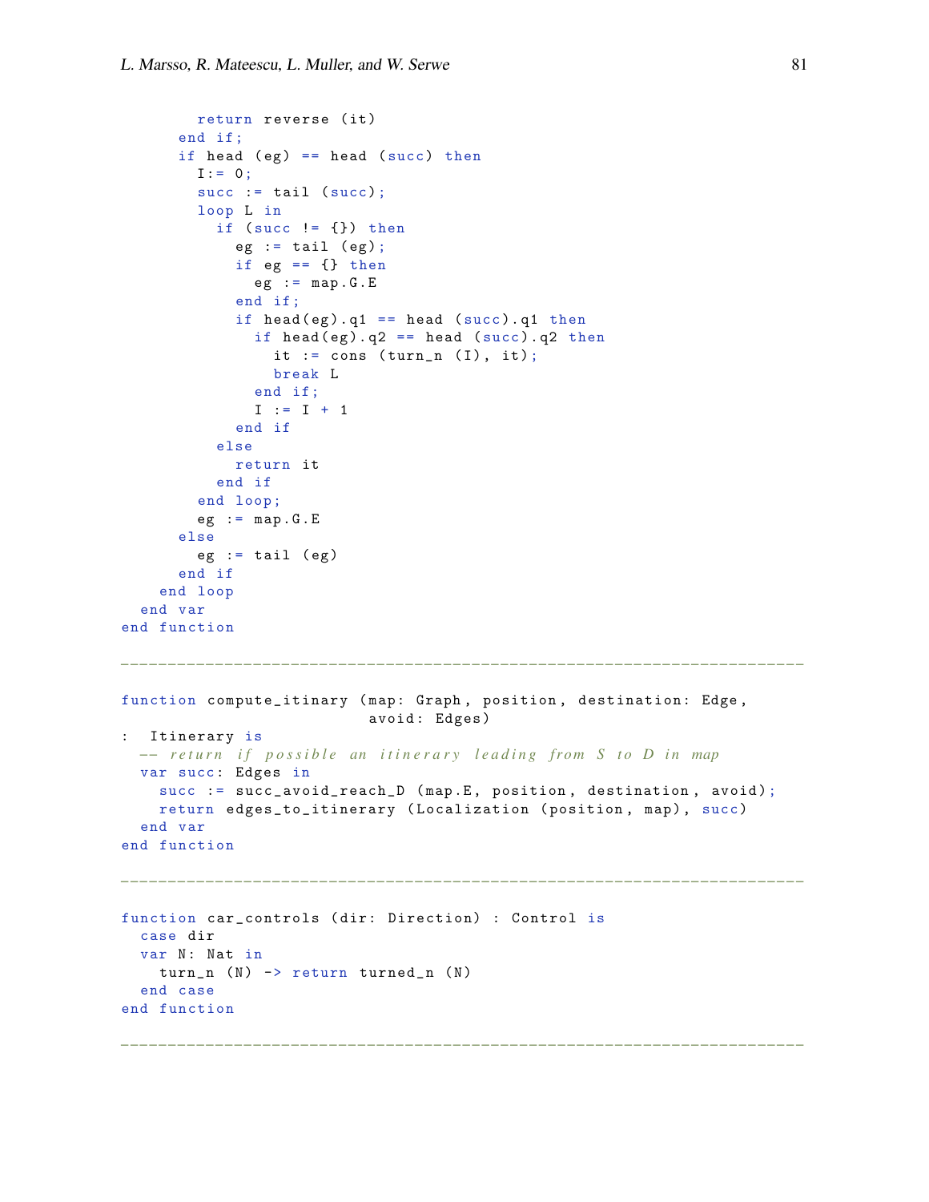```
        return reverse (it)
      end if;
      if head (eg) == head (succ) then
        I:= 0;
        succ := tail (succ);
        loop L in
          if (succ != {}) then
            eg := tail (eg);
            if eg == {} then
              eg := map.G.E
            end if;
            if head(eg).q1 == head (succ).q1 then
              if head(eg).q2 == head (succ).q2 then
                it := cons (turn_n (I), it);
                break L
              end if;
              I := I + 1
            end if
          else
            return it
          end if
        end loop;
        eg := map.G.E
      else
        eg := tail (eg)
      end if
    end loop
  end var
end function

-------------------------------------------------------------------------

function compute_itinary (map: Graph, position, destination: Edge,
                          avoid: Edges)
:  Itinerary is
  -- return if possible an itinerary leading from S to D in map
  var succ: Edges in
    succ := succ_avoid_reach_D (map.E, position, destination, avoid);
    return edges_to_itinerary (Localization (position, map), succ)
  end var
end function

-------------------------------------------------------------------------

function car_controls (dir: Direction) : Control is
  case dir
  var N: Nat in
    turn_n (N) -> return turned_n (N)
  end case
end function

-------------------------------------------------------------------------
```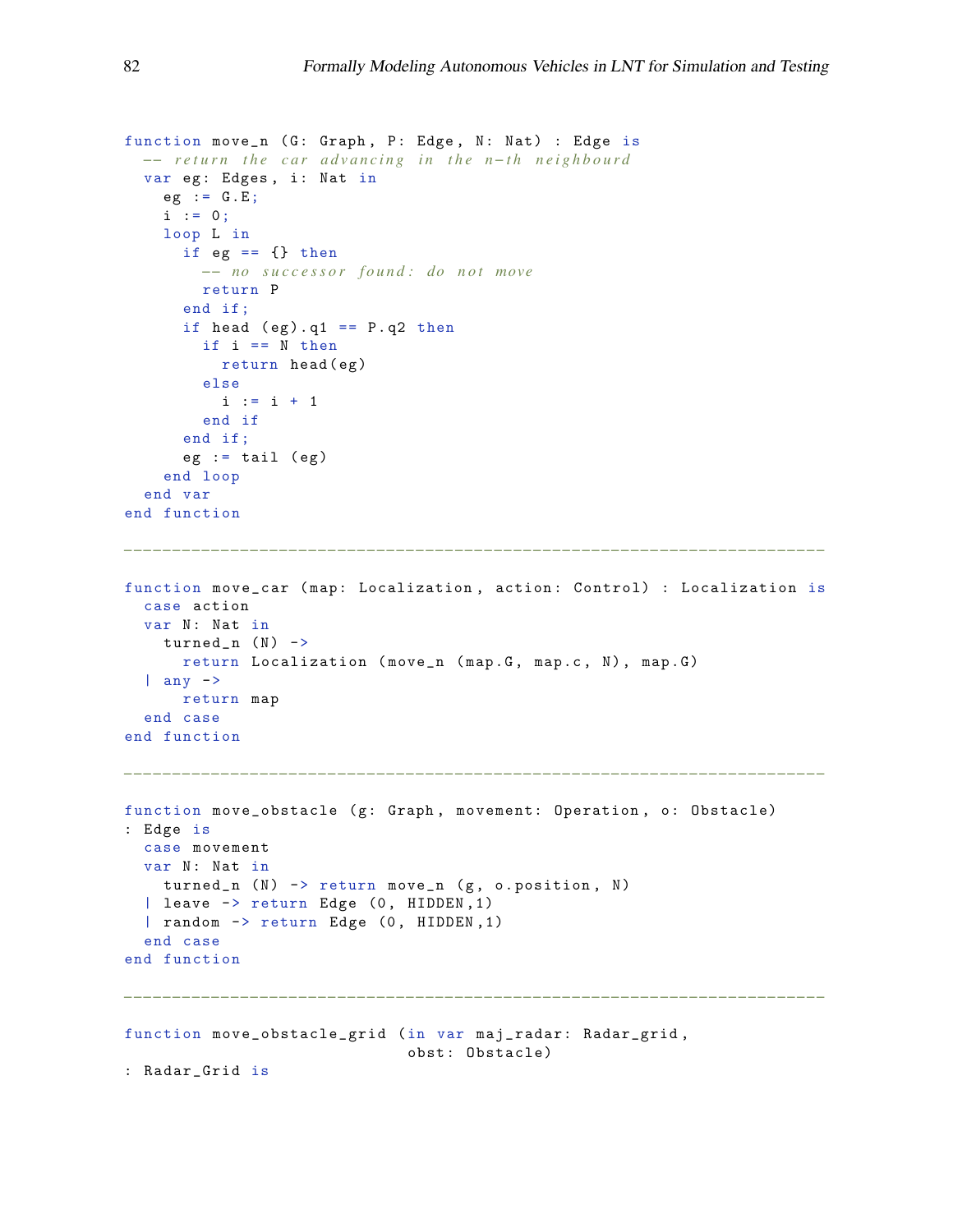```
function move_n (G: Graph, P: Edge, N: Nat) : Edge is
  -- return the car advancing in the n-th neighbourd
  var eg: Edges, i: Nat in
    eg := G.E;
    i := 0;
    loop L in
      if eg == {} then
        -- no successor found: do not move
        return P
      end if;
      if head (eg).q1 == P.q2 then
        if i == N then
          return head(eg)
        else
          i := i + 1
        end if
      end if;
      eg := tail (eg)
    end loop
  end var
end function

---------------------------------------------------------------------

function move_car (map: Localization, action: Control) : Localization is
  case action
  var N: Nat in
    turned_n (N) ->
      return Localization (move_n (map.G, map.c, N), map.G)
  | any ->
      return map
  end case
end function

---------------------------------------------------------------------

function move_obstacle (g: Graph, movement: Operation, o: Obstacle)
: Edge is
  case movement
  var N: Nat in
    turned_n (N) -> return move_n (g, o.position, N)
  | leave -> return Edge (0, HIDDEN,1)
  | random -> return Edge (0, HIDDEN,1)
  end case
end function

---------------------------------------------------------------------

function move_obstacle_grid (in var maj_radar: Radar_grid,
                             obst: Obstacle)
: Radar_Grid is
```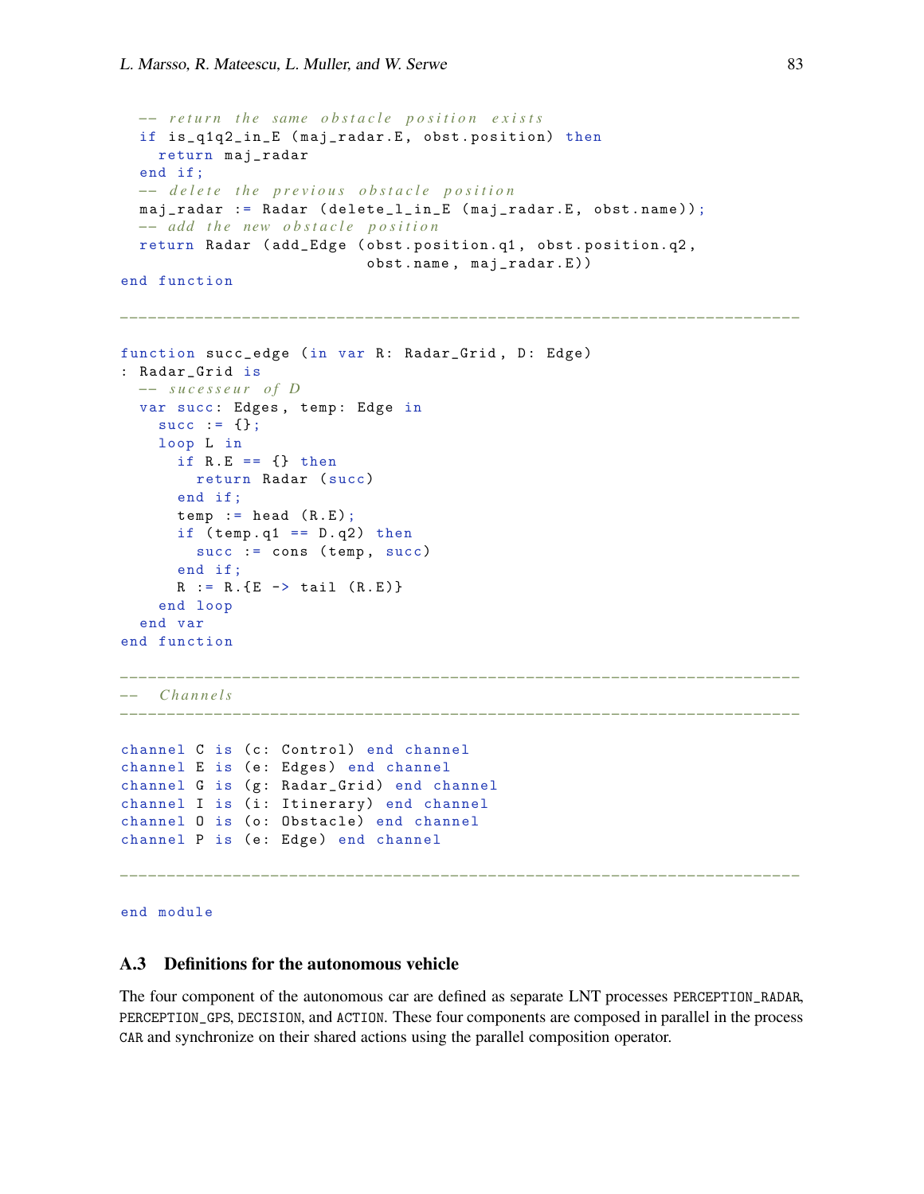```
  -- return the same obstacle position exists
  if is_q1q2_in_E (maj_radar.E, obst.position) then
    return maj_radar
  end if;
  -- delete the previous obstacle position
  maj_radar := Radar (delete_l_in_E (maj_radar.E, obst.name));
  -- add the new obstacle position
  return Radar (add_Edge (obst.position.q1, obst.position.q2,
                          obst.name, maj_radar.E))
end function

-------------------------------------------------------------------------

function succ_edge (in var R: Radar_Grid, D: Edge)
: Radar_Grid is
  -- sucesseur of D
  var succ: Edges, temp: Edge in
    succ := {};
    loop L in
      if R.E == {} then
        return Radar (succ)
      end if;
      temp := head (R.E);
      if (temp.q1 == D.q2) then
        succ := cons (temp, succ)
      end if;
      R := R.{E -> tail (R.E)}
    end loop
  end var
end function

-------------------------------------------------------------------------
--  Channels
-------------------------------------------------------------------------

channel C is (c: Control) end channel
channel E is (e: Edges) end channel
channel G is (g: Radar_Grid) end channel
channel I is (i: Itinerary) end channel
channel O is (o: Obstacle) end channel
channel P is (e: Edge) end channel

-------------------------------------------------------------------------

end module
```

### A.3 Definitions for the autonomous vehicle

The four component of the autonomous car are defined as separate LNT processes PERCEPTION_RADAR, PERCEPTION_GPS, DECISION, and ACTION. These four components are composed in parallel in the process CAR and synchronize on their shared actions using the parallel composition operator.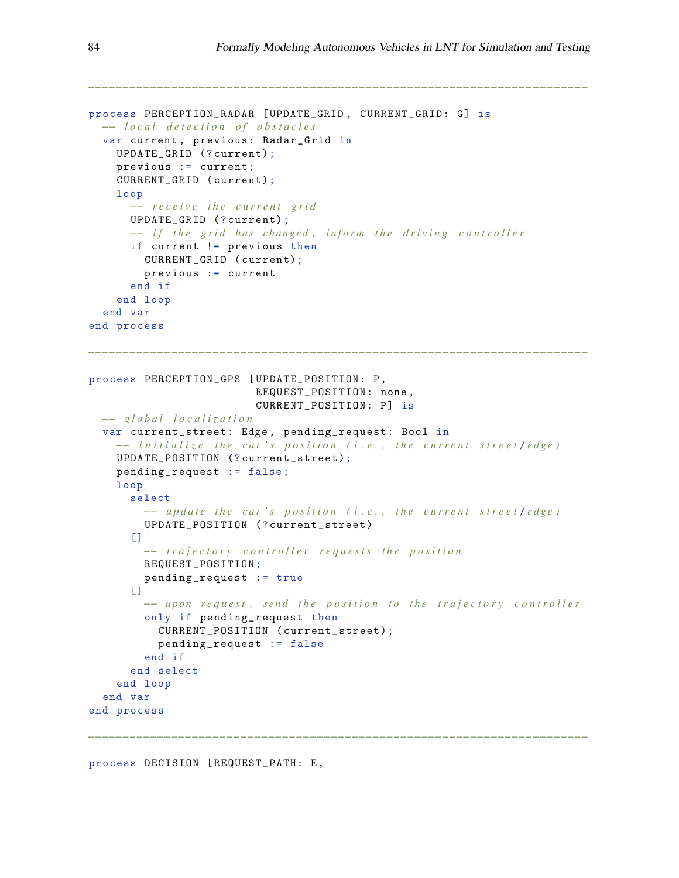```
------------------------------------------------------------------------

process PERCEPTION_RADAR [UPDATE_GRID, CURRENT_GRID: G] is
  -- local detection of obstacles
  var current, previous: Radar_Grid in
    UPDATE_GRID (?current);
    previous := current;
    CURRENT_GRID (current);
    loop
      -- receive the current grid
      UPDATE_GRID (?current);
      -- if the grid has changed, inform the driving controller
      if current != previous then
        CURRENT_GRID (current);
        previous := current
      end if
    end loop
  end var
end process

------------------------------------------------------------------------

process PERCEPTION_GPS [UPDATE_POSITION: P,
                        REQUEST_POSITION: none,
                        CURRENT_POSITION: P] is
  -- global localization
  var current_street: Edge, pending_request: Bool in
    -- initialize the car's position (i.e., the current street/edge)
    UPDATE_POSITION (?current_street);
    pending_request := false;
    loop
      select
        -- update the car's position (i.e., the current street/edge)
        UPDATE_POSITION (?current_street)
      []
        -- trajectory controller requests the position
        REQUEST_POSITION;
        pending_request := true
      []
        -- upon request, send the position to the trajectory controller
        only if pending_request then
          CURRENT_POSITION (current_street);
          pending_request := false
        end if
      end select
    end loop
  end var
end process

------------------------------------------------------------------------

process DECISION [REQUEST_PATH: E,
```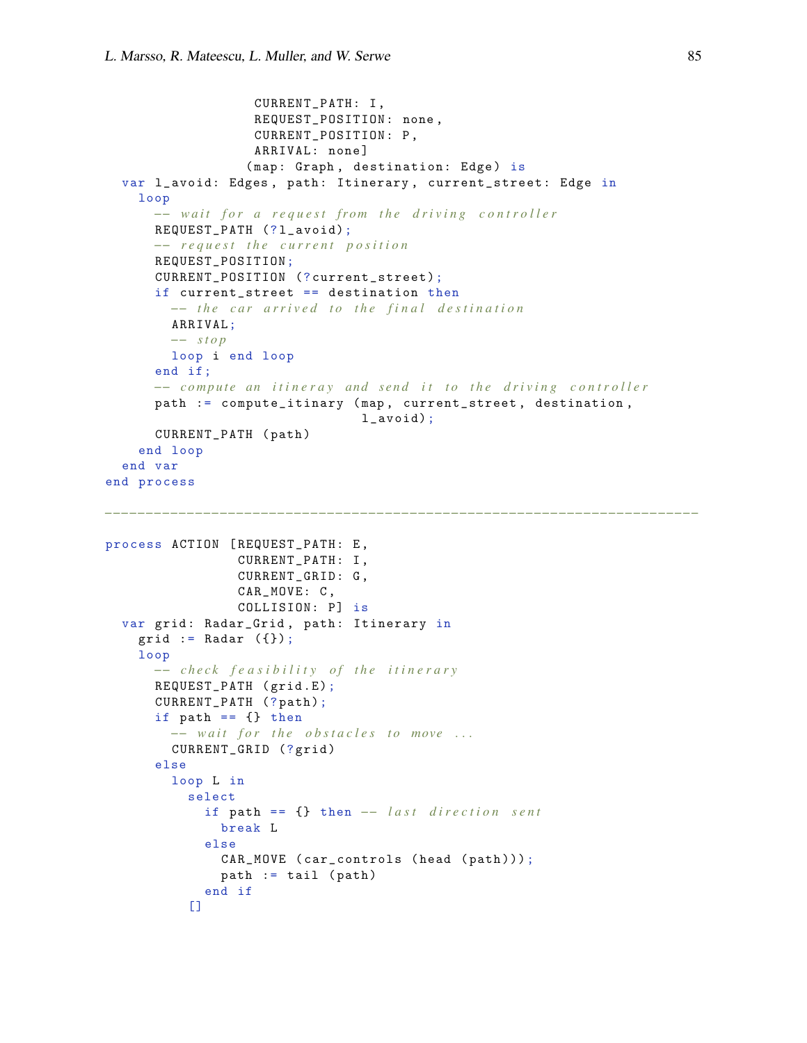```
                 CURRENT_PATH: I,
                 REQUEST_POSITION: none,
                 CURRENT_POSITION: P,
                 ARRIVAL: none]
                (map: Graph, destination: Edge) is
  var l_avoid: Edges, path: Itinerary, current_street: Edge in
    loop
      -- wait for a request from the driving controller
      REQUEST_PATH (?l_avoid);
      -- request the current position
      REQUEST_POSITION;
      CURRENT_POSITION (?current_street);
      if current_street == destination then
        -- the car arrived to the final destination
        ARRIVAL;
        -- stop
        loop i end loop
      end if;
      -- compute an itineray and send it to the driving controller
      path := compute_itinary (map, current_street, destination,
                               l_avoid);
      CURRENT_PATH (path)
    end loop
  end var
end process

-------------------------------------------------------------------------

process ACTION [REQUEST_PATH: E,
                CURRENT_PATH: I,
                CURRENT_GRID: G,
                CAR_MOVE: C,
                COLLISION: P] is
  var grid: Radar_Grid, path: Itinerary in
    grid := Radar ({});
    loop
      -- check feasibility of the itinerary
      REQUEST_PATH (grid.E);
      CURRENT_PATH (?path);
      if path == {} then
        -- wait for the obstacles to move ...
        CURRENT_GRID (?grid)
      else
        loop L in
          select
            if path == {} then -- last direction sent
              break L
            else
              CAR_MOVE (car_controls (head (path)));
              path := tail (path)
            end if
          []
```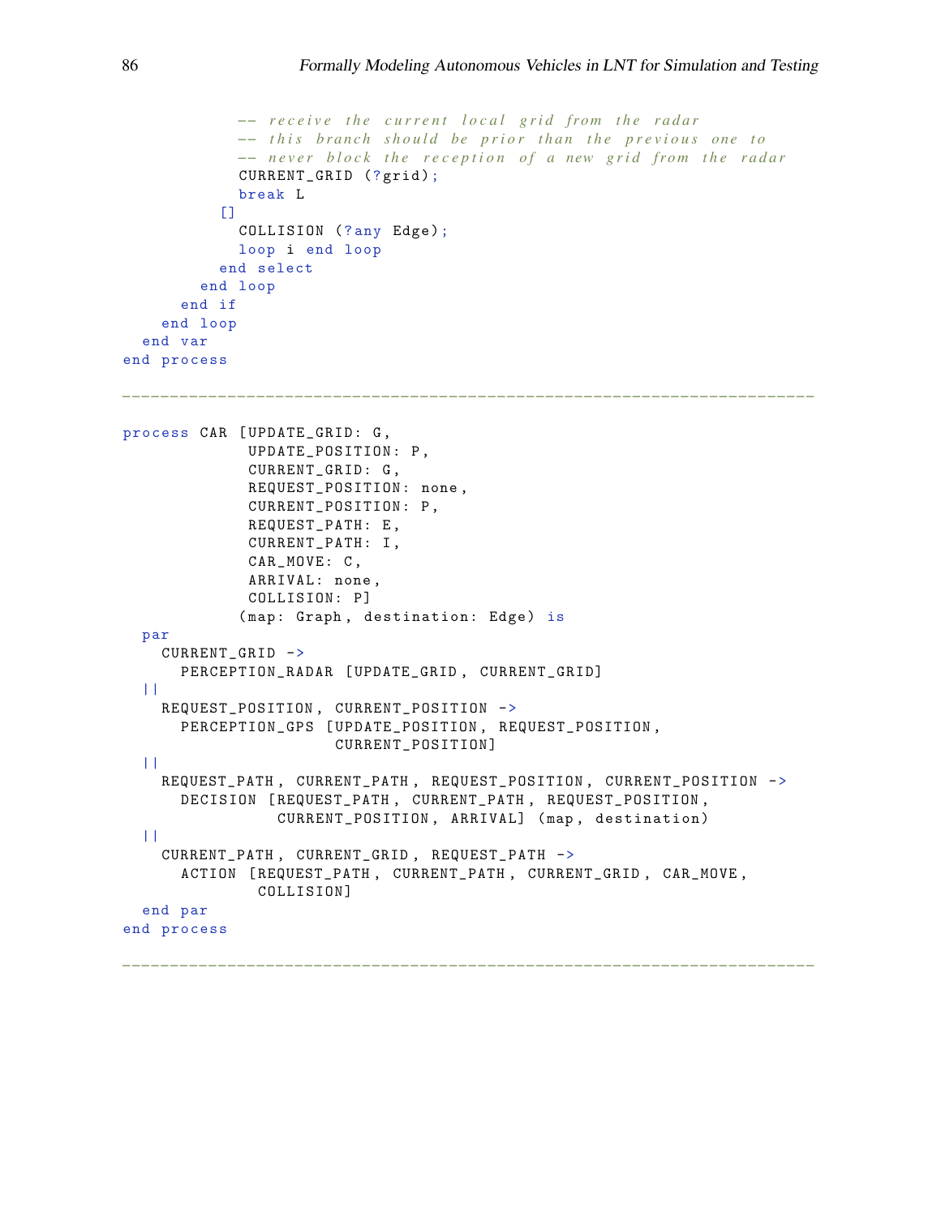```
          -- receive the current local grid from the radar
          -- this branch should be prior than the previous one to
          -- never block the reception of a new grid from the radar
          CURRENT_GRID (?grid);
          break L
        []
          COLLISION (?any Edge);
          loop i end loop
        end select
      end loop
    end if
  end loop
 end var
end process
```

---

```
process CAR [UPDATE_GRID: G,
             UPDATE_POSITION: P,
             CURRENT_GRID: G,
             REQUEST_POSITION: none,
             CURRENT_POSITION: P,
             REQUEST_PATH: E,
             CURRENT_PATH: I,
             CAR_MOVE: C,
             ARRIVAL: none,
             COLLISION: P]
            (map: Graph, destination: Edge) is
  par
    CURRENT_GRID ->
      PERCEPTION_RADAR [UPDATE_GRID, CURRENT_GRID]
  ||
    REQUEST_POSITION, CURRENT_POSITION ->
      PERCEPTION_GPS [UPDATE_POSITION, REQUEST_POSITION,
                      CURRENT_POSITION]
  ||
    REQUEST_PATH, CURRENT_PATH, REQUEST_POSITION, CURRENT_POSITION ->
      DECISION [REQUEST_PATH, CURRENT_PATH, REQUEST_POSITION,
                CURRENT_POSITION, ARRIVAL] (map, destination)
  ||
    CURRENT_PATH, CURRENT_GRID, REQUEST_PATH ->
      ACTION [REQUEST_PATH, CURRENT_PATH, CURRENT_GRID, CAR_MOVE,
              COLLISION]
  end par
end process
```

---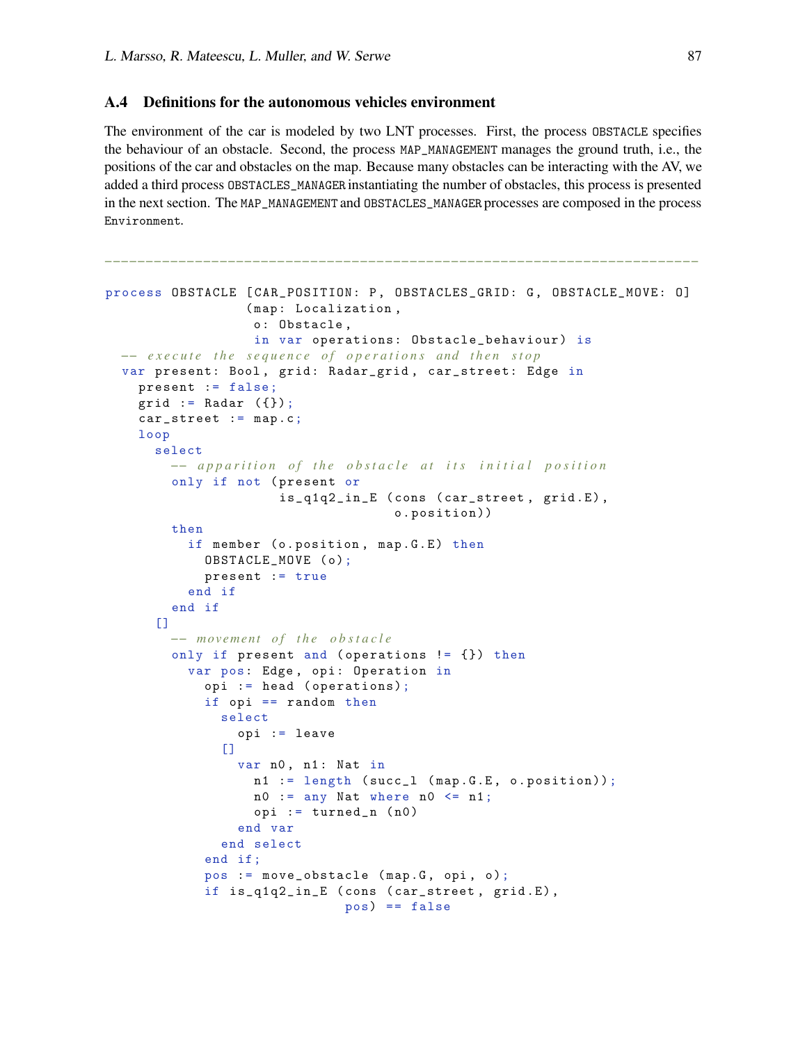## A.4 Definitions for the autonomous vehicles environment

The environment of the car is modeled by two LNT processes. First, the process `OBSTACLE` specifies the behaviour of an obstacle. Second, the process `MAP_MANAGEMENT` manages the ground truth, i.e., the positions of the car and obstacles on the map. Because many obstacles can be interacting with the AV, we added a third process `OBSTACLES_MANAGER` instantiating the number of obstacles, this process is presented in the next section. The `MAP_MANAGEMENT` and `OBSTACLES_MANAGER` processes are composed in the process `Environment`.

```
-------------------------------------------------------------------------

process OBSTACLE [CAR_POSITION: P, OBSTACLES_GRID: G, OBSTACLE_MOVE: O]
                 (map: Localization,
                  o: Obstacle,
                  in var operations: Obstacle_behaviour) is
  -- execute the sequence of operations and then stop
  var present: Bool, grid: Radar_grid, car_street: Edge in
    present := false;
    grid := Radar ({});
    car_street := map.c;
    loop
      select
        -- apparition of the obstacle at its initial position
        only if not (present or
                     is_q1q2_in_E (cons (car_street, grid.E),
                                   o.position))
        then
          if member (o.position, map.G.E) then
            OBSTACLE_MOVE (o);
            present := true
          end if
        end if
      []
        -- movement of the obstacle
        only if present and (operations != {}) then
          var pos: Edge, opi: Operation in
            opi := head (operations);
            if opi == random then
              select
                opi := leave
              []
                var n0, n1: Nat in
                  n1 := length (succ_l (map.G.E, o.position));
                  n0 := any Nat where n0 <= n1;
                  opi := turned_n (n0)
                end var
              end select
            end if;
            pos := move_obstacle (map.G, opi, o);
            if is_q1q2_in_E (cons (car_street, grid.E),
                             pos) == false
```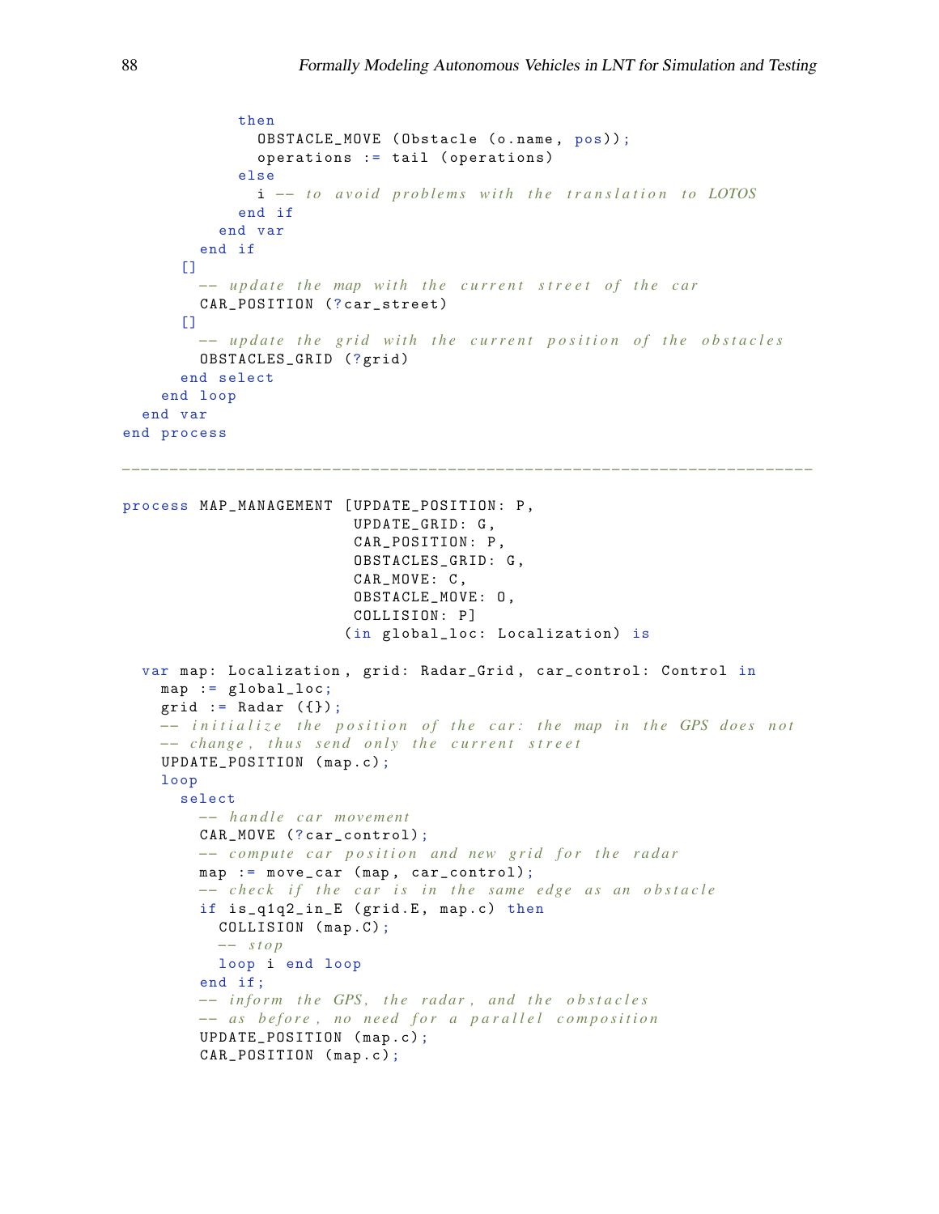```
            then
              OBSTACLE_MOVE (Obstacle (o.name, pos));
              operations := tail (operations)
            else
              i -- to avoid problems with the translation to LOTOS
            end if
          end var
        end if
      []
        -- update the map with the current street of the car
        CAR_POSITION (?car_street)
      []
        -- update the grid with the current position of the obstacles
        OBSTACLES_GRID (?grid)
      end select
    end loop
  end var
end process

------------------------------------------------------------------------

process MAP_MANAGEMENT [UPDATE_POSITION: P,
                        UPDATE_GRID: G,
                        CAR_POSITION: P,
                        OBSTACLES_GRID: G,
                        CAR_MOVE: C,
                        OBSTACLE_MOVE: O,
                        COLLISION: P]
                       (in global_loc: Localization) is

  var map: Localization, grid: Radar_Grid, car_control: Control in
    map := global_loc;
    grid := Radar ({});
    -- initialize the position of the car: the map in the GPS does not
    -- change, thus send only the current street
    UPDATE_POSITION (map.c);
    loop
      select
        -- handle car movement
        CAR_MOVE (?car_control);
        -- compute car position and new grid for the radar
        map := move_car (map, car_control);
        -- check if the car is in the same edge as an obstacle
        if is_q1q2_in_E (grid.E, map.c) then
          COLLISION (map.C);
          -- stop
          loop i end loop
        end if;
        -- inform the GPS, the radar, and the obstacles
        -- as before, no need for a parallel composition
        UPDATE_POSITION (map.c);
        CAR_POSITION (map.c);
```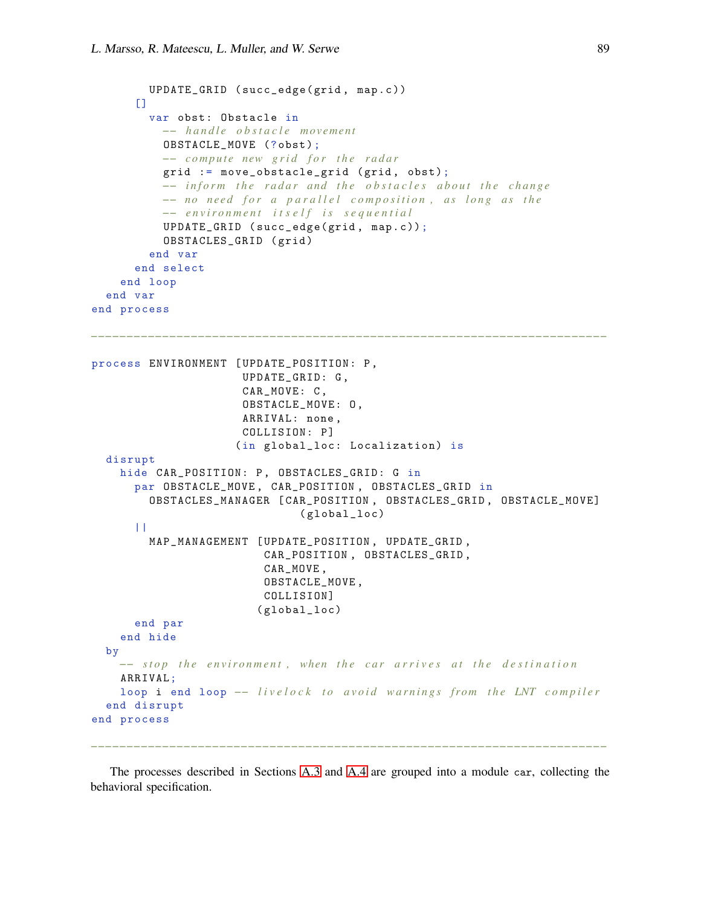```
        UPDATE_GRID (succ_edge(grid, map.c))
      []
        var obst: Obstacle in
          -- handle obstacle movement
          OBSTACLE_MOVE (?obst);
          -- compute new grid for the radar
          grid := move_obstacle_grid (grid, obst);
          -- inform the radar and the obstacles about the change
          -- no need for a parallel composition, as long as the
          -- environment itself is sequential
          UPDATE_GRID (succ_edge(grid, map.c));
          OBSTACLES_GRID (grid)
        end var
      end select
    end loop
  end var
end process

-------------------------------------------------------------------------

process ENVIRONMENT [UPDATE_POSITION: P,
                     UPDATE_GRID: G,
                     CAR_MOVE: C,
                     OBSTACLE_MOVE: O,
                     ARRIVAL: none,
                     COLLISION: P]
                    (in global_loc: Localization) is
  disrupt
    hide CAR_POSITION: P, OBSTACLES_GRID: G in
      par OBSTACLE_MOVE, CAR_POSITION, OBSTACLES_GRID in
        OBSTACLES_MANAGER [CAR_POSITION, OBSTACLES_GRID, OBSTACLE_MOVE]
                          (global_loc)
      ||
        MAP_MANAGEMENT [UPDATE_POSITION, UPDATE_GRID,
                        CAR_POSITION, OBSTACLES_GRID,
                        CAR_MOVE,
                        OBSTACLE_MOVE,
                        COLLISION]
                       (global_loc)
      end par
    end hide
  by
    -- stop the environment, when the car arrives at the destination
    ARRIVAL;
    loop i end loop -- livelock to avoid warnings from the LNT compiler
  end disrupt
end process

-------------------------------------------------------------------------
```

The processes described in Sections A.3 and A.4 are grouped into a module `car`, collecting the behavioral specification.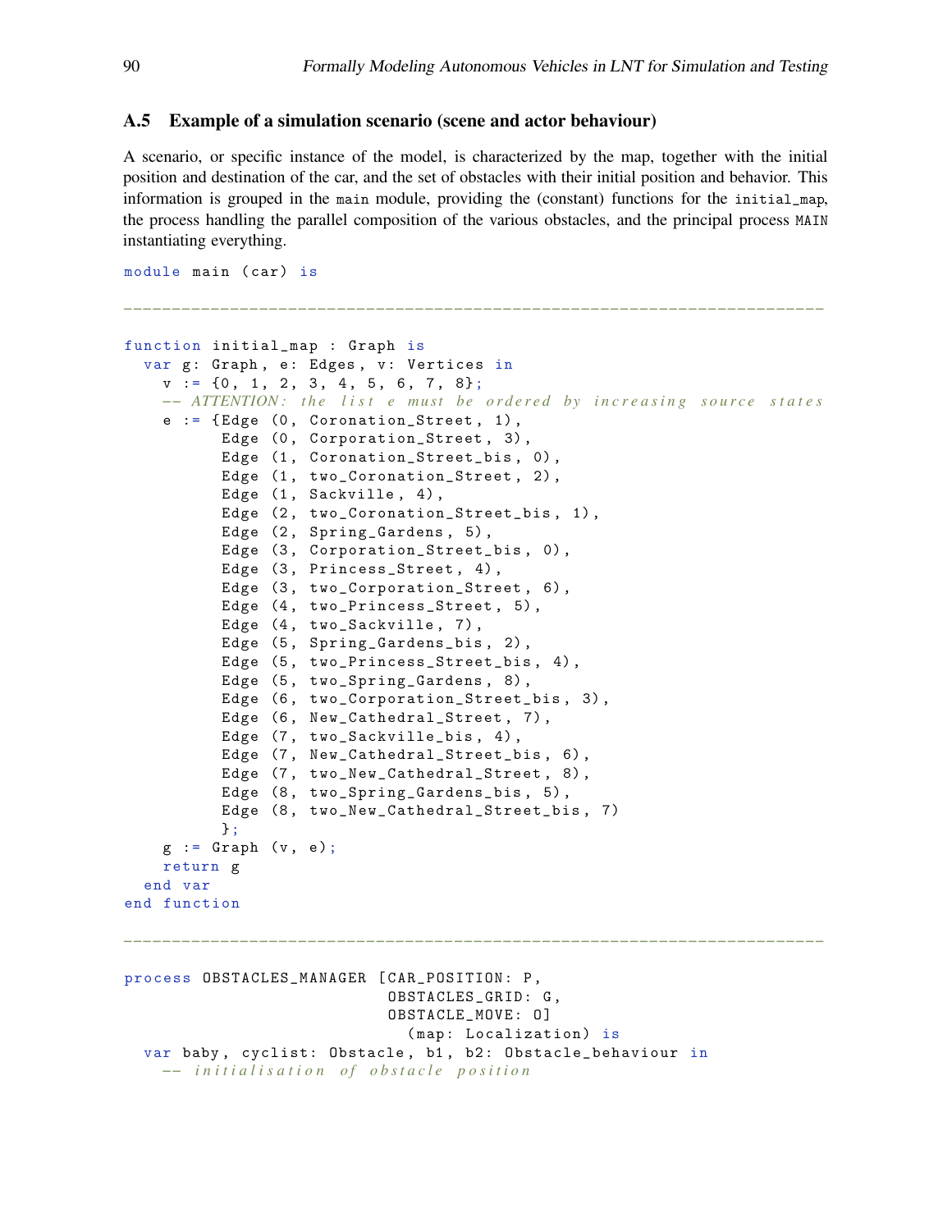### A.5 Example of a simulation scenario (scene and actor behaviour)

A scenario, or specific instance of the model, is characterized by the map, together with the initial position and destination of the car, and the set of obstacles with their initial position and behavior. This information is grouped in the `main` module, providing the (constant) functions for the `initial_map`, the process handling the parallel composition of the various obstacles, and the principal process `MAIN` instantiating everything.

```
module main (car) is

-------------------------------------------------------------------------

function initial_map : Graph is
  var g: Graph, e: Edges, v: Vertices in
    v := {0, 1, 2, 3, 4, 5, 6, 7, 8};
    -- ATTENTION: the list e must be ordered by increasing source states
    e := {Edge (0, Coronation_Street, 1),
          Edge (0, Corporation_Street, 3),
          Edge (1, Coronation_Street_bis, 0),
          Edge (1, two_Coronation_Street, 2),
          Edge (1, Sackville, 4),
          Edge (2, two_Coronation_Street_bis, 1),
          Edge (2, Spring_Gardens, 5),
          Edge (3, Corporation_Street_bis, 0),
          Edge (3, Princess_Street, 4),
          Edge (3, two_Corporation_Street, 6),
          Edge (4, two_Princess_Street, 5),
          Edge (4, two_Sackville, 7),
          Edge (5, Spring_Gardens_bis, 2),
          Edge (5, two_Princess_Street_bis, 4),
          Edge (5, two_Spring_Gardens, 8),
          Edge (6, two_Corporation_Street_bis, 3),
          Edge (6, New_Cathedral_Street, 7),
          Edge (7, two_Sackville_bis, 4),
          Edge (7, New_Cathedral_Street_bis, 6),
          Edge (7, two_New_Cathedral_Street, 8),
          Edge (8, two_Spring_Gardens_bis, 5),
          Edge (8, two_New_Cathedral_Street_bis, 7)
          };
    g := Graph (v, e);
    return g
  end var
end function

-------------------------------------------------------------------------

process OBSTACLES_MANAGER [CAR_POSITION: P,
                          OBSTACLES_GRID: G,
                          OBSTACLE_MOVE: O]
                            (map: Localization) is
  var baby, cyclist: Obstacle, b1, b2: Obstacle_behaviour in
    -- initialisation of obstacle position
```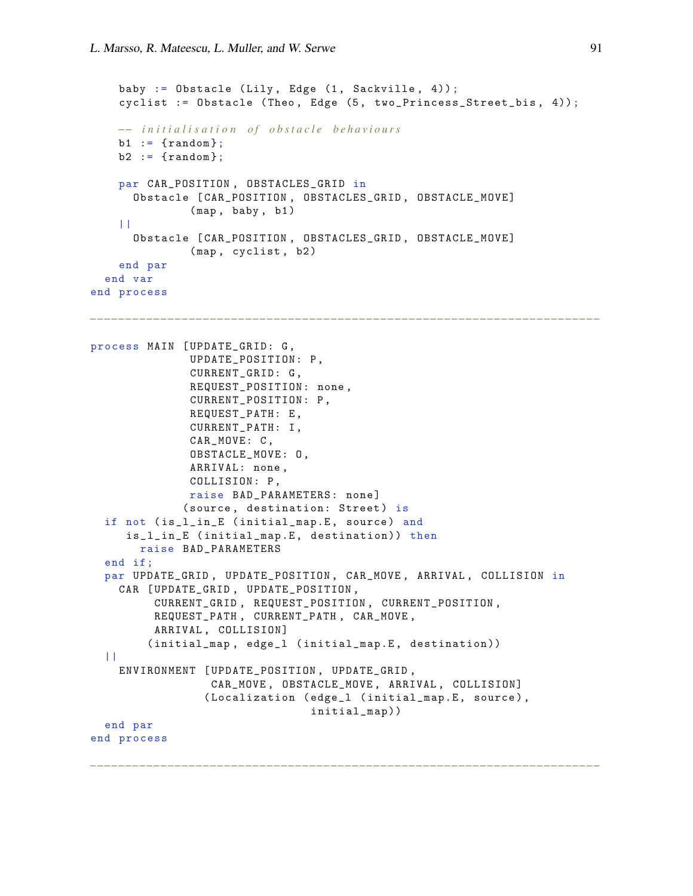```
    baby := Obstacle (Lily, Edge (1, Sackville, 4));
    cyclist := Obstacle (Theo, Edge (5, two_Princess_Street_bis, 4));

    -- initialisation of obstacle behaviours
    b1 := {random};
    b2 := {random};

    par CAR_POSITION, OBSTACLES_GRID in
      Obstacle [CAR_POSITION, OBSTACLES_GRID, OBSTACLE_MOVE]
              (map, baby, b1)
    ||
      Obstacle [CAR_POSITION, OBSTACLES_GRID, OBSTACLE_MOVE]
              (map, cyclist, b2)
    end par
  end var
end process

------------------------------------------------------------------------

process MAIN [UPDATE_GRID: G,
              UPDATE_POSITION: P,
              CURRENT_GRID: G,
              REQUEST_POSITION: none,
              CURRENT_POSITION: P,
              REQUEST_PATH: E,
              CURRENT_PATH: I,
              CAR_MOVE: C,
              OBSTACLE_MOVE: O,
              ARRIVAL: none,
              COLLISION: P,
              raise BAD_PARAMETERS: none]
             (source, destination: Street) is
  if not (is_l_in_E (initial_map.E, source) and
     is_l_in_E (initial_map.E, destination)) then
       raise BAD_PARAMETERS
  end if;
  par UPDATE_GRID, UPDATE_POSITION, CAR_MOVE, ARRIVAL, COLLISION in
    CAR [UPDATE_GRID, UPDATE_POSITION,
         CURRENT_GRID, REQUEST_POSITION, CURRENT_POSITION,
         REQUEST_PATH, CURRENT_PATH, CAR_MOVE,
         ARRIVAL, COLLISION]
        (initial_map, edge_l (initial_map.E, destination))
  ||
    ENVIRONMENT [UPDATE_POSITION, UPDATE_GRID,
                 CAR_MOVE, OBSTACLE_MOVE, ARRIVAL, COLLISION]
                (Localization (edge_l (initial_map.E, source),
                               initial_map))
  end par
end process

------------------------------------------------------------------------
```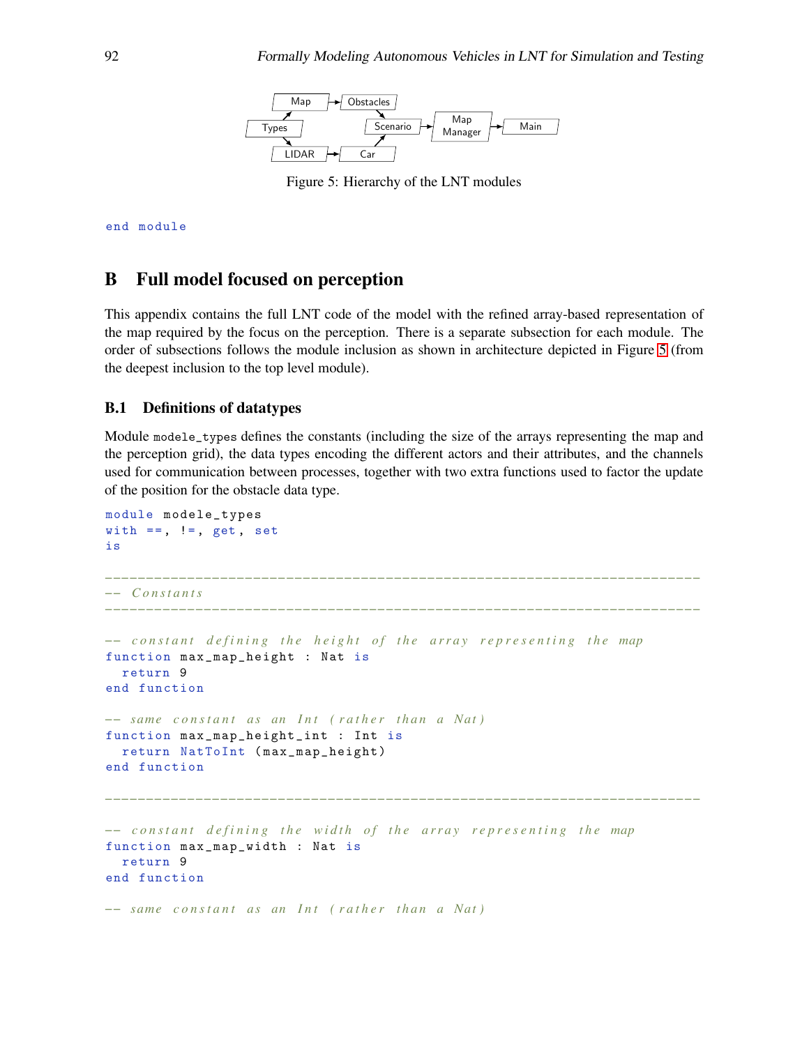Figure 5: Hierarchy of the LNT modules

```
end module
```

## B Full model focused on perception

This appendix contains the full LNT code of the model with the refined array-based representation of the map required by the focus on the perception. There is a separate subsection for each module. The order of subsections follows the module inclusion as shown in architecture depicted in Figure 5 (from the deepest inclusion to the top level module).

### B.1 Definitions of datatypes

Module `modele_types` defines the constants (including the size of the arrays representing the map and the perception grid), the data types encoding the different actors and their attributes, and the channels used for communication between processes, together with two extra functions used to factor the update of the position for the obstacle data type.

```
module modele_types
with ==, !=, get, set
is

------------------------------------------------------------------------
-- Constants
------------------------------------------------------------------------

-- constant defining the height of the array representing the map
function max_map_height : Nat is
  return 9
end function

-- same constant as an Int (rather than a Nat)
function max_map_height_int : Int is
  return NatToInt (max_map_height)
end function

------------------------------------------------------------------------

-- constant defining the width of the array representing the map
function max_map_width : Nat is
  return 9
end function

-- same constant as an Int (rather than a Nat)
```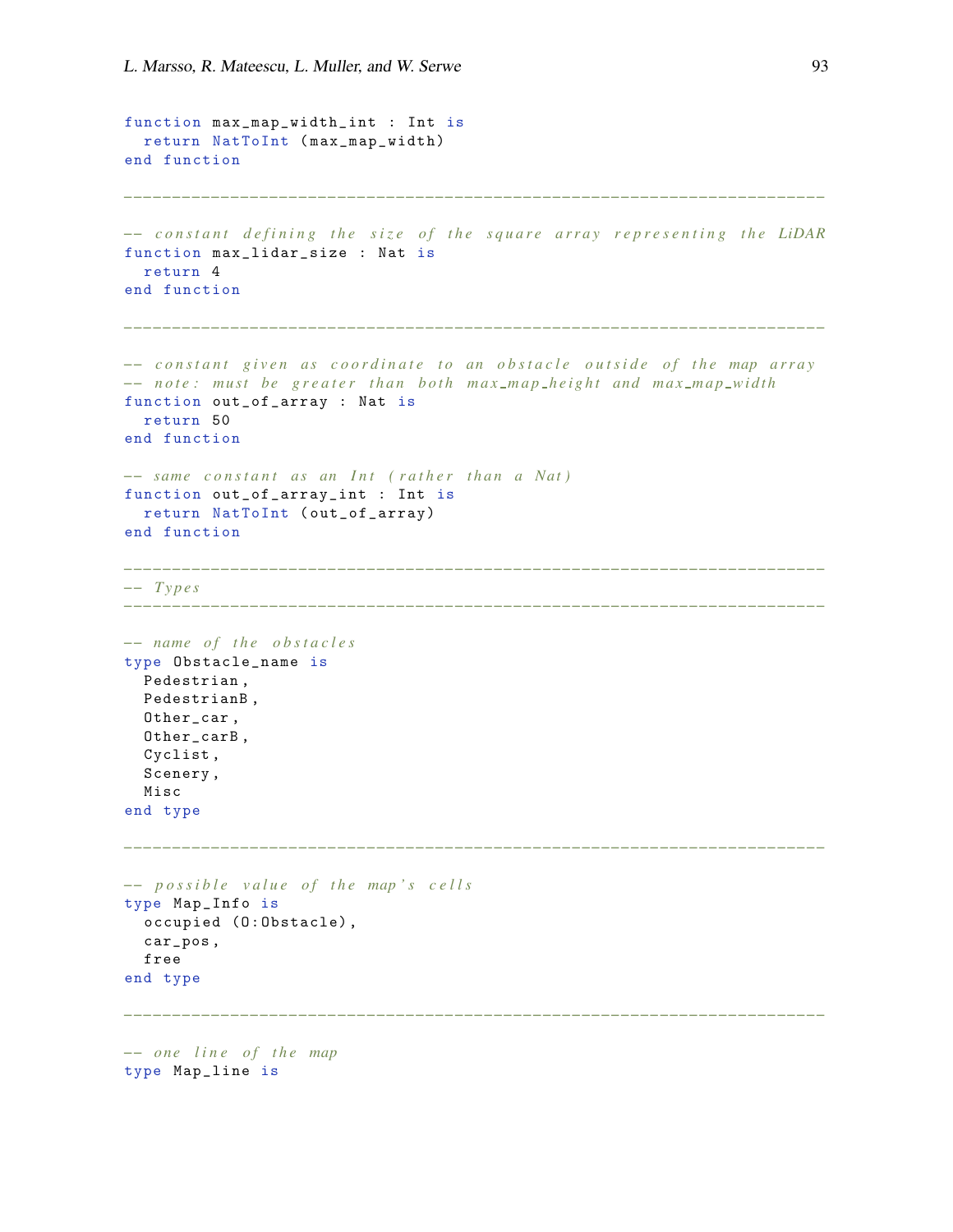```
function max_map_width_int : Int is
  return NatToInt (max_map_width)
end function

-------------------------------------------------------------------------

-- constant defining the size of the square array representing the LiDAR
function max_lidar_size : Nat is
  return 4
end function

-------------------------------------------------------------------------

-- constant given as coordinate to an obstacle outside of the map array
-- note: must be greater than both max_map_height and max_map_width
function out_of_array : Nat is
  return 50
end function

-- same constant as an Int (rather than a Nat)
function out_of_array_int : Int is
  return NatToInt (out_of_array)
end function

-------------------------------------------------------------------------
-- Types
-------------------------------------------------------------------------

-- name of the obstacles
type Obstacle_name is
  Pedestrian,
  PedestrianB,
  Other_car,
  Other_carB,
  Cyclist,
  Scenery,
  Misc
end type

-------------------------------------------------------------------------

-- possible value of the map's cells
type Map_Info is
  occupied (O:Obstacle),
  car_pos,
  free
end type

-------------------------------------------------------------------------

-- one line of the map
type Map_line is
```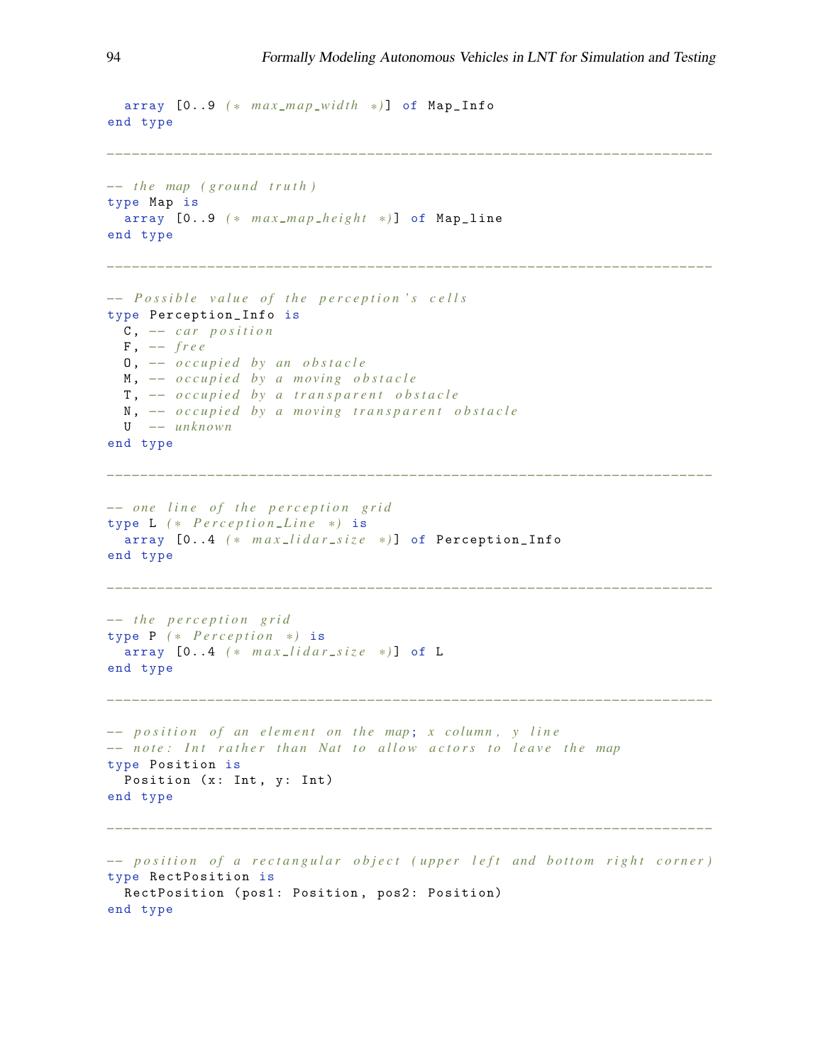```
  array [0..9 (* max_map_width *)] of Map_Info
end type

-------------------------------------------------------------------------

-- the map (ground truth)
type Map is
  array [0..9 (* max_map_height *)] of Map_line
end type

-------------------------------------------------------------------------

-- Possible value of the perception's cells
type Perception_Info is
  C, -- car position
  F, -- free
  O, -- occupied by an obstacle
  M, -- occupied by a moving obstacle
  T, -- occupied by a transparent obstacle
  N, -- occupied by a moving transparent obstacle
  U  -- unknown
end type

-------------------------------------------------------------------------

-- one line of the perception grid
type L (* Perception_Line *) is
  array [0..4 (* max_lidar_size *)] of Perception_Info
end type

-------------------------------------------------------------------------

-- the perception grid
type P (* Perception *) is
  array [0..4 (* max_lidar_size *)] of L
end type

-------------------------------------------------------------------------

-- position of an element on the map; x column, y line
-- note: Int rather than Nat to allow actors to leave the map
type Position is
  Position (x: Int, y: Int)
end type

-------------------------------------------------------------------------

-- position of a rectangular object (upper left and bottom right corner)
type RectPosition is
  RectPosition (pos1: Position, pos2: Position)
end type
```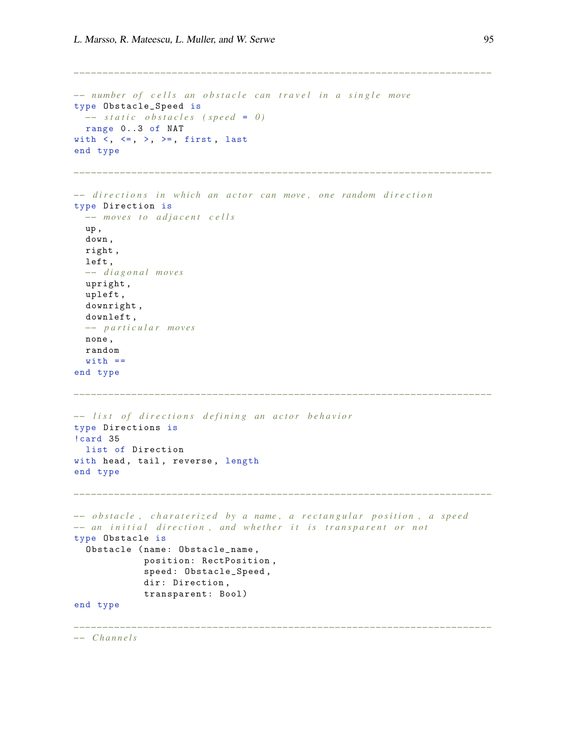```
-------------------------------------------------------------------------

-- number of cells an obstacle can travel in a single move
type Obstacle_Speed is
  -- static obstacles (speed = 0)
  range 0..3 of NAT
with <, <=, >, >=, first, last
end type

-------------------------------------------------------------------------

-- directions in which an actor can move, one random direction
type Direction is
  -- moves to adjacent cells
  up,
  down,
  right,
  left,
  -- diagonal moves
  upright,
  upleft,
  downright,
  downleft,
  -- particular moves
  none,
  random
  with ==
end type

-------------------------------------------------------------------------

-- list of directions defining an actor behavior
type Directions is
!card 35
  list of Direction
with head, tail, reverse, length
end type

-------------------------------------------------------------------------

-- obstacle, charaterized by a name, a rectangular position, a speed
-- an initial direction, and whether it is transparent or not
type Obstacle is
  Obstacle (name: Obstacle_name,
            position: RectPosition,
            speed: Obstacle_Speed,
            dir: Direction,
            transparent: Bool)
end type

-------------------------------------------------------------------------
-- Channels
```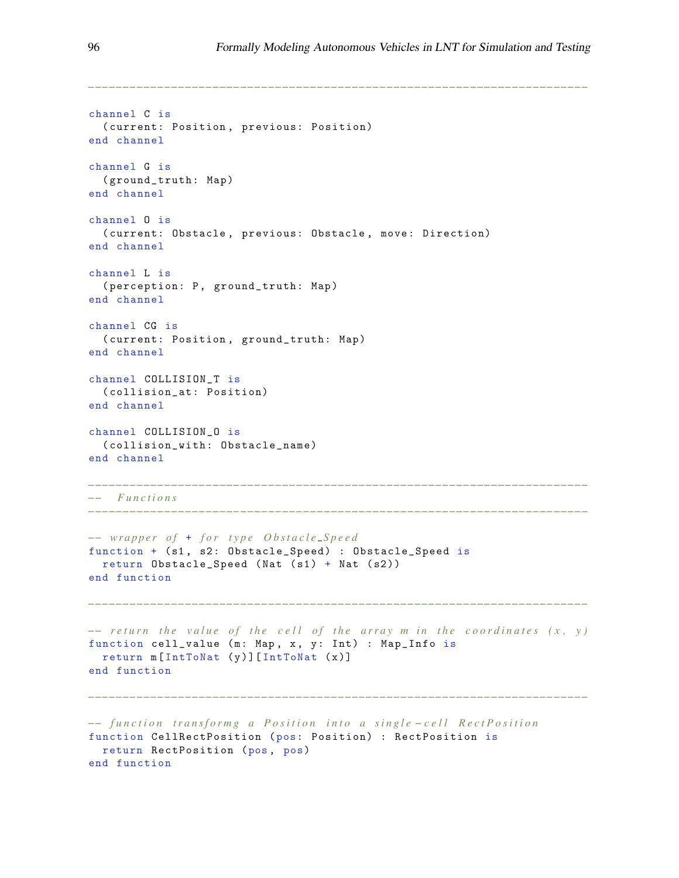```
------------------------------------------------------------------------

channel C is
  (current: Position, previous: Position)
end channel

channel G is
  (ground_truth: Map)
end channel

channel O is
  (current: Obstacle, previous: Obstacle, move: Direction)
end channel

channel L is
  (perception: P, ground_truth: Map)
end channel

channel CG is
  (current: Position, ground_truth: Map)
end channel

channel COLLISION_T is
  (collision_at: Position)
end channel

channel COLLISION_O is
  (collision_with: Obstacle_name)
end channel

------------------------------------------------------------------------
--  Functions
------------------------------------------------------------------------

-- wrapper of + for type Obstacle_Speed
function + (s1, s2: Obstacle_Speed) : Obstacle_Speed is
  return Obstacle_Speed (Nat (s1) + Nat (s2))
end function

------------------------------------------------------------------------

-- return the value of the cell of the array m in the coordinates (x, y)
function cell_value (m: Map, x, y: Int) : Map_Info is
  return m[IntToNat (y)][IntToNat (x)]
end function

------------------------------------------------------------------------

-- function transformg a Position into a single-cell RectPosition
function CellRectPosition (pos: Position) : RectPosition is
  return RectPosition (pos, pos)
end function
```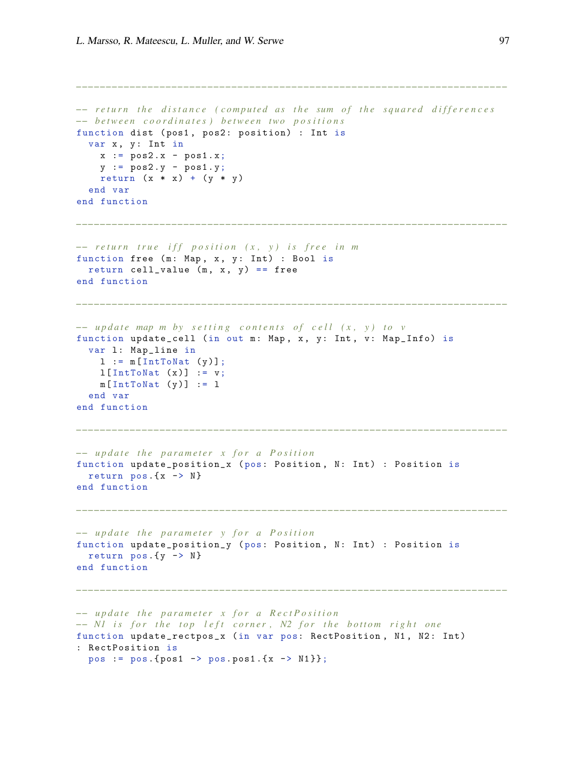```
-------------------------------------------------------------------

-- return the distance (computed as the sum of the squared differences
-- between coordinates) between two positions
function dist (pos1, pos2: position) : Int is
  var x, y: Int in
    x := pos2.x - pos1.x;
    y := pos2.y - pos1.y;
    return (x * x) + (y * y)
  end var
end function

-------------------------------------------------------------------

-- return true iff position (x, y) is free in m
function free (m: Map, x, y: Int) : Bool is
  return cell_value (m, x, y) == free
end function

-------------------------------------------------------------------

-- update map m by setting contents of cell (x, y) to v
function update_cell (in out m: Map, x, y: Int, v: Map_Info) is
  var l: Map_line in
    l := m[IntToNat (y)];
    l[IntToNat (x)] := v;
    m[IntToNat (y)] := l
  end var
end function

-------------------------------------------------------------------

-- update the parameter x for a Position
function update_position_x (pos: Position, N: Int) : Position is
  return pos.{x -> N}
end function

-------------------------------------------------------------------

-- update the parameter y for a Position
function update_position_y (pos: Position, N: Int) : Position is
  return pos.{y -> N}
end function

-------------------------------------------------------------------

-- update the parameter x for a RectPosition
-- N1 is for the top left corner, N2 for the bottom right one
function update_rectpos_x (in var pos: RectPosition, N1, N2: Int)
: RectPosition is
  pos := pos.{pos1 -> pos.pos1.{x -> N1}};
```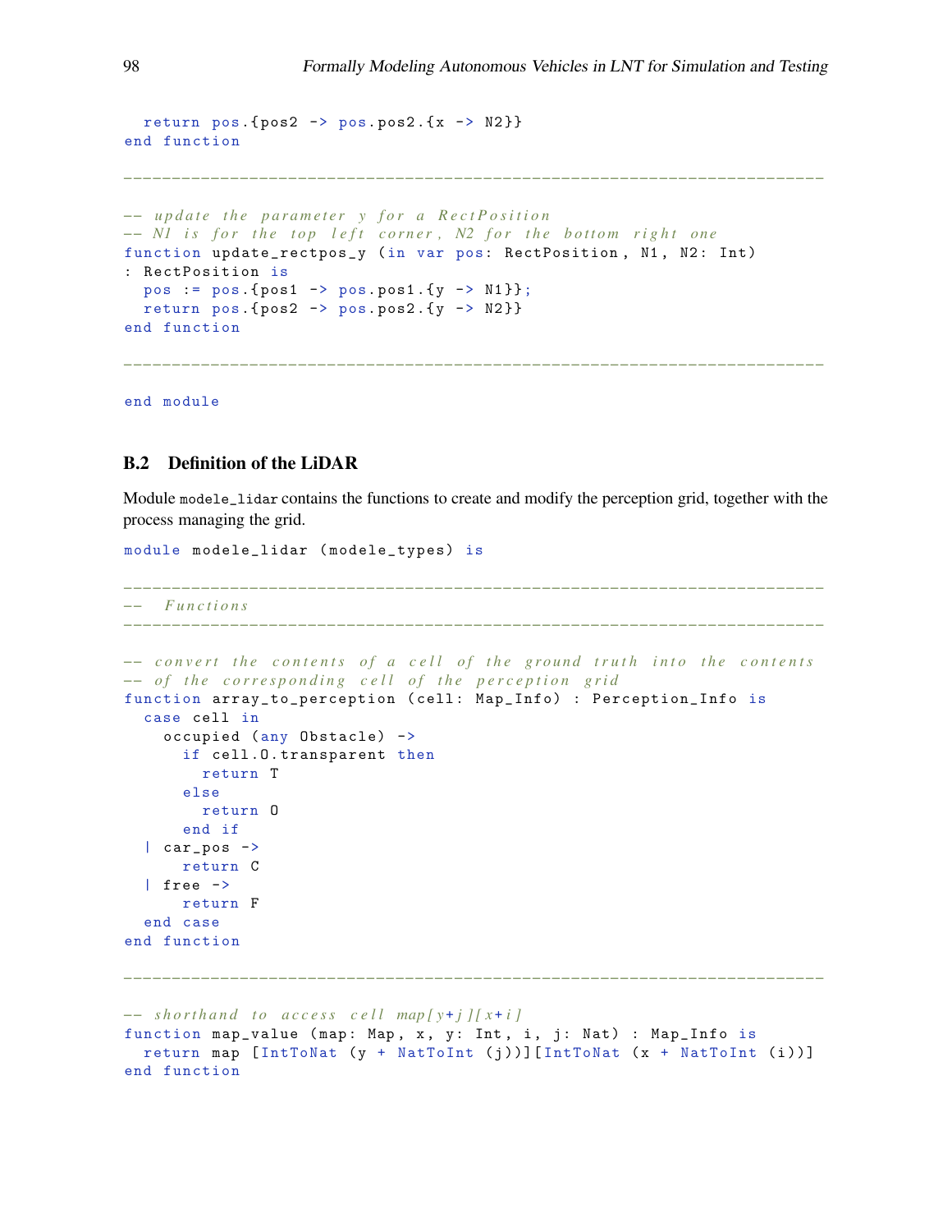```
  return pos.{pos2 -> pos.pos2.{x -> N2}}
end function

-------------------------------------------------------------------------

-- update the parameter y for a RectPosition
-- N1 is for the top left corner, N2 for the bottom right one
function update_rectpos_y (in var pos: RectPosition, N1, N2: Int)
: RectPosition is
  pos := pos.{pos1 -> pos.pos1.{y -> N1}};
  return pos.{pos2 -> pos.pos2.{y -> N2}}
end function

-------------------------------------------------------------------------

end module
```

## B.2 Definition of the LiDAR

Module `modele_lidar` contains the functions to create and modify the perception grid, together with the process managing the grid.

```
module modele_lidar (modele_types) is

-------------------------------------------------------------------------
--   Functions
-------------------------------------------------------------------------

-- convert the contents of a cell of the ground truth into the contents
-- of the corresponding cell of the perception grid
function array_to_perception (cell: Map_Info) : Perception_Info is
  case cell in
    occupied (any Obstacle) ->
      if cell.O.transparent then
        return T
      else
        return O
      end if
  | car_pos ->
      return C
  | free ->
      return F
  end case
end function

-------------------------------------------------------------------------

-- shorthand to access cell map[y+j][x+i]
function map_value (map: Map, x, y: Int, i, j: Nat) : Map_Info is
  return map [IntToNat (y + NatToInt (j))][IntToNat (x + NatToInt (i))]
end function
```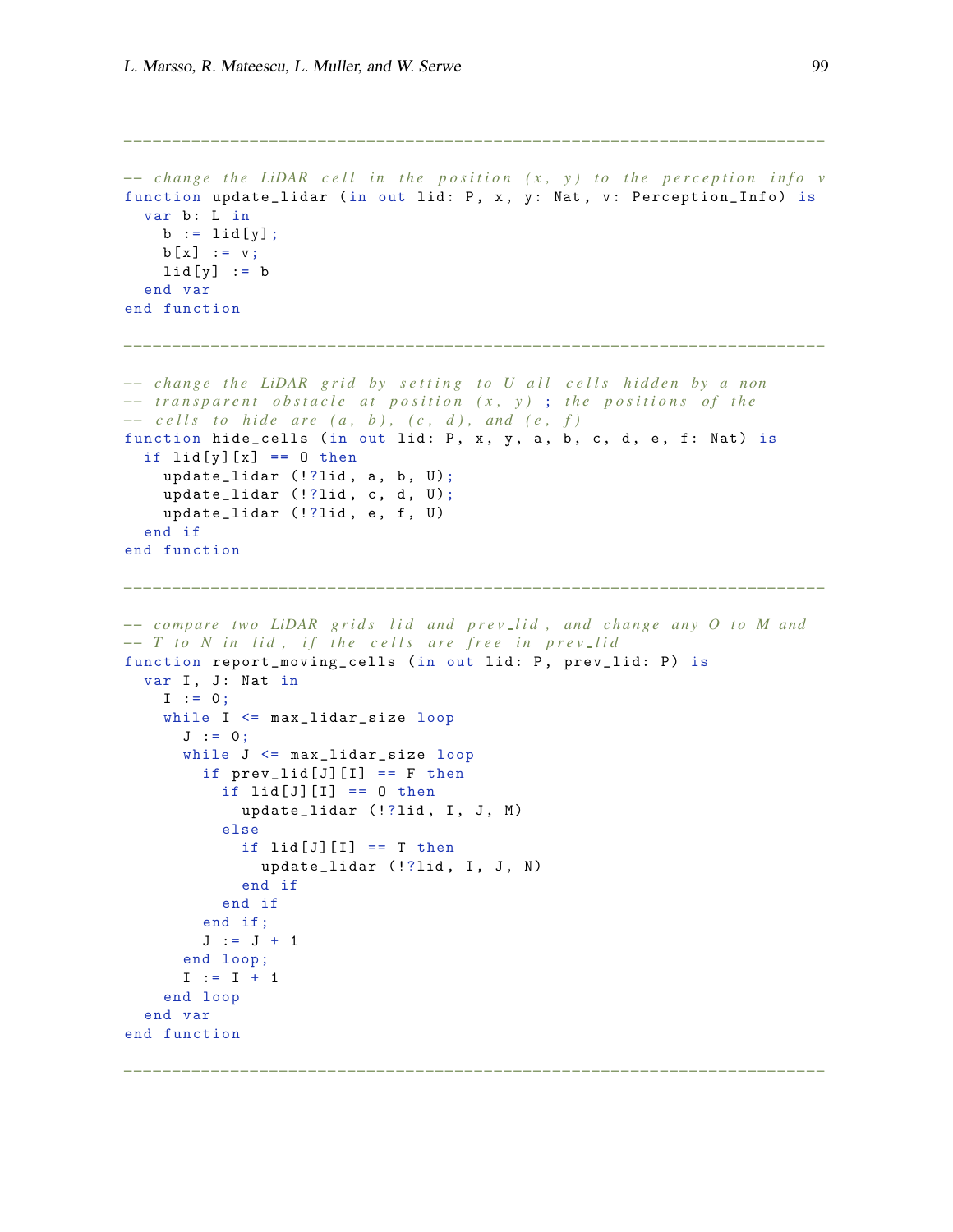```
------------------------------------------------------------------------

-- change the LiDAR cell in the position (x, y) to the perception info v
function update_lidar (in out lid: P, x, y: Nat, v: Perception_Info) is
  var b: L in
    b := lid[y];
    b[x] := v;
    lid[y] := b
  end var
end function

------------------------------------------------------------------------

-- change the LiDAR grid by setting to U all cells hidden by a non
-- transparent obstacle at position (x, y) ; the positions of the
-- cells to hide are (a, b), (c, d), and (e, f)
function hide_cells (in out lid: P, x, y, a, b, c, d, e, f: Nat) is
  if lid[y][x] == O then
    update_lidar (!?lid, a, b, U);
    update_lidar (!?lid, c, d, U);
    update_lidar (!?lid, e, f, U)
  end if
end function

------------------------------------------------------------------------

-- compare two LiDAR grids lid and prev_lid, and change any O to M and
-- T to N in lid, if the cells are free in prev_lid
function report_moving_cells (in out lid: P, prev_lid: P) is
  var I, J: Nat in
    I := 0;
    while I <= max_lidar_size loop
      J := 0;
      while J <= max_lidar_size loop
        if prev_lid[J][I] == F then
          if lid[J][I] == O then
            update_lidar (!?lid, I, J, M)
          else
            if lid[J][I] == T then
              update_lidar (!?lid, I, J, N)
            end if
          end if
        end if;
        J := J + 1
      end loop;
      I := I + 1
    end loop
  end var
end function

------------------------------------------------------------------------
```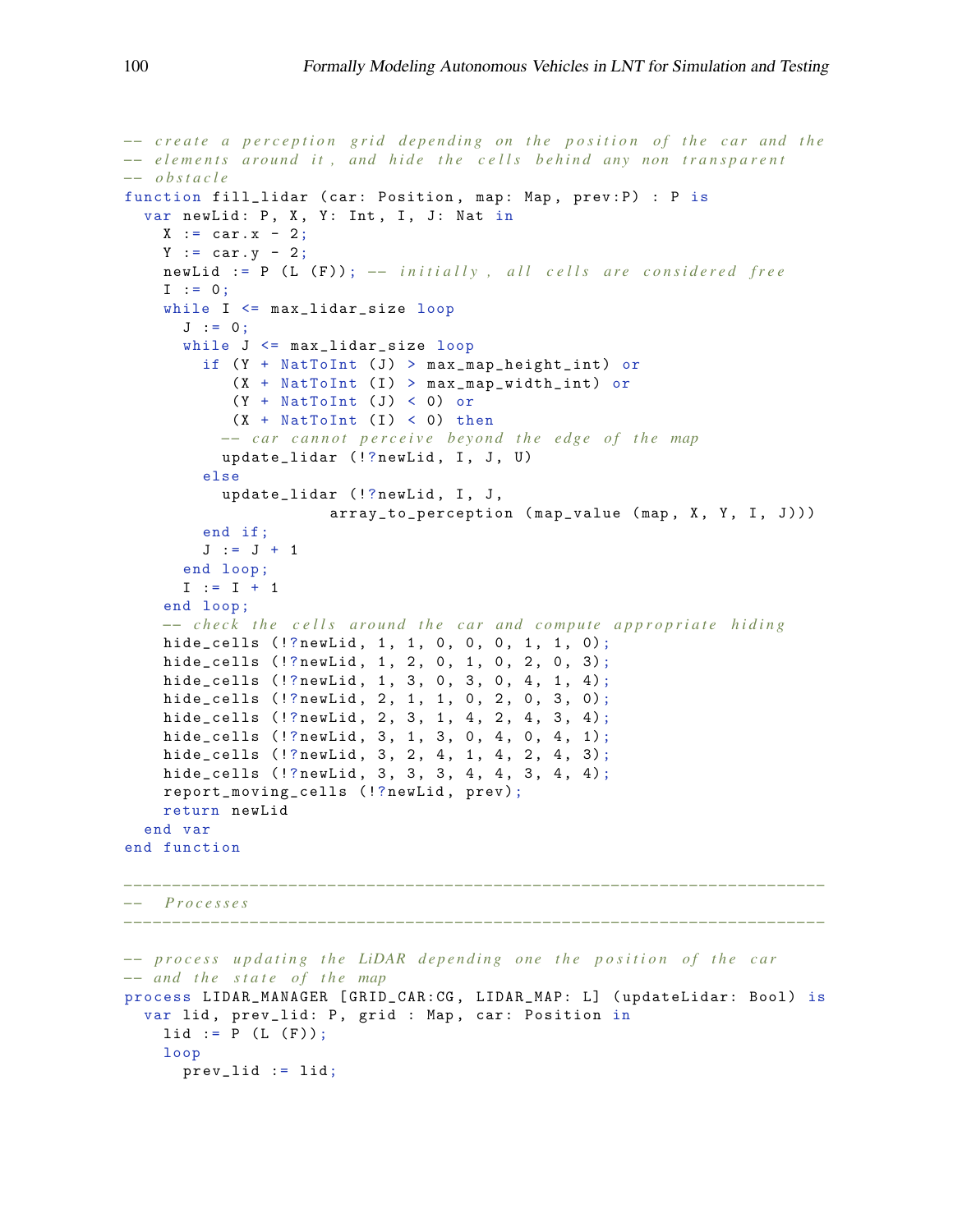```
-- create a perception grid depending on the position of the car and the
-- elements around it, and hide the cells behind any non transparent
-- obstacle
function fill_lidar (car: Position, map: Map, prev:P) : P is
  var newLid: P, X, Y: Int, I, J: Nat in
    X := car.x - 2;
    Y := car.y - 2;
    newLid := P (L (F)); -- initially, all cells are considered free
    I := 0;
    while I <= max_lidar_size loop
      J := 0;
      while J <= max_lidar_size loop
        if (Y + NatToInt (J) > max_map_height_int) or
           (X + NatToInt (I) > max_map_width_int) or
           (Y + NatToInt (J) < 0) or
           (X + NatToInt (I) < 0) then
          -- car cannot perceive beyond the edge of the map
          update_lidar (!?newLid, I, J, U)
        else
          update_lidar (!?newLid, I, J,
                   array_to_perception (map_value (map, X, Y, I, J)))
        end if;
        J := J + 1
      end loop;
      I := I + 1
    end loop;
    -- check the cells around the car and compute appropriate hiding
    hide_cells (!?newLid, 1, 1, 0, 0, 0, 1, 1, 0);
    hide_cells (!?newLid, 1, 2, 0, 1, 0, 2, 0, 3);
    hide_cells (!?newLid, 1, 3, 0, 3, 0, 4, 1, 4);
    hide_cells (!?newLid, 2, 1, 1, 0, 2, 0, 3, 0);
    hide_cells (!?newLid, 2, 3, 1, 4, 2, 4, 3, 4);
    hide_cells (!?newLid, 3, 1, 3, 0, 4, 0, 4, 1);
    hide_cells (!?newLid, 3, 2, 4, 1, 4, 2, 4, 3);
    hide_cells (!?newLid, 3, 3, 3, 4, 4, 3, 4, 4);
    report_moving_cells (!?newLid, prev);
    return newLid
  end var
end function

-------------------------------------------------------------------------
-- Processes
-------------------------------------------------------------------------

-- process updating the LiDAR depending one the position of the car
-- and the state of the map
process LIDAR_MANAGER [GRID_CAR:CG, LIDAR_MAP: L] (updateLidar: Bool) is
  var lid, prev_lid: P, grid : Map, car: Position in
    lid := P (L (F));
    loop
      prev_lid := lid;
```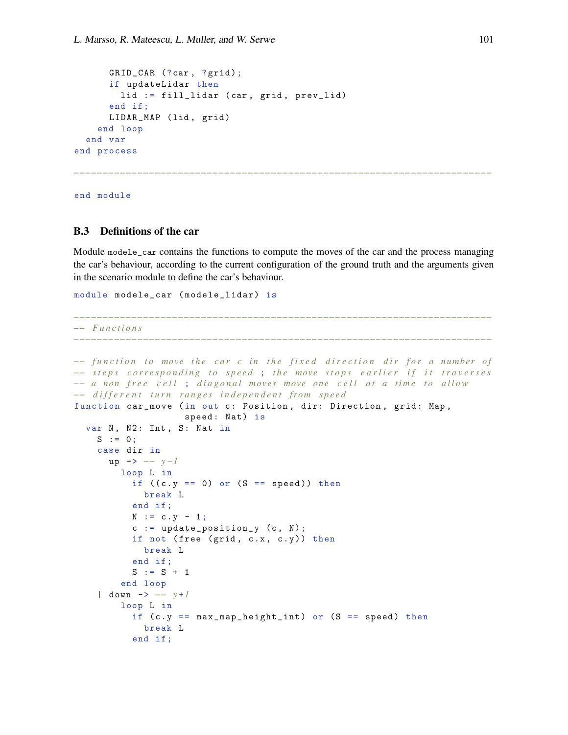```
      GRID_CAR (?car, ?grid);
      if updateLidar then
        lid := fill_lidar (car, grid, prev_lid)
      end if;
      LIDAR_MAP (lid, grid)
    end loop
  end var
end process

-------------------------------------------------------------------------

end module
```

### B.3 Definitions of the car

Module `modele_car` contains the functions to compute the moves of the car and the process managing the car's behaviour, according to the current configuration of the ground truth and the arguments given in the scenario module to define the car's behaviour.

```
module modele_car (modele_lidar) is

-------------------------------------------------------------------------
-- Functions
-------------------------------------------------------------------------

-- function to move the car c in the fixed direction dir for a number of
-- steps corresponding to speed ; the move stops earlier if it traverses
-- a non free cell ; diagonal moves move one cell at a time to allow
-- different turn ranges independent from speed
function car_move (in out c: Position, dir: Direction, grid: Map,
                   speed: Nat) is
  var N, N2: Int, S: Nat in
    S := 0;
    case dir in
      up -> -- y-1
        loop L in
          if ((c.y == 0) or (S == speed)) then
            break L
          end if;
          N := c.y - 1;
          c := update_position_y (c, N);
          if not (free (grid, c.x, c.y)) then
            break L
          end if;
          S := S + 1
        end loop
    | down -> -- y+1
        loop L in
          if (c.y == max_map_height_int) or (S == speed) then
            break L
          end if;
```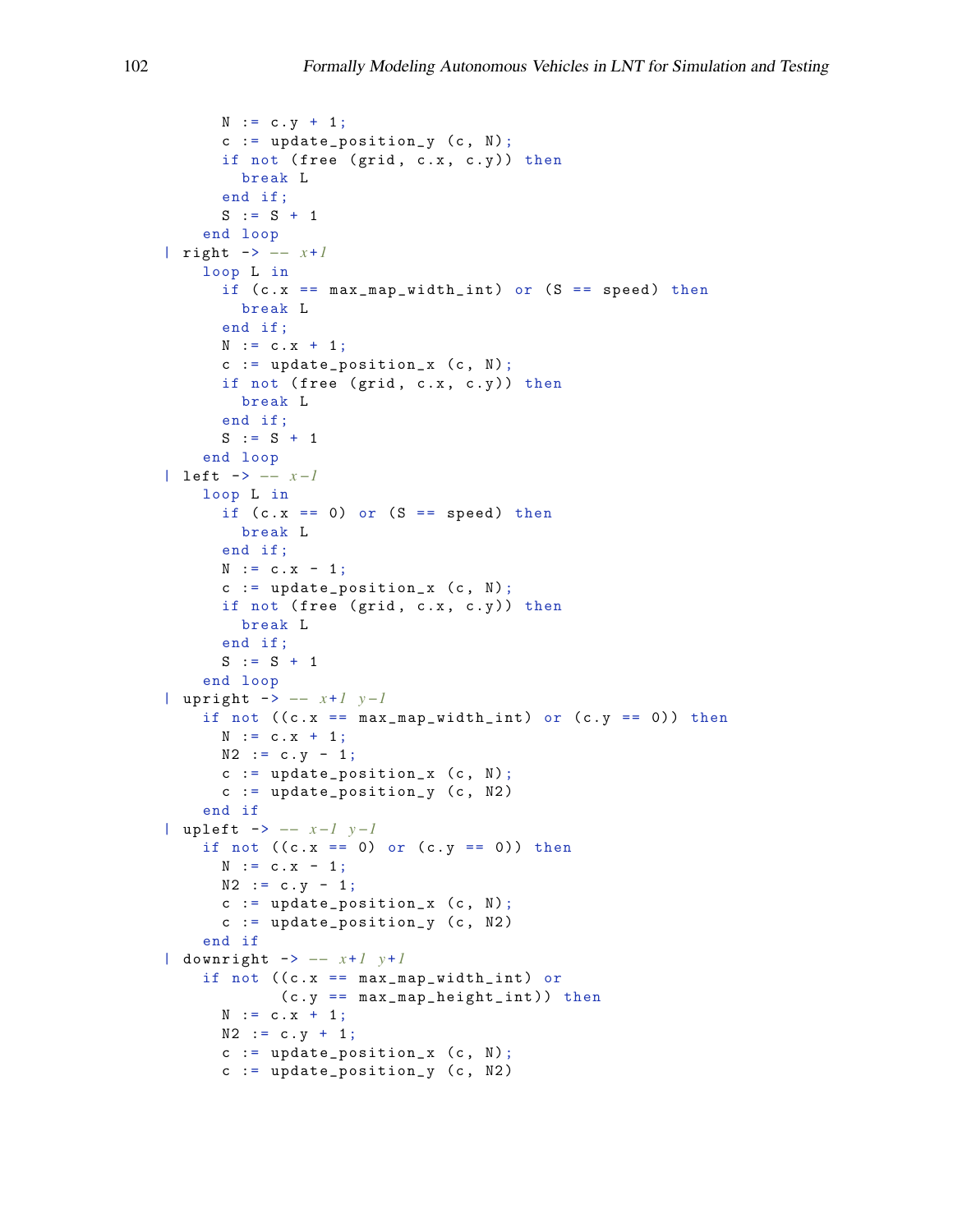```
        N := c.y + 1;
        c := update_position_y (c, N);
        if not (free (grid, c.x, c.y)) then
          break L
        end if;
        S := S + 1
      end loop
  | right -> -- x+1
      loop L in
        if (c.x == max_map_width_int) or (S == speed) then
          break L
        end if;
        N := c.x + 1;
        c := update_position_x (c, N);
        if not (free (grid, c.x, c.y)) then
          break L
        end if;
        S := S + 1
      end loop
  | left -> -- x-1
      loop L in
        if (c.x == 0) or (S == speed) then
          break L
        end if;
        N := c.x - 1;
        c := update_position_x (c, N);
        if not (free (grid, c.x, c.y)) then
          break L
        end if;
        S := S + 1
      end loop
  | upright -> -- x+1 y-1
      if not ((c.x == max_map_width_int) or (c.y == 0)) then
        N := c.x + 1;
        N2 := c.y - 1;
        c := update_position_x (c, N);
        c := update_position_y (c, N2)
      end if
  | upleft -> -- x-1 y-1
      if not ((c.x == 0) or (c.y == 0)) then
        N := c.x - 1;
        N2 := c.y - 1;
        c := update_position_x (c, N);
        c := update_position_y (c, N2)
      end if
  | downright -> -- x+1 y+1
      if not ((c.x == max_map_width_int) or
              (c.y == max_map_height_int)) then
        N := c.x + 1;
        N2 := c.y + 1;
        c := update_position_x (c, N);
        c := update_position_y (c, N2)
```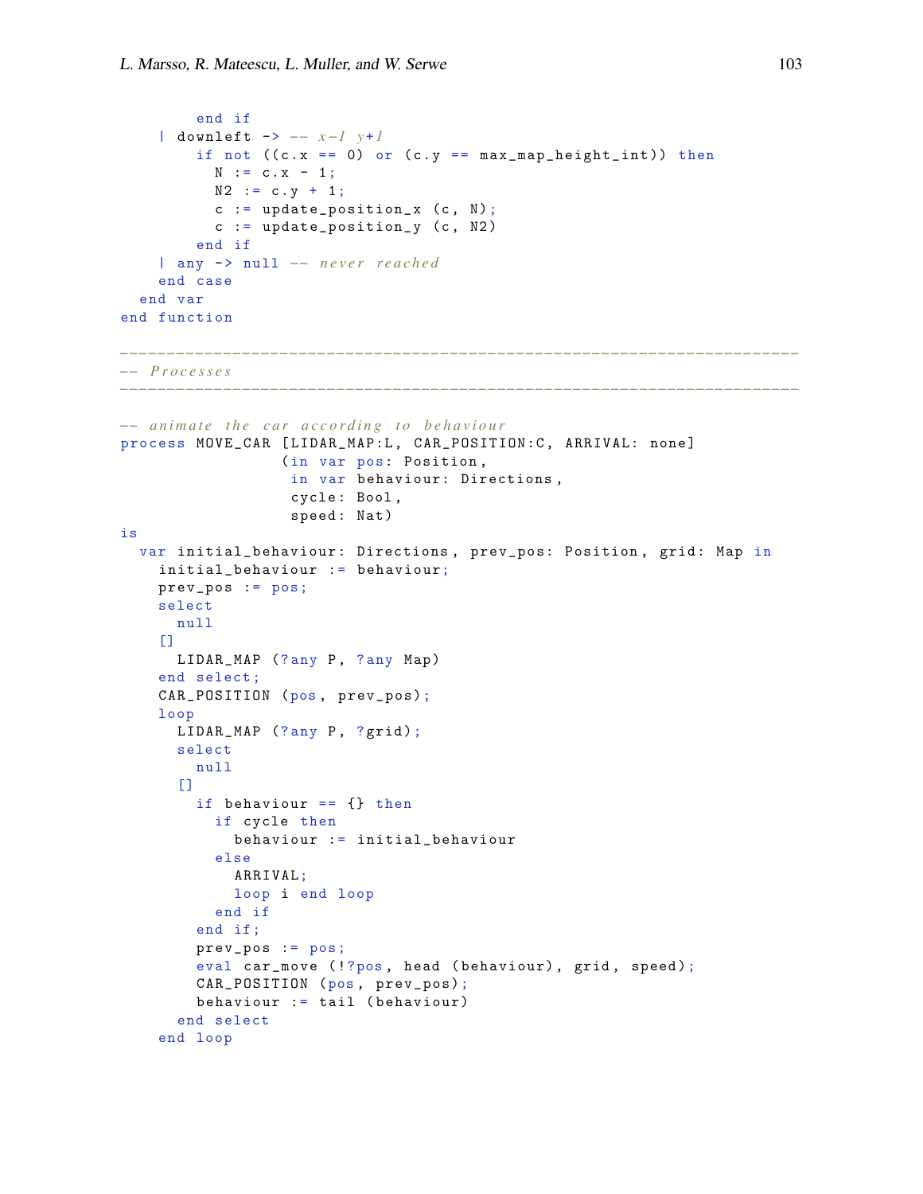```
      end if
  | downleft -> -- x-1 y+1
      if not ((c.x == 0) or (c.y == max_map_height_int)) then
        N := c.x - 1;
        N2 := c.y + 1;
        c := update_position_x (c, N);
        c := update_position_y (c, N2)
      end if
  | any -> null -- never reached
  end case
 end var
end function

------------------------------------------------------------------------
-- Processes
------------------------------------------------------------------------

-- animate the car according to behaviour
process MOVE_CAR [LIDAR_MAP:L, CAR_POSITION:C, ARRIVAL: none]
                 (in var pos: Position,
                  in var behaviour: Directions,
                  cycle: Bool,
                  speed: Nat)
is
 var initial_behaviour: Directions, prev_pos: Position, grid: Map in
  initial_behaviour := behaviour;
  prev_pos := pos;
  select
    null
  []
    LIDAR_MAP (?any P, ?any Map)
  end select;
  CAR_POSITION (pos, prev_pos);
  loop
    LIDAR_MAP (?any P, ?grid);
    select
      null
    []
      if behaviour == {} then
        if cycle then
          behaviour := initial_behaviour
        else
          ARRIVAL;
          loop i end loop
        end if
      end if;
      prev_pos := pos;
      eval car_move (!?pos, head (behaviour), grid, speed);
      CAR_POSITION (pos, prev_pos);
      behaviour := tail (behaviour)
    end select
  end loop
```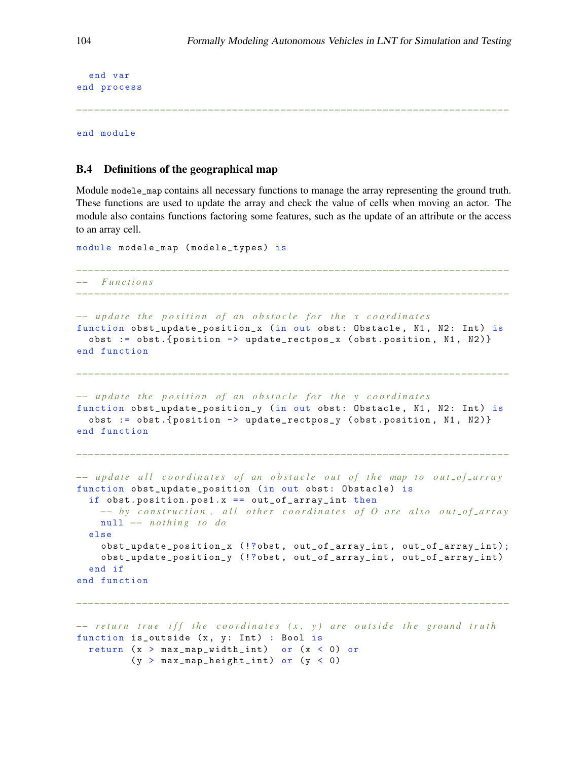```
  end var
end process

------------------------------------------------------------------------

end module
```

### B.4 Definitions of the geographical map

Module `modele_map` contains all necessary functions to manage the array representing the ground truth. These functions are used to update the array and check the value of cells when moving an actor. The module also contains functions factoring some features, such as the update of an attribute or the access to an array cell.

```
module modele_map (modele_types) is

------------------------------------------------------------------------
--  Functions
------------------------------------------------------------------------

-- update the position of an obstacle for the x coordinates
function obst_update_position_x (in out obst: Obstacle, N1, N2: Int) is
  obst := obst.{position -> update_rectpos_x (obst.position, N1, N2)}
end function

------------------------------------------------------------------------

-- update the position of an obstacle for the y coordinates
function obst_update_position_y (in out obst: Obstacle, N1, N2: Int) is
  obst := obst.{position -> update_rectpos_y (obst.position, N1, N2)}
end function

------------------------------------------------------------------------

-- update all coordinates of an obstacle out of the map to out_of_array
function obst_update_position (in out obst: Obstacle) is
  if obst.position.pos1.x == out_of_array_int then
    -- by construction, all other coordinates of O are also out_of_array
    null -- nothing to do
  else
    obst_update_position_x (!?obst, out_of_array_int, out_of_array_int);
    obst_update_position_y (!?obst, out_of_array_int, out_of_array_int)
  end if
end function

------------------------------------------------------------------------

-- return true iff the coordinates (x, y) are outside the ground truth
function is_outside (x, y: Int) : Bool is
  return (x > max_map_width_int)  or (x < 0) or
         (y > max_map_height_int) or (y < 0)
```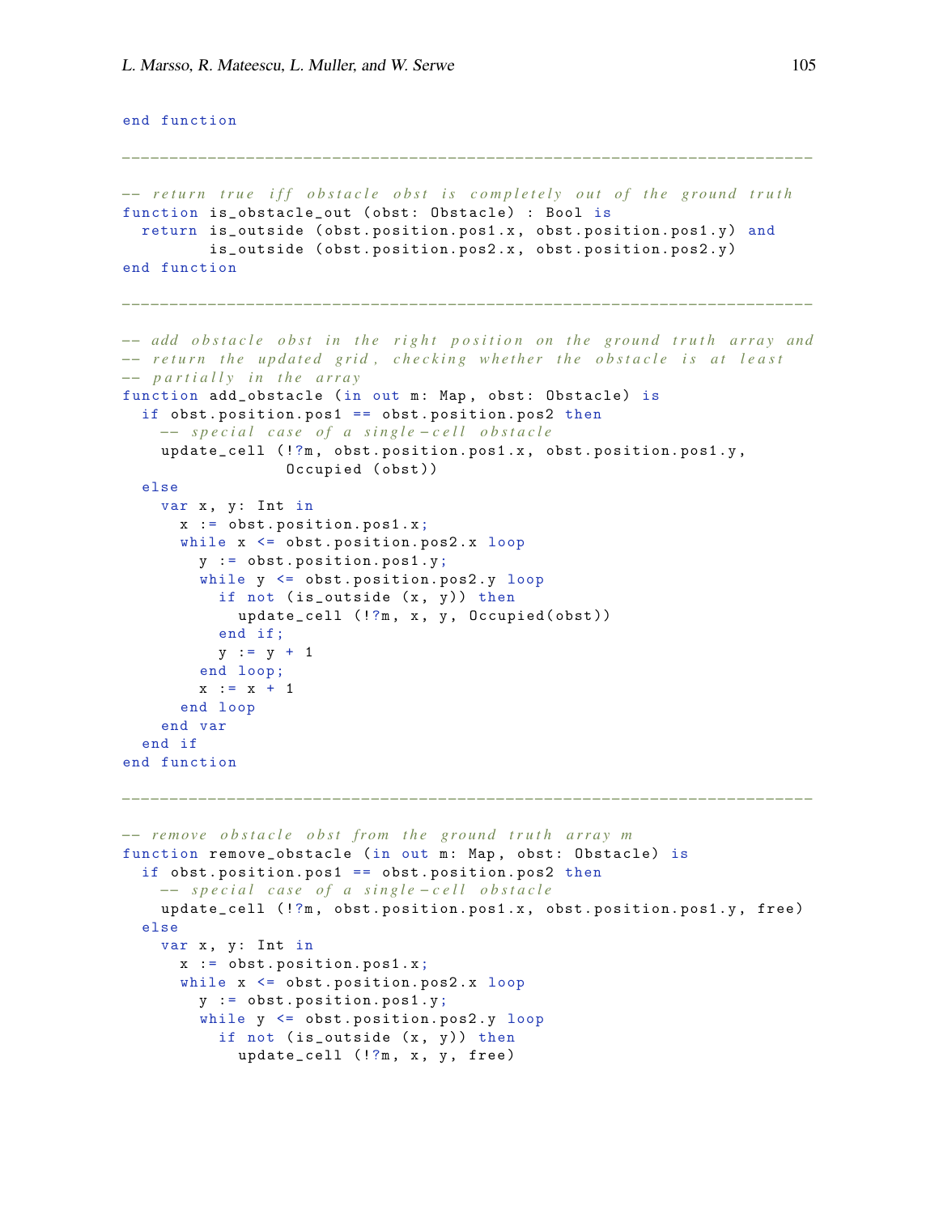```
end function

-------------------------------------------------------------------------

-- return true iff obstacle obst is completely out of the ground truth
function is_obstacle_out (obst: Obstacle) : Bool is
  return is_outside (obst.position.pos1.x, obst.position.pos1.y) and
         is_outside (obst.position.pos2.x, obst.position.pos2.y)
end function

-------------------------------------------------------------------------

-- add obstacle obst in the right position on the ground truth array and
-- return the updated grid, checking whether the obstacle is at least
-- partially in the array
function add_obstacle (in out m: Map, obst: Obstacle) is
  if obst.position.pos1 == obst.position.pos2 then
    -- special case of a single-cell obstacle
    update_cell (!?m, obst.position.pos1.x, obst.position.pos1.y,
                 Occupied (obst))
  else
    var x, y: Int in
      x := obst.position.pos1.x;
      while x <= obst.position.pos2.x loop
        y := obst.position.pos1.y;
        while y <= obst.position.pos2.y loop
          if not (is_outside (x, y)) then
            update_cell (!?m, x, y, Occupied(obst))
          end if;
          y := y + 1
        end loop;
        x := x + 1
      end loop
    end var
  end if
end function

-------------------------------------------------------------------------

-- remove obstacle obst from the ground truth array m
function remove_obstacle (in out m: Map, obst: Obstacle) is
  if obst.position.pos1 == obst.position.pos2 then
    -- special case of a single-cell obstacle
    update_cell (!?m, obst.position.pos1.x, obst.position.pos1.y, free)
  else
    var x, y: Int in
      x := obst.position.pos1.x;
      while x <= obst.position.pos2.x loop
        y := obst.position.pos1.y;
        while y <= obst.position.pos2.y loop
          if not (is_outside (x, y)) then
            update_cell (!?m, x, y, free)
```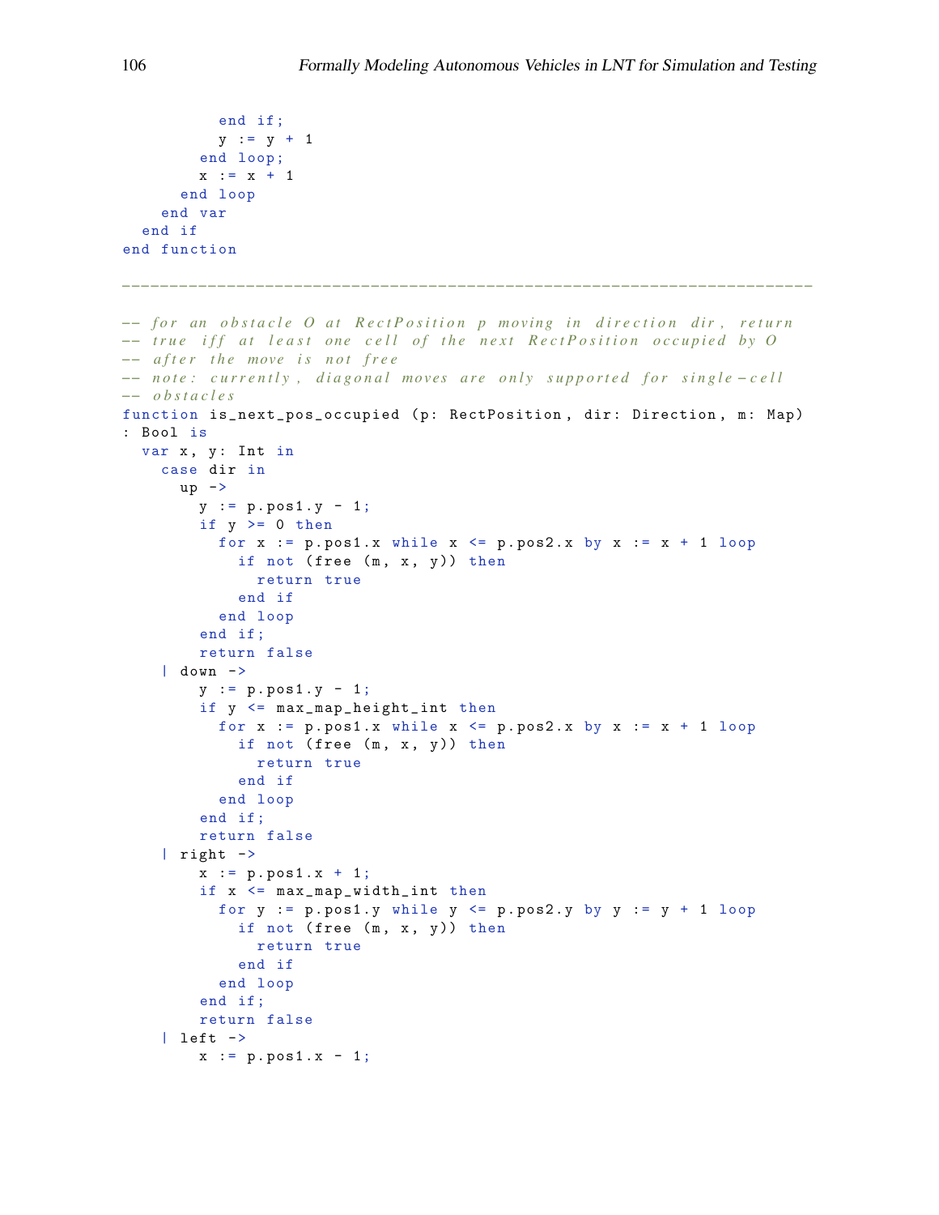```
          end if;
          y := y + 1
        end loop;
        x := x + 1
      end loop
    end var
  end if
end function

------------------------------------------------------------------------

-- for an obstacle O at RectPosition p moving in direction dir, return
-- true iff at least one cell of the next RectPosition occupied by O
-- after the move is not free
-- note: currently, diagonal moves are only supported for single-cell
-- obstacles
function is_next_pos_occupied (p: RectPosition, dir: Direction, m: Map)
: Bool is
  var x, y: Int in
    case dir in
      up ->
        y := p.pos1.y - 1;
        if y >= 0 then
          for x := p.pos1.x while x <= p.pos2.x by x := x + 1 loop
            if not (free (m, x, y)) then
              return true
            end if
          end loop
        end if;
        return false
    | down ->
        y := p.pos1.y - 1;
        if y <= max_map_height_int then
          for x := p.pos1.x while x <= p.pos2.x by x := x + 1 loop
            if not (free (m, x, y)) then
              return true
            end if
          end loop
        end if;
        return false
    | right ->
        x := p.pos1.x + 1;
        if x <= max_map_width_int then
          for y := p.pos1.y while y <= p.pos2.y by y := y + 1 loop
            if not (free (m, x, y)) then
              return true
            end if
          end loop
        end if;
        return false
    | left ->
        x := p.pos1.x - 1;
```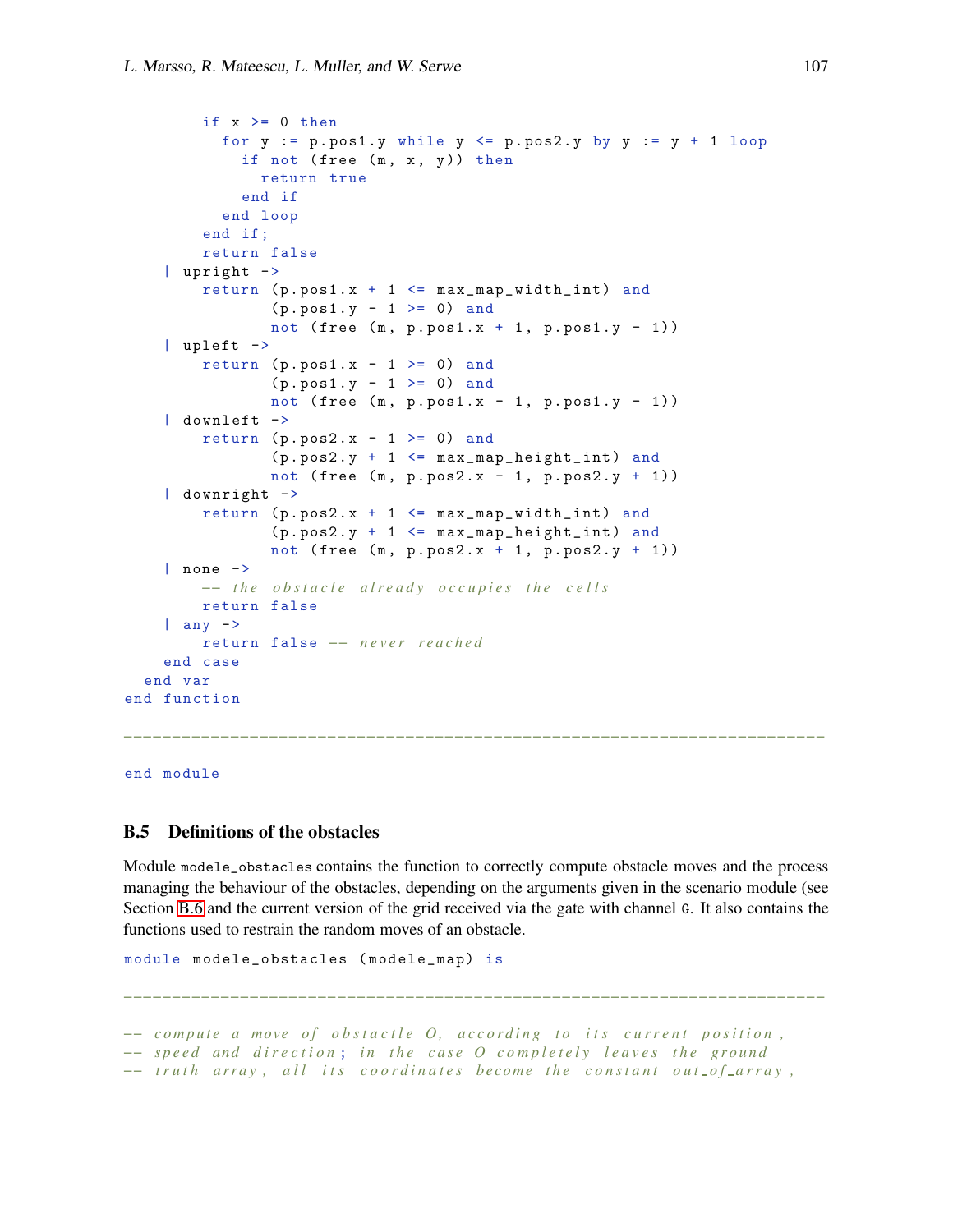```
        if x >= 0 then
          for y := p.pos1.y while y <= p.pos2.y by y := y + 1 loop
            if not (free (m, x, y)) then
              return true
            end if
          end loop
        end if;
        return false
    | upright ->
        return (p.pos1.x + 1 <= max_map_width_int) and
               (p.pos1.y - 1 >= 0) and
               not (free (m, p.pos1.x + 1, p.pos1.y - 1))
    | upleft ->
        return (p.pos1.x - 1 >= 0) and
               (p.pos1.y - 1 >= 0) and
               not (free (m, p.pos1.x - 1, p.pos1.y - 1))
    | downleft ->
        return (p.pos2.x - 1 >= 0) and
               (p.pos2.y + 1 <= max_map_height_int) and
               not (free (m, p.pos2.x - 1, p.pos2.y + 1))
    | downright ->
        return (p.pos2.x + 1 <= max_map_width_int) and
               (p.pos2.y + 1 <= max_map_height_int) and
               not (free (m, p.pos2.x + 1, p.pos2.y + 1))
    | none ->
        -- the obstacle already occupies the cells
        return false
    | any ->
        return false -- never reached
    end case
  end var
end function

------------------------------------------------------------------------

end module
```

### B.5 Definitions of the obstacles

Module `modele_obstacles` contains the function to correctly compute obstacle moves and the process managing the behaviour of the obstacles, depending on the arguments given in the scenario module (see Section B.6 and the current version of the grid received via the gate with channel `G`. It also contains the functions used to restrain the random moves of an obstacle.

```
module modele_obstacles (modele_map) is

------------------------------------------------------------------------

-- compute a move of obstactle O, according to its current position,
-- speed and direction; in the case O completely leaves the ground
-- truth array, all its coordinates become the constant out_of_array,
```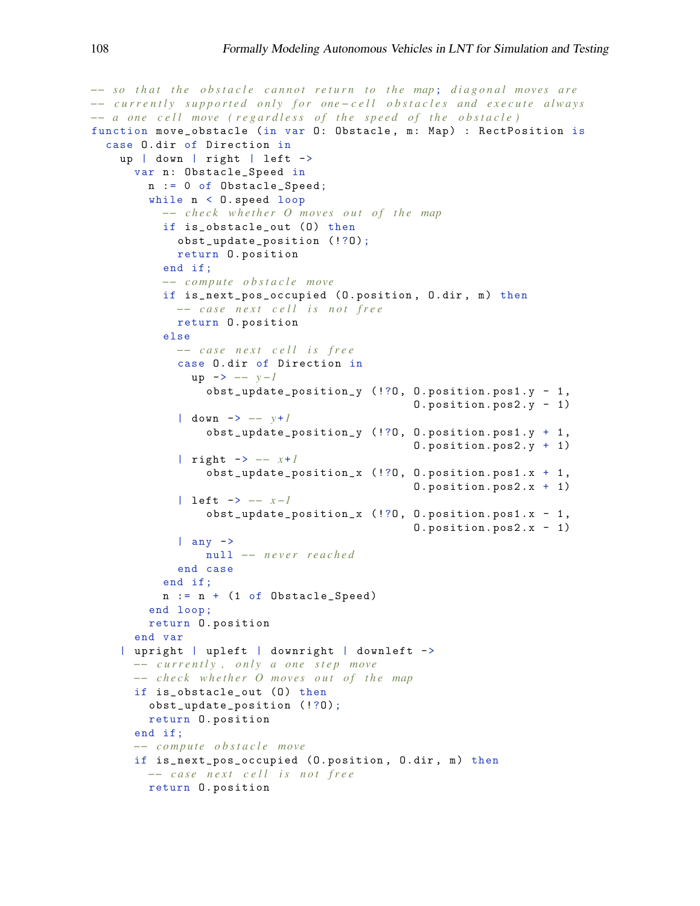```
-- so that the obstacle cannot return to the map; diagonal moves are
-- currently supported only for one-cell obstacles and execute always
-- a one cell move (regardless of the speed of the obstacle)
function move_obstacle (in var O: Obstacle, m: Map) : RectPosition is
  case O.dir of Direction in
    up | down | right | left ->
      var n: Obstacle_Speed in
        n := 0 of Obstacle_Speed;
        while n < O.speed loop
          -- check whether O moves out of the map
          if is_obstacle_out (O) then
            obst_update_position (!?O);
            return O.position
          end if;
          -- compute obstacle move
          if is_next_pos_occupied (O.position, O.dir, m) then
            -- case next cell is not free
            return O.position
          else
            -- case next cell is free
            case O.dir of Direction in
              up -> -- y-1
                obst_update_position_y (!?O, O.position.pos1.y - 1,
                                             O.position.pos2.y - 1)
            | down -> -- y+1
                obst_update_position_y (!?O, O.position.pos1.y + 1,
                                             O.position.pos2.y + 1)
            | right -> -- x+1
                obst_update_position_x (!?O, O.position.pos1.x + 1,
                                             O.position.pos2.x + 1)
            | left -> -- x-1
                obst_update_position_x (!?O, O.position.pos1.x - 1,
                                             O.position.pos2.x - 1)
            | any ->
                null -- never reached
            end case
          end if;
          n := n + (1 of Obstacle_Speed)
        end loop;
        return O.position
      end var
  | upright | upleft | downright | downleft ->
      -- currently, only a one step move
      -- check whether O moves out of the map
      if is_obstacle_out (O) then
        obst_update_position (!?O);
        return O.position
      end if;
      -- compute obstacle move
      if is_next_pos_occupied (O.position, O.dir, m) then
        -- case next cell is not free
        return O.position
```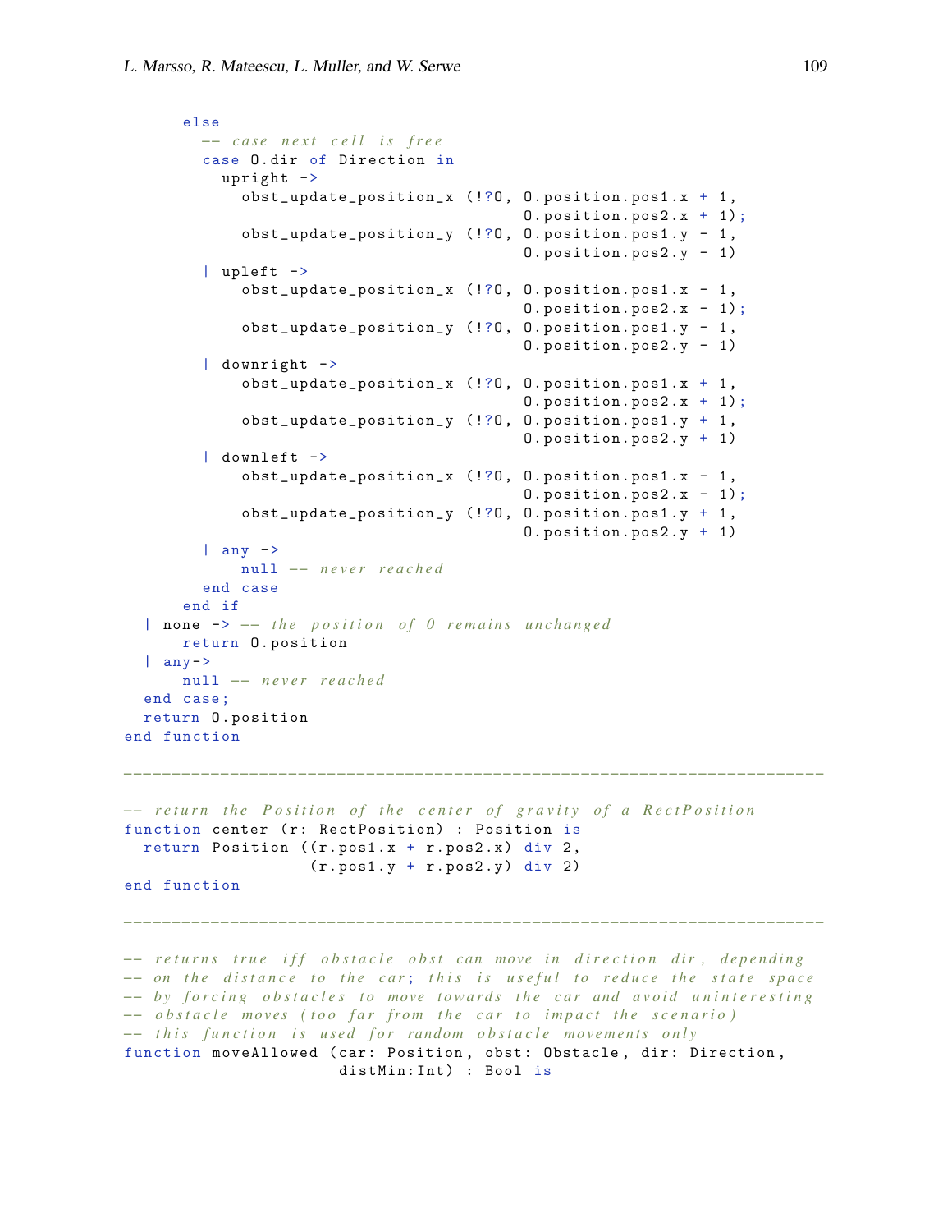```
      else
        -- case next cell is free
        case O.dir of Direction in
          upright ->
            obst_update_position_x (!?O, O.position.pos1.x + 1,
                                         O.position.pos2.x + 1);
            obst_update_position_y (!?O, O.position.pos1.y - 1,
                                         O.position.pos2.y - 1)
        | upleft ->
            obst_update_position_x (!?O, O.position.pos1.x - 1,
                                         O.position.pos2.x - 1);
            obst_update_position_y (!?O, O.position.pos1.y - 1,
                                         O.position.pos2.y - 1)
        | downright ->
            obst_update_position_x (!?O, O.position.pos1.x + 1,
                                         O.position.pos2.x + 1);
            obst_update_position_y (!?O, O.position.pos1.y + 1,
                                         O.position.pos2.y + 1)
        | downleft ->
            obst_update_position_x (!?O, O.position.pos1.x - 1,
                                         O.position.pos2.x - 1);
            obst_update_position_y (!?O, O.position.pos1.y + 1,
                                         O.position.pos2.y + 1)
        | any ->
            null -- never reached
        end case
      end if
  | none -> -- the position of O remains unchanged
      return O.position
  | any->
      null -- never reached
  end case;
  return O.position
end function

-----------------------------------------------------------------------

-- return the Position of the center of gravity of a RectPosition
function center (r: RectPosition) : Position is
  return Position ((r.pos1.x + r.pos2.x) div 2,
                   (r.pos1.y + r.pos2.y) div 2)
end function

-----------------------------------------------------------------------

-- returns true iff obstacle obst can move in direction dir, depending
-- on the distance to the car; this is useful to reduce the state space
-- by forcing obstacles to move towards the car and avoid uninteresting
-- obstacle moves (too far from the car to impact the scenario)
-- this function is used for random obstacle movements only
function moveAllowed (car: Position, obst: Obstacle, dir: Direction,
                      distMin:Int) : Bool is
```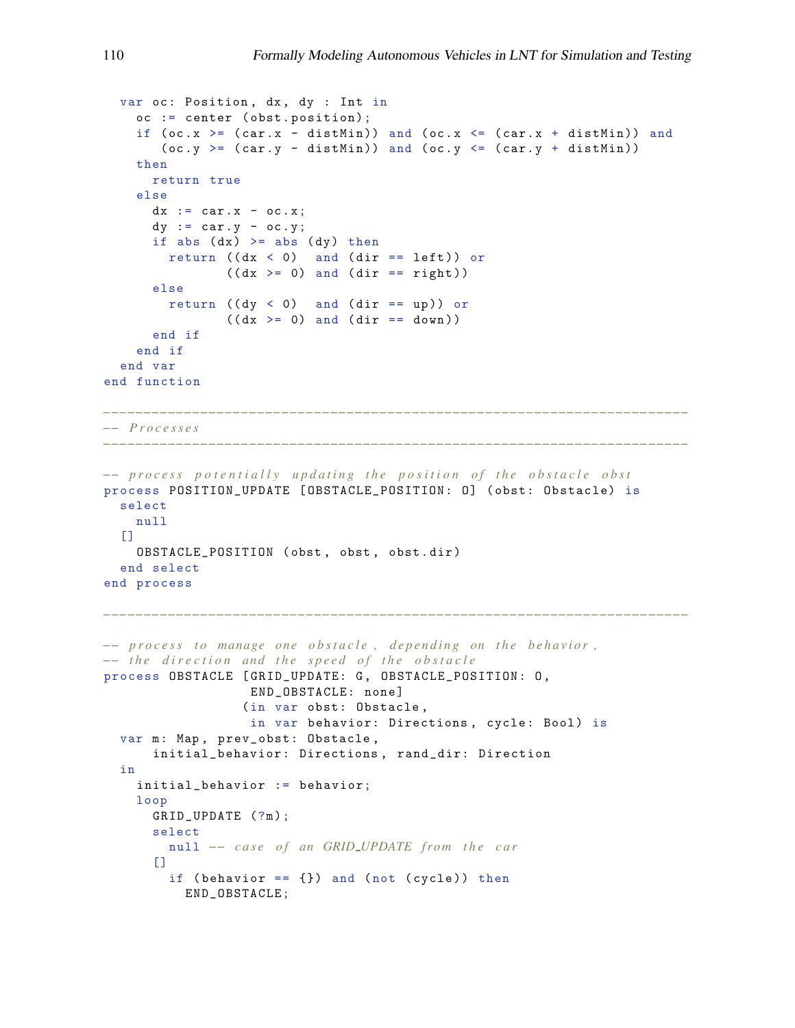```
  var oc: Position, dx, dy : Int in
    oc := center (obst.position);
    if (oc.x >= (car.x - distMin)) and (oc.x <= (car.x + distMin)) and
       (oc.y >= (car.y - distMin)) and (oc.y <= (car.y + distMin))
    then
      return true
    else
      dx := car.x - oc.x;
      dy := car.y - oc.y;
      if abs (dx) >= abs (dy) then
        return ((dx < 0)  and (dir == left)) or
               ((dx >= 0) and (dir == right))
      else
        return ((dy < 0)  and (dir == up)) or
               ((dx >= 0) and (dir == down))
      end if
    end if
  end var
end function

-------------------------------------------------------------------------
-- Processes
-------------------------------------------------------------------------

-- process potentially updating the position of the obstacle obst
process POSITION_UPDATE [OBSTACLE_POSITION: O] (obst: Obstacle) is
  select
    null
  []
    OBSTACLE_POSITION (obst, obst, obst.dir)
  end select
end process

-------------------------------------------------------------------------

-- process to manage one obstacle, depending on the behavior,
-- the direction and the speed of the obstacle
process OBSTACLE [GRID_UPDATE: G, OBSTACLE_POSITION: O,
                  END_OBSTACLE: none]
                 (in var obst: Obstacle,
                  in var behavior: Directions, cycle: Bool) is
  var m: Map, prev_obst: Obstacle,
      initial_behavior: Directions, rand_dir: Direction
  in
    initial_behavior := behavior;
    loop
      GRID_UPDATE (?m);
      select
        null -- case of an GRID_UPDATE from the car
      []
        if (behavior == {}) and (not (cycle)) then
          END_OBSTACLE;
```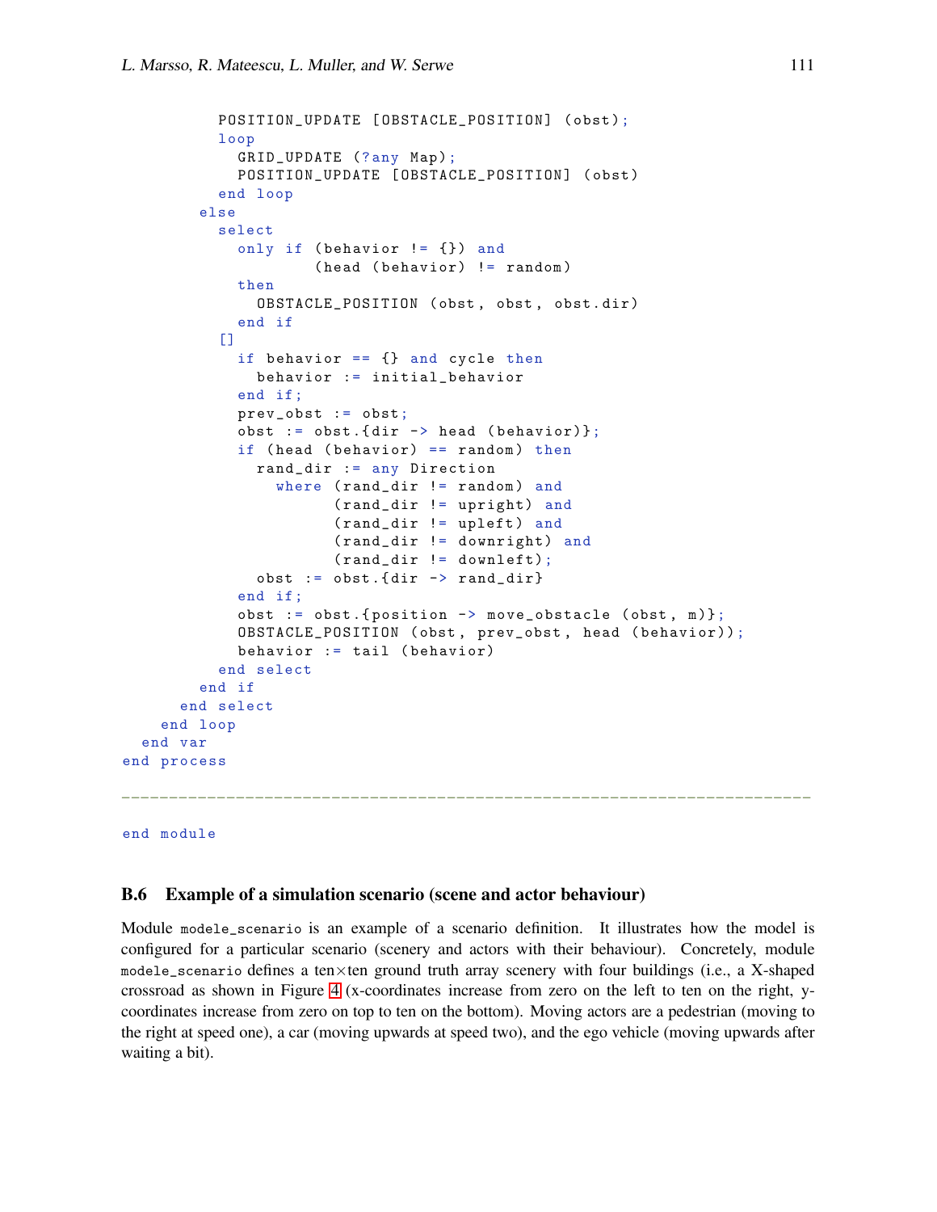```
          POSITION_UPDATE [OBSTACLE_POSITION] (obst);
          loop
            GRID_UPDATE (?any Map);
            POSITION_UPDATE [OBSTACLE_POSITION] (obst)
          end loop
        else
          select
            only if (behavior != {}) and
                    (head (behavior) != random)
            then
              OBSTACLE_POSITION (obst, obst, obst.dir)
            end if
          []
            if behavior == {} and cycle then
              behavior := initial_behavior
            end if;
            prev_obst := obst;
            obst := obst.{dir -> head (behavior)};
            if (head (behavior) == random) then
              rand_dir := any Direction
                where (rand_dir != random) and
                      (rand_dir != upright) and
                      (rand_dir != upleft) and
                      (rand_dir != downright) and
                      (rand_dir != downleft);
              obst := obst.{dir -> rand_dir}
            end if;
            obst := obst.{position -> move_obstacle (obst, m)};
            OBSTACLE_POSITION (obst, prev_obst, head (behavior));
            behavior := tail (behavior)
          end select
        end if
      end select
    end loop
  end var
end process

------------------------------------------------------------------------

end module
```

### B.6 Example of a simulation scenario (scene and actor behaviour)

Module `modele_scenario` is an example of a scenario definition. It illustrates how the model is configured for a particular scenario (scenery and actors with their behaviour). Concretely, module `modele_scenario` defines a ten×ten ground truth array scenery with four buildings (i.e., a X-shaped crossroad as shown in Figure 4 (x-coordinates increase from zero on the left to ten on the right, y-coordinates increase from zero on top to ten on the bottom). Moving actors are a pedestrian (moving to the right at speed one), a car (moving upwards at speed two), and the ego vehicle (moving upwards after waiting a bit).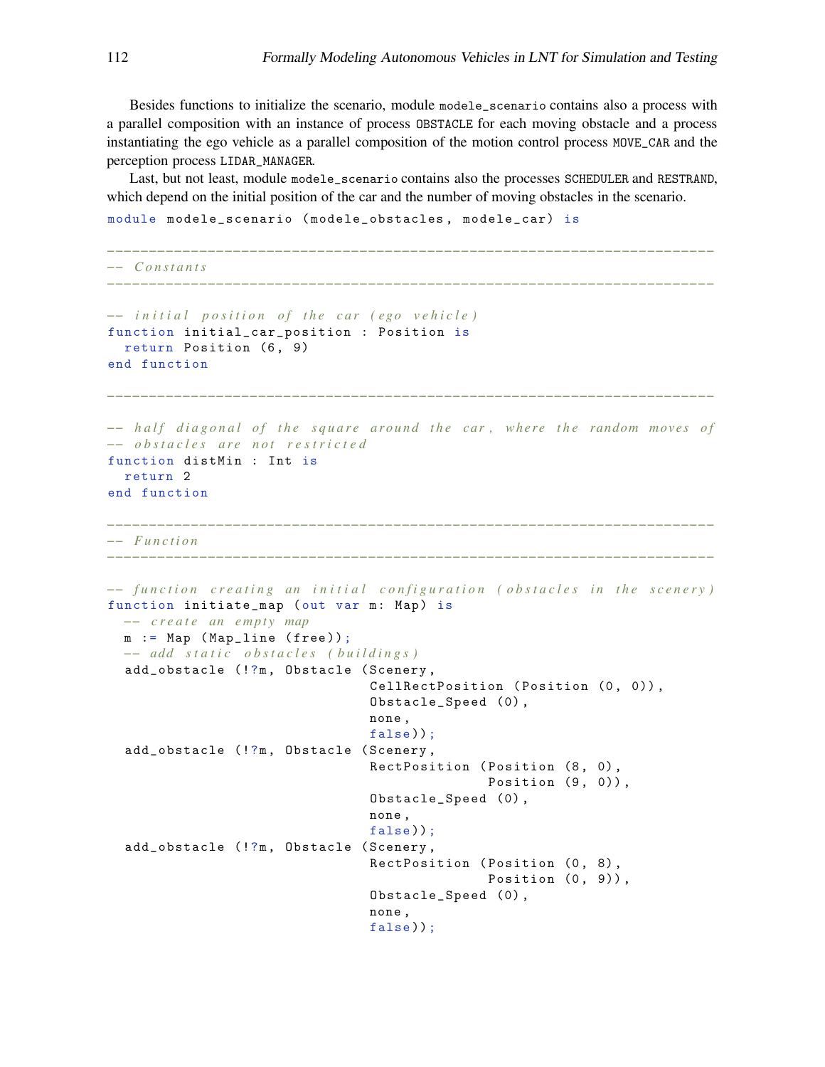Besides functions to initialize the scenario, module `modele_scenario` contains also a process with a parallel composition with an instance of process `OBSTACLE` for each moving obstacle and a process instantiating the ego vehicle as a parallel composition of the motion control process `MOVE_CAR` and the perception process `LIDAR_MANAGER`.

Last, but not least, module `modele_scenario` contains also the processes `SCHEDULER` and `RESTRAND`, which depend on the initial position of the car and the number of moving obstacles in the scenario.

```
module modele_scenario (modele_obstacles, modele_car) is

------------------------------------------------------------------------
-- Constants
------------------------------------------------------------------------

-- initial position of the car (ego vehicle)
function initial_car_position : Position is
  return Position (6, 9)
end function

------------------------------------------------------------------------

-- half diagonal of the square around the car, where the random moves of
-- obstacles are not restricted
function distMin : Int is
  return 2
end function

------------------------------------------------------------------------
-- Function
------------------------------------------------------------------------

-- function creating an initial configuration (obstacles in the scenery)
function initiate_map (out var m: Map) is
  -- create an empty map
  m := Map (Map_line (free));
  -- add static obstacles (buildings)
  add_obstacle (!?m, Obstacle (Scenery,
                               CellRectPosition (Position (0, 0)),
                               Obstacle_Speed (0),
                               none,
                               false));
  add_obstacle (!?m, Obstacle (Scenery,
                               RectPosition (Position (8, 0),
                                             Position (9, 0)),
                               Obstacle_Speed (0),
                               none,
                               false));
  add_obstacle (!?m, Obstacle (Scenery,
                               RectPosition (Position (0, 8),
                                             Position (0, 9)),
                               Obstacle_Speed (0),
                               none,
                               false));
```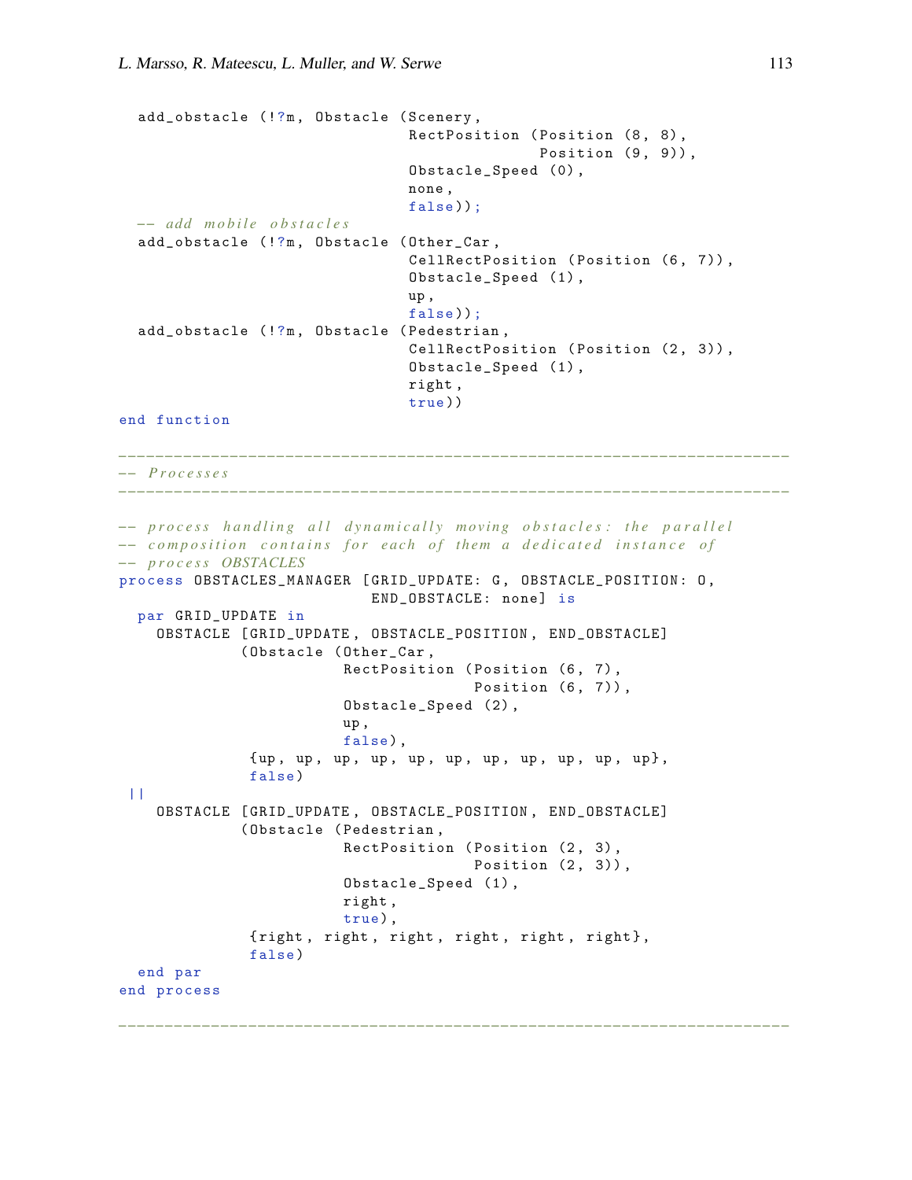```
  add_obstacle (!?m, Obstacle (Scenery,
                               RectPosition (Position (8, 8),
                                             Position (9, 9)),
                               Obstacle_Speed (0),
                               none,
                               false));
  -- add mobile obstacles
  add_obstacle (!?m, Obstacle (Other_Car,
                               CellRectPosition (Position (6, 7)),
                               Obstacle_Speed (1),
                               up,
                               false));
  add_obstacle (!?m, Obstacle (Pedestrian,
                               CellRectPosition (Position (2, 3)),
                               Obstacle_Speed (1),
                               right,
                               true))
end function

------------------------------------------------------------------------
-- Processes
------------------------------------------------------------------------

-- process handling all dynamically moving obstacles: the parallel
-- composition contains for each of them a dedicated instance of
-- process OBSTACLES
process OBSTACLES_MANAGER [GRID_UPDATE: G, OBSTACLE_POSITION: O,
                           END_OBSTACLE: none] is
  par GRID_UPDATE in
    OBSTACLE [GRID_UPDATE, OBSTACLE_POSITION, END_OBSTACLE]
             (Obstacle (Other_Car,
                        RectPosition (Position (6, 7),
                                      Position (6, 7)),
                        Obstacle_Speed (2),
                        up,
                        false),
              {up, up, up, up, up, up, up, up, up, up, up},
              false)
  ||
    OBSTACLE [GRID_UPDATE, OBSTACLE_POSITION, END_OBSTACLE]
             (Obstacle (Pedestrian,
                        RectPosition (Position (2, 3),
                                      Position (2, 3)),
                        Obstacle_Speed (1),
                        right,
                        true),
              {right, right, right, right, right, right},
              false)
  end par
end process

------------------------------------------------------------------------
```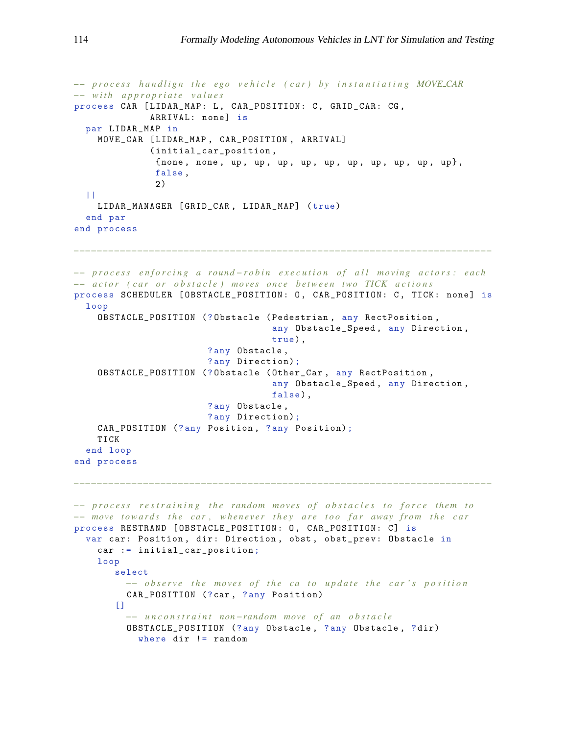```
-- process handlign the ego vehicle (car) by instantiating MOVE_CAR
-- with appropriate values
process CAR [LIDAR_MAP: L, CAR_POSITION: C, GRID_CAR: CG,
             ARRIVAL: none] is
  par LIDAR_MAP in
    MOVE_CAR [LIDAR_MAP, CAR_POSITION, ARRIVAL]
             (initial_car_position,
              {none, none, up, up, up, up, up, up, up, up, up, up},
              false,
              2)
  ||
    LIDAR_MANAGER [GRID_CAR, LIDAR_MAP] (true)
  end par
end process

-------------------------------------------------------------------------

-- process enforcing a round-robin execution of all moving actors: each
-- actor (car or obstacle) moves once between two TICK actions
process SCHEDULER [OBSTACLE_POSITION: O, CAR_POSITION: C, TICK: none] is
  loop
    OBSTACLE_POSITION (?Obstacle (Pedestrian, any RectPosition,
                                  any Obstacle_Speed, any Direction,
                                  true),
                       ?any Obstacle,
                       ?any Direction);
    OBSTACLE_POSITION (?Obstacle (Other_Car, any RectPosition,
                                  any Obstacle_Speed, any Direction,
                                  false),
                       ?any Obstacle,
                       ?any Direction);
    CAR_POSITION (?any Position, ?any Position);
    TICK
  end loop
end process

-------------------------------------------------------------------------

-- process restraining the random moves of obstacles to force them to
-- move towards the car, whenever they are too far away from the car
process RESTRAND [OBSTACLE_POSITION: O, CAR_POSITION: C] is
  var car: Position, dir: Direction, obst, obst_prev: Obstacle in
    car := initial_car_position;
    loop
       select
         -- observe the moves of the ca to update the car's position
         CAR_POSITION (?car, ?any Position)
       []
         -- unconstraint non-random move of an obstacle
         OBSTACLE_POSITION (?any Obstacle, ?any Obstacle, ?dir)
           where dir != random
```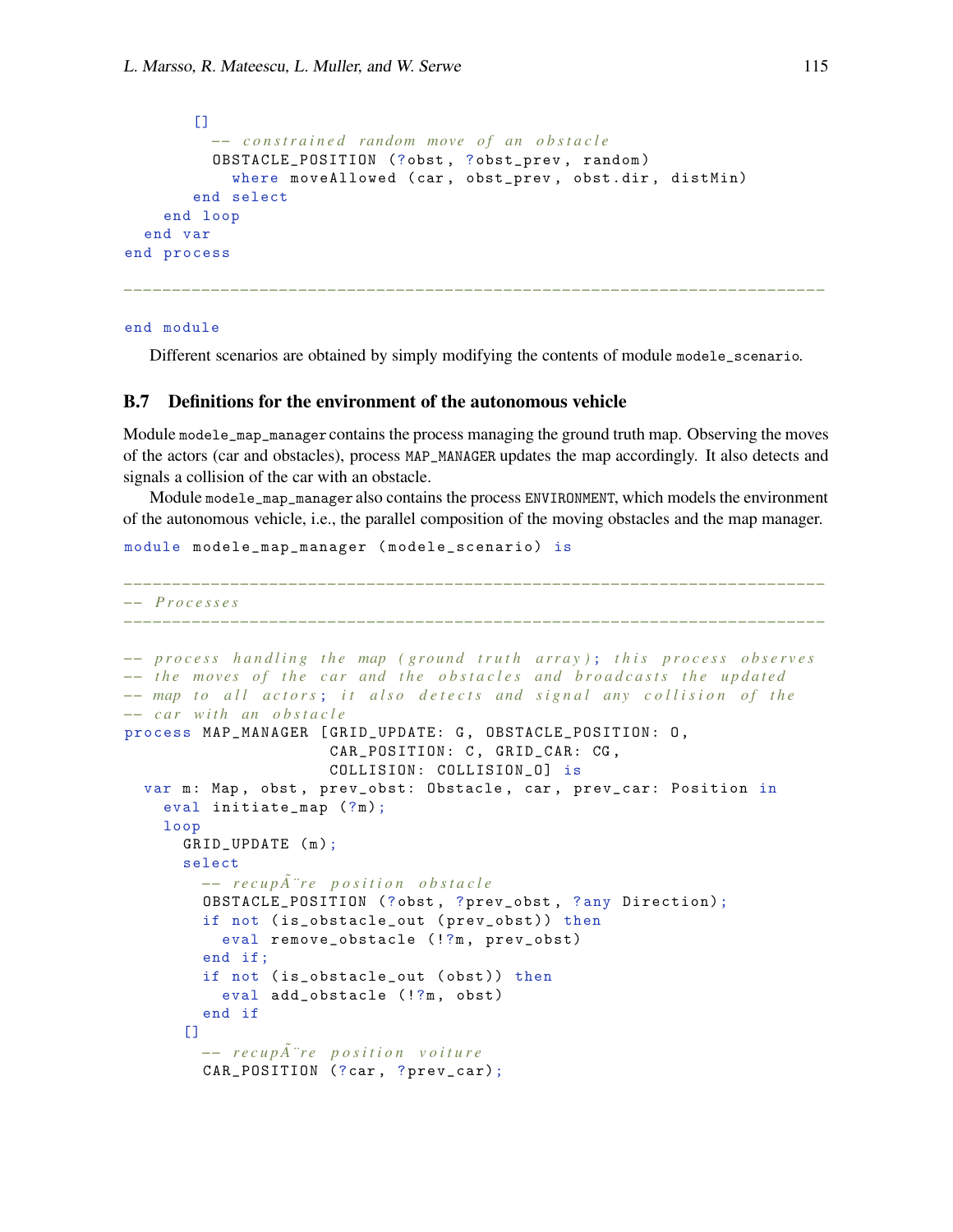```
      []
        -- constrained random move of an obstacle
        OBSTACLE_POSITION (?obst, ?obst_prev, random)
          where moveAllowed (car, obst_prev, obst.dir, distMin)
      end select
    end loop
  end var
end process

-------------------------------------------------------------------------

end module
```

Different scenarios are obtained by simply modifying the contents of module `modele_scenario`.

### B.7 Definitions for the environment of the autonomous vehicle

Module `modele_map_manager` contains the process managing the ground truth map. Observing the moves of the actors (car and obstacles), process `MAP_MANAGER` updates the map accordingly. It also detects and signals a collision of the car with an obstacle.

Module `modele_map_manager` also contains the process `ENVIRONMENT`, which models the environment of the autonomous vehicle, i.e., the parallel composition of the moving obstacles and the map manager.

```
module modele_map_manager (modele_scenario) is

-------------------------------------------------------------------------
-- Processes
-------------------------------------------------------------------------

-- process handling the map (ground truth array); this process observes
-- the moves of the car and the obstacles and broadcasts the updated
-- map to all actors; it also detects and signal any collision of the
-- car with an obstacle
process MAP_MANAGER [GRID_UPDATE: G, OBSTACLE_POSITION: O,
                     CAR_POSITION: C, GRID_CAR: CG,
                     COLLISION: COLLISION_O] is
  var m: Map, obst, prev_obst: Obstacle, car, prev_car: Position in
    eval initiate_map (?m);
    loop
      GRID_UPDATE (m);
      select
        -- recupÃ¨re position obstacle
        OBSTACLE_POSITION (?obst, ?prev_obst, ?any Direction);
        if not (is_obstacle_out (prev_obst)) then
          eval remove_obstacle (!?m, prev_obst)
        end if;
        if not (is_obstacle_out (obst)) then
          eval add_obstacle (!?m, obst)
        end if
      []
        -- recupÃ¨re position voiture
        CAR_POSITION (?car, ?prev_car);
```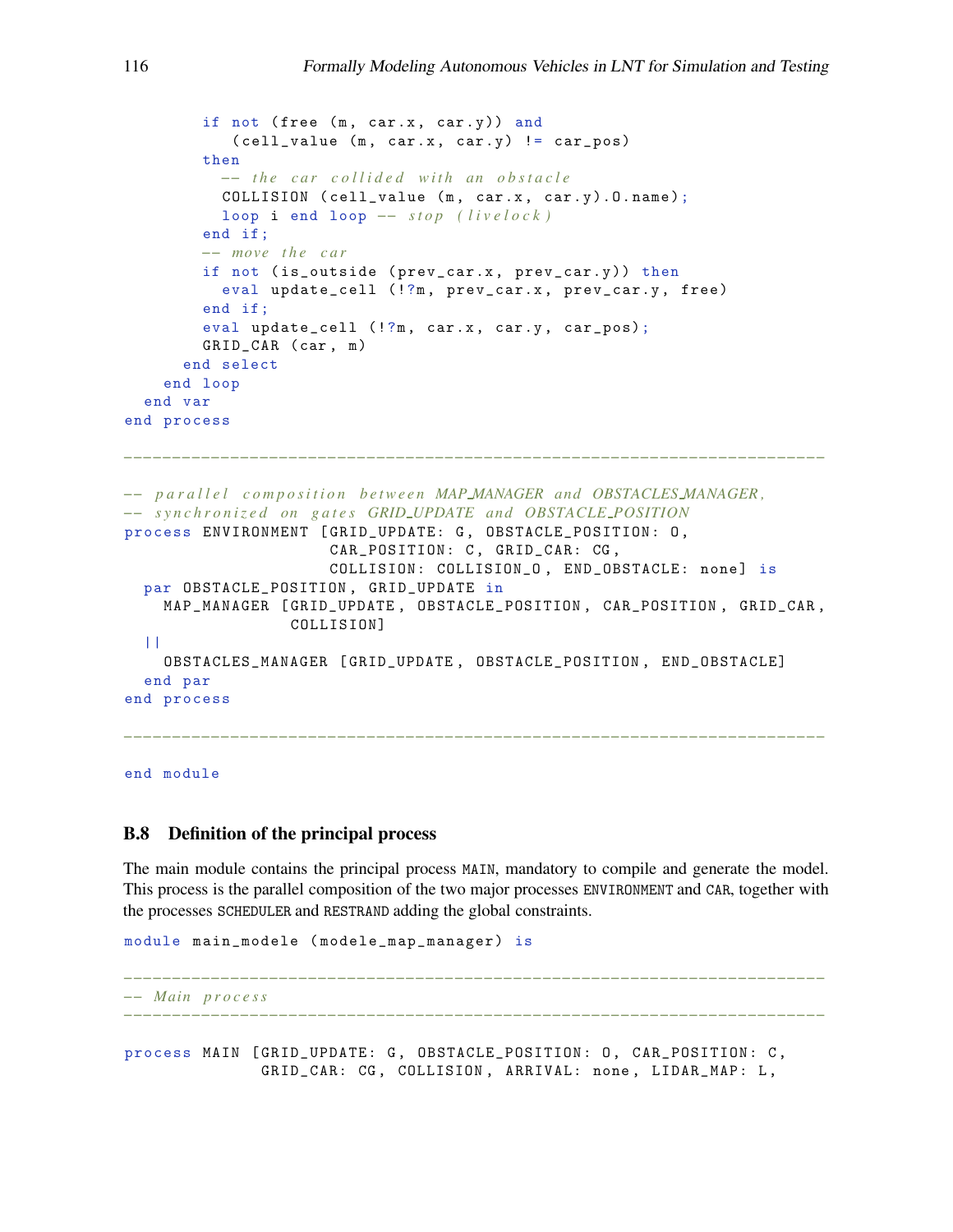```
        if not (free (m, car.x, car.y)) and
           (cell_value (m, car.x, car.y) != car_pos)
        then
          -- the car collided with an obstacle
          COLLISION (cell_value (m, car.x, car.y).O.name);
          loop i end loop -- stop (livelock)
        end if;
        -- move the car
        if not (is_outside (prev_car.x, prev_car.y)) then
          eval update_cell (!?m, prev_car.x, prev_car.y, free)
        end if;
        eval update_cell (!?m, car.x, car.y, car_pos);
        GRID_CAR (car, m)
      end select
    end loop
  end var
end process

------------------------------------------------------------------------

-- parallel composition between MAP_MANAGER and OBSTACLES_MANAGER,
-- synchronized on gates GRID_UPDATE and OBSTACLE_POSITION
process ENVIRONMENT [GRID_UPDATE: G, OBSTACLE_POSITION: O,
                     CAR_POSITION: C, GRID_CAR: CG,
                     COLLISION: COLLISION_O, END_OBSTACLE: none] is
  par OBSTACLE_POSITION, GRID_UPDATE in
    MAP_MANAGER [GRID_UPDATE, OBSTACLE_POSITION, CAR_POSITION, GRID_CAR,
                 COLLISION]
  ||
    OBSTACLES_MANAGER [GRID_UPDATE, OBSTACLE_POSITION, END_OBSTACLE]
  end par
end process

------------------------------------------------------------------------

end module
```

## B.8 Definition of the principal process

The main module contains the principal process `MAIN`, mandatory to compile and generate the model. This process is the parallel composition of the two major processes `ENVIRONMENT` and `CAR`, together with the processes `SCHEDULER` and `RESTRAND` adding the global constraints.

```
module main_modele (modele_map_manager) is

------------------------------------------------------------------------
-- Main process
------------------------------------------------------------------------

process MAIN [GRID_UPDATE: G, OBSTACLE_POSITION: O, CAR_POSITION: C,
              GRID_CAR: CG, COLLISION, ARRIVAL: none, LIDAR_MAP: L,
```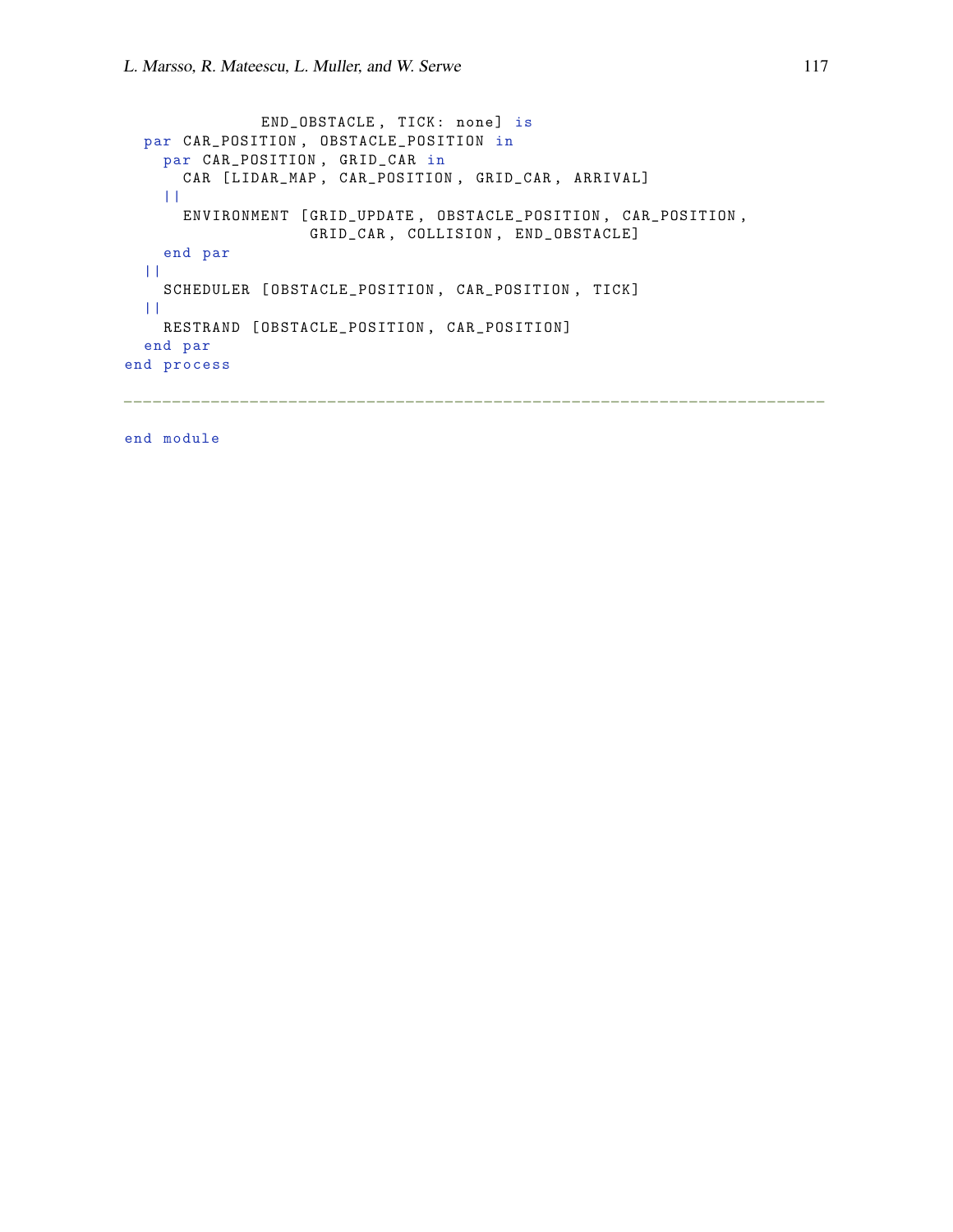```
              END_OBSTACLE, TICK: none] is
  par CAR_POSITION, OBSTACLE_POSITION in
    par CAR_POSITION, GRID_CAR in
      CAR [LIDAR_MAP, CAR_POSITION, GRID_CAR, ARRIVAL]
    ||
      ENVIRONMENT [GRID_UPDATE, OBSTACLE_POSITION, CAR_POSITION,
                   GRID_CAR, COLLISION, END_OBSTACLE]
    end par
  ||
    SCHEDULER [OBSTACLE_POSITION, CAR_POSITION, TICK]
  ||
    RESTRAND [OBSTACLE_POSITION, CAR_POSITION]
  end par
end process

-------------------------------------------------------------------------

end module
```